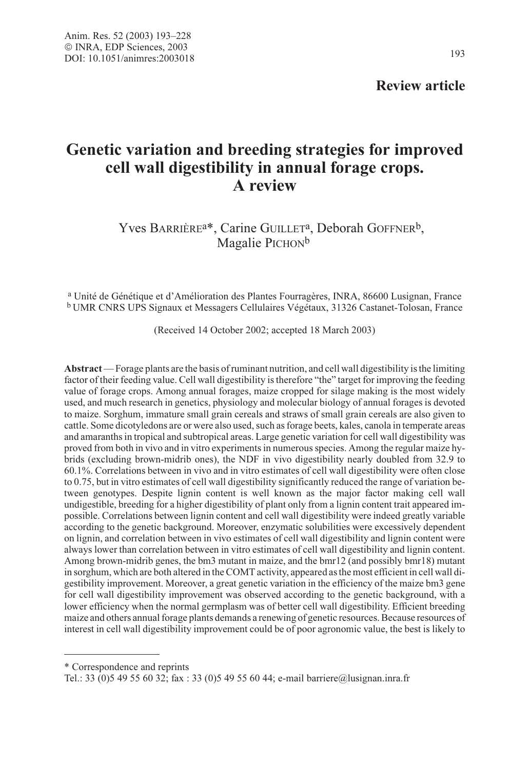**Review article**

# Genetic variation and breeding strategies for improved cell wall digestibility in annual forage crops. A review

Yves Barrière[a]*, Carine Guillet[a], Deborah Goffner[b], Magalie Pichon[b]

[a] Unité de Génétique et d'Amélioration des Plantes Fourragères, INRA, 86600 Lusignan, France
[b] UMR CNRS UPS Signaux et Messagers Cellulaires Végétaux, 31326 Castanet-Tolosan, France

(Received 14 October 2002; accepted 18 March 2003)

**Abstract** — Forage plants are the basis of ruminant nutrition, and cell wall digestibility is the limiting factor of their feeding value. Cell wall digestibility is therefore "the" target for improving the feeding value of forage crops. Among annual forages, maize cropped for silage making is the most widely used, and much research in genetics, physiology and molecular biology of annual forages is devoted to maize. Sorghum, immature small grain cereals and straws of small grain cereals are also given to cattle. Some dicotyledons are or were also used, such as forage beets, kales, canola in temperate areas and amaranths in tropical and subtropical areas. Large genetic variation for cell wall digestibility was proved from both in vivo and in vitro experiments in numerous species. Among the regular maize hybrids (excluding brown-midrib ones), the NDF in vivo digestibility nearly doubled from 32.9 to 60.1%. Correlations between in vivo and in vitro estimates of cell wall digestibility were often close to 0.75, but in vitro estimates of cell wall digestibility significantly reduced the range of variation between genotypes. Despite lignin content is well known as the major factor making cell wall undigestible, breeding for a higher digestibility of plant only from a lignin content trait appeared impossible. Correlations between lignin content and cell wall digestibility were indeed greatly variable according to the genetic background. Moreover, enzymatic solubilities were excessively dependent on lignin, and correlation between in vivo estimates of cell wall digestibility and lignin content were always lower than correlation between in vitro estimates of cell wall digestibility and lignin content. Among brown-midrib genes, the bm3 mutant in maize, and the bmr12 (and possibly bmr18) mutant in sorghum, which are both altered in the COMT activity, appeared as the most efficient in cell wall digestibility improvement. Moreover, a great genetic variation in the efficiency of the maize bm3 gene for cell wall digestibility improvement was observed according to the genetic background, with a lower efficiency when the normal germplasm was of better cell wall digestibility. Efficient breeding maize and others annual forage plants demands a renewing of genetic resources. Because resources of interest in cell wall digestibility improvement could be of poor agronomic value, the best is likely to

* Correspondence and reprints
Tel.: 33 (0)5 49 55 60 32; fax : 33 (0)5 49 55 60 44; e-mail barriere@lusignan.inra.fr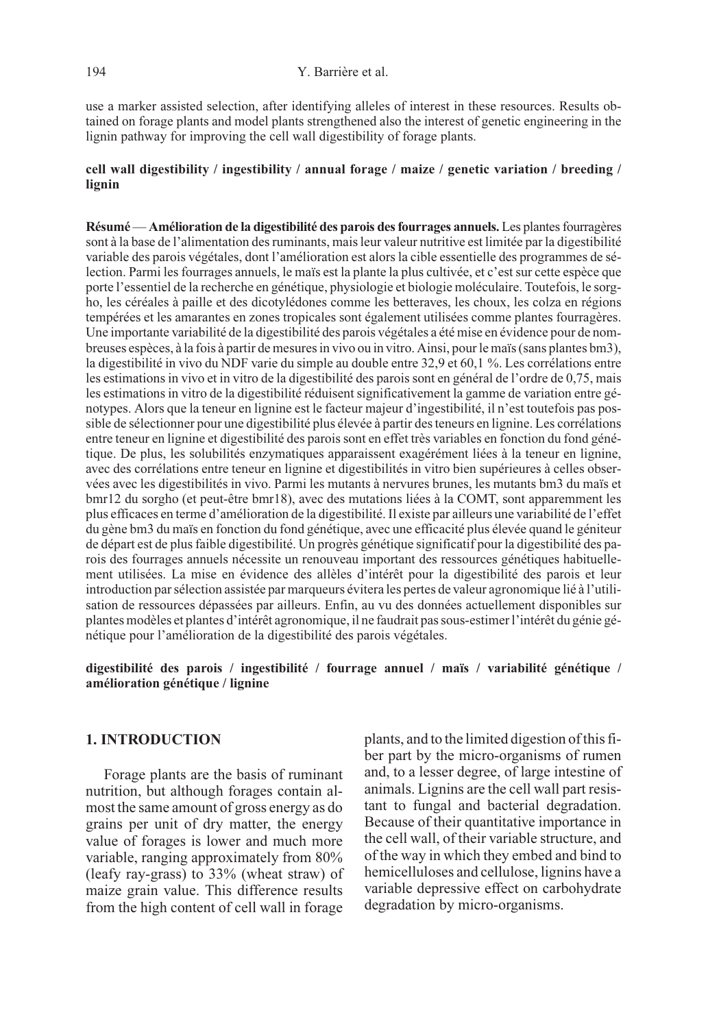use a marker assisted selection, after identifying alleles of interest in these resources. Results obtained on forage plants and model plants strengthened also the interest of genetic engineering in the lignin pathway for improving the cell wall digestibility of forage plants.

**cell wall digestibility / ingestibility / annual forage / maize / genetic variation / breeding / lignin**

**Résumé** — **Amélioration de la digestibilité des parois des fourrages annuels.** Les plantes fourragères sont à la base de l'alimentation des ruminants, mais leur valeur nutritive est limitée par la digestibilité variable des parois végétales, dont l'amélioration est alors la cible essentielle des programmes de sélection. Parmi les fourrages annuels, le maïs est la plante la plus cultivée, et c'est sur cette espèce que porte l'essentiel de la recherche en génétique, physiologie et biologie moléculaire. Toutefois, le sorgho, les céréales à paille et des dicotylédones comme les betteraves, les choux, les colza en régions tempérées et les amarantes en zones tropicales sont également utilisées comme plantes fourragères. Une importante variabilité de la digestibilité des parois végétales a été mise en évidence pour de nombreuses espèces, à la fois à partir de mesures in vivo ou in vitro. Ainsi, pour le maïs (sans plantes bm3), la digestibilité in vivo du NDF varie du simple au double entre 32,9 et 60,1 %. Les corrélations entre les estimations in vivo et in vitro de la digestibilité des parois sont en général de l'ordre de 0,75, mais les estimations in vitro de la digestibilité réduisent significativement la gamme de variation entre génotypes. Alors que la teneur en lignine est le facteur majeur d'ingestibilité, il n'est toutefois pas possible de sélectionner pour une digestibilité plus élevée à partir des teneurs en lignine. Les corrélations entre teneur en lignine et digestibilité des parois sont en effet très variables en fonction du fond génétique. De plus, les solubilités enzymatiques apparaissent exagérément liées à la teneur en lignine, avec des corrélations entre teneur en lignine et digestibilités in vitro bien supérieures à celles observées avec les digestibilités in vivo. Parmi les mutants à nervures brunes, les mutants bm3 du maïs et bmr12 du sorgho (et peut-être bmr18), avec des mutations liées à la COMT, sont apparemment les plus efficaces en terme d'amélioration de la digestibilité. Il existe par ailleurs une variabilité de l'effet du gène bm3 du maïs en fonction du fond génétique, avec une efficacité plus élevée quand le géniteur de départ est de plus faible digestibilité. Un progrès génétique significatif pour la digestibilité des parois des fourrages annuels nécessite un renouveau important des ressources génétiques habituellement utilisées. La mise en évidence des allèles d'intérêt pour la digestibilité des parois et leur introduction par sélection assistée par marqueurs évitera les pertes de valeur agronomique lié à l'utilisation de ressources dépassées par ailleurs. Enfin, au vu des données actuellement disponibles sur plantes modèles et plantes d'intérêt agronomique, il ne faudrait pas sous-estimer l'intérêt du génie génétique pour l'amélioration de la digestibilité des parois végétales.

**digestibilité des parois / ingestibilité / fourrage annuel / maïs / variabilité génétique / amélioration génétique / lignine**

## 1. INTRODUCTION

Forage plants are the basis of ruminant nutrition, but although forages contain almost the same amount of gross energy as do grains per unit of dry matter, the energy value of forages is lower and much more variable, ranging approximately from 80% (leafy ray-grass) to 33% (wheat straw) of maize grain value. This difference results from the high content of cell wall in forage plants, and to the limited digestion of this fiber part by the micro-organisms of rumen and, to a lesser degree, of large intestine of animals. Lignins are the cell wall part resistant to fungal and bacterial degradation. Because of their quantitative importance in the cell wall, of their variable structure, and of the way in which they embed and bind to hemicelluloses and cellulose, lignins have a variable depressive effect on carbohydrate degradation by micro-organisms.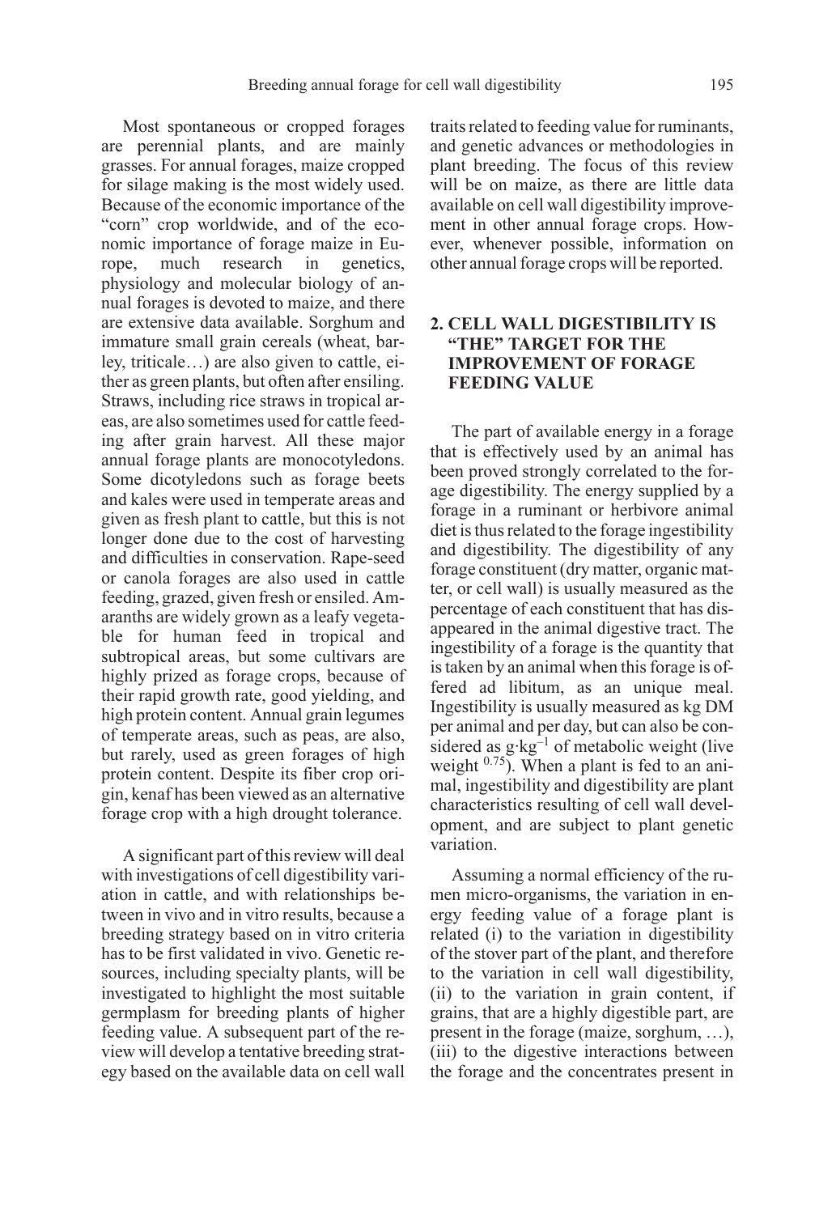Most spontaneous or cropped forages are perennial plants, and are mainly grasses. For annual forages, maize cropped for silage making is the most widely used. Because of the economic importance of the "corn" crop worldwide, and of the economic importance of forage maize in Europe, much research in genetics, physiology and molecular biology of annual forages is devoted to maize, and there are extensive data available. Sorghum and immature small grain cereals (wheat, barley, triticale…) are also given to cattle, either as green plants, but often after ensiling. Straws, including rice straws in tropical areas, are also sometimes used for cattle feeding after grain harvest. All these major annual forage plants are monocotyledons. Some dicotyledons such as forage beets and kales were used in temperate areas and given as fresh plant to cattle, but this is not longer done due to the cost of harvesting and difficulties in conservation. Rape-seed or canola forages are also used in cattle feeding, grazed, given fresh or ensiled. Amaranths are widely grown as a leafy vegetable for human feed in tropical and subtropical areas, but some cultivars are highly prized as forage crops, because of their rapid growth rate, good yielding, and high protein content. Annual grain legumes of temperate areas, such as peas, are also, but rarely, used as green forages of high protein content. Despite its fiber crop origin, kenaf has been viewed as an alternative forage crop with a high drought tolerance.

A significant part of this review will deal with investigations of cell digestibility variation in cattle, and with relationships between in vivo and in vitro results, because a breeding strategy based on in vitro criteria has to be first validated in vivo. Genetic resources, including specialty plants, will be investigated to highlight the most suitable germplasm for breeding plants of higher feeding value. A subsequent part of the review will develop a tentative breeding strategy based on the available data on cell wall traits related to feeding value for ruminants, and genetic advances or methodologies in plant breeding. The focus of this review will be on maize, as there are little data available on cell wall digestibility improvement in other annual forage crops. However, whenever possible, information on other annual forage crops will be reported.

## 2. CELL WALL DIGESTIBILITY IS "THE" TARGET FOR THE IMPROVEMENT OF FORAGE FEEDING VALUE

The part of available energy in a forage that is effectively used by an animal has been proved strongly correlated to the forage digestibility. The energy supplied by a forage in a ruminant or herbivore animal diet is thus related to the forage ingestibility and digestibility. The digestibility of any forage constituent (dry matter, organic matter, or cell wall) is usually measured as the percentage of each constituent that has disappeared in the animal digestive tract. The ingestibility of a forage is the quantity that is taken by an animal when this forage is offered ad libitum, as an unique meal. Ingestibility is usually measured as kg DM per animal and per day, but can also be considered as $g \cdot kg^{-1}$ of metabolic weight (live weight $^{0.75}$). When a plant is fed to an animal, ingestibility and digestibility are plant characteristics resulting of cell wall development, and are subject to plant genetic variation.

Assuming a normal efficiency of the rumen micro-organisms, the variation in energy feeding value of a forage plant is related (i) to the variation in digestibility of the stover part of the plant, and therefore to the variation in cell wall digestibility, (ii) to the variation in grain content, if grains, that are a highly digestible part, are present in the forage (maize, sorghum, …), (iii) to the digestive interactions between the forage and the concentrates present in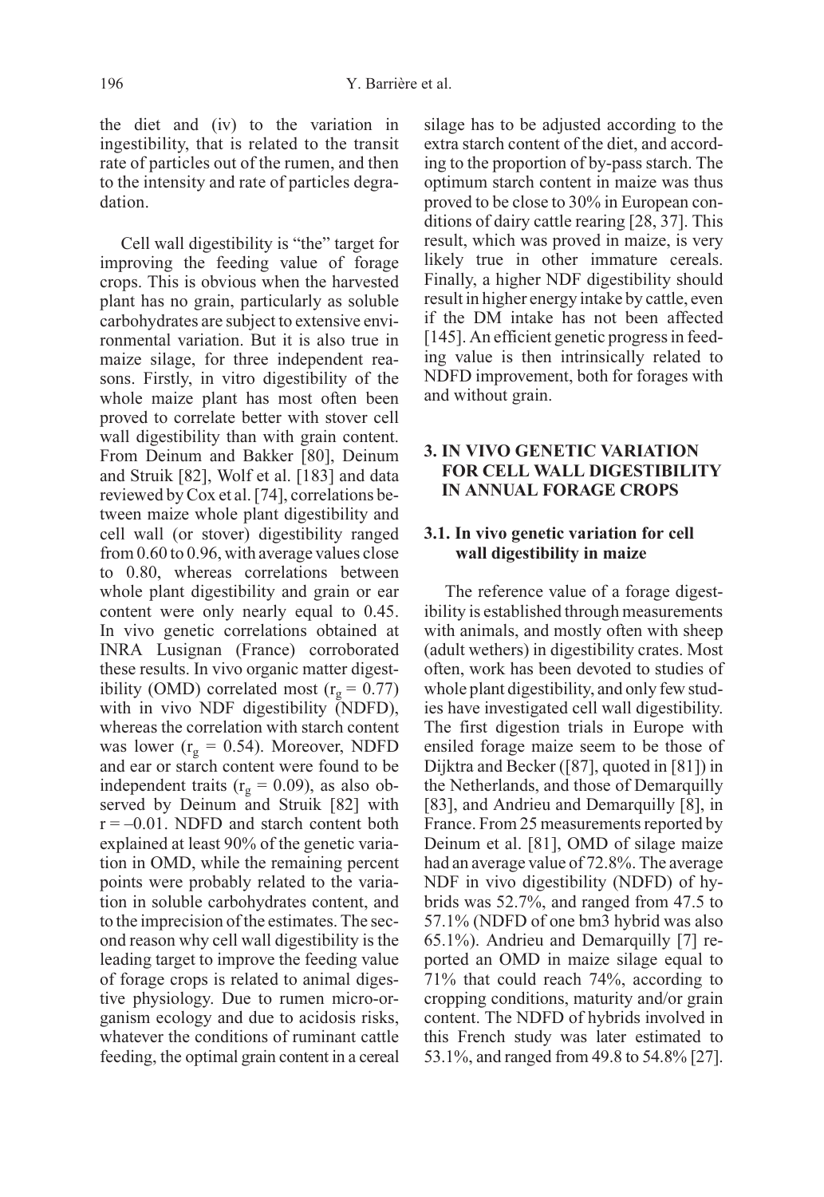the diet and (iv) to the variation in ingestibility, that is related to the transit rate of particles out of the rumen, and then to the intensity and rate of particles degradation.

Cell wall digestibility is "the" target for improving the feeding value of forage crops. This is obvious when the harvested plant has no grain, particularly as soluble carbohydrates are subject to extensive environmental variation. But it is also true in maize silage, for three independent reasons. Firstly, in vitro digestibility of the whole maize plant has most often been proved to correlate better with stover cell wall digestibility than with grain content. From Deinum and Bakker [80], Deinum and Struik [82], Wolf et al. [183] and data reviewed by Cox et al. [74], correlations between maize whole plant digestibility and cell wall (or stover) digestibility ranged from 0.60 to 0.96, with average values close to 0.80, whereas correlations between whole plant digestibility and grain or ear content were only nearly equal to 0.45. In vivo genetic correlations obtained at INRA Lusignan (France) corroborated these results. In vivo organic matter digestibility (OMD) correlated most ($r_g = 0.77$) with in vivo NDF digestibility (NDFD), whereas the correlation with starch content was lower ($r_g = 0.54$). Moreover, NDFD and ear or starch content were found to be independent traits ($r_g = 0.09$), as also observed by Deinum and Struik [82] with $r = -0.01$. NDFD and starch content both explained at least 90% of the genetic variation in OMD, while the remaining percent points were probably related to the variation in soluble carbohydrates content, and to the imprecision of the estimates. The second reason why cell wall digestibility is the leading target to improve the feeding value of forage crops is related to animal digestive physiology. Due to rumen micro-organism ecology and due to acidosis risks, whatever the conditions of ruminant cattle feeding, the optimal grain content in a cereal silage has to be adjusted according to the extra starch content of the diet, and according to the proportion of by-pass starch. The optimum starch content in maize was thus proved to be close to 30% in European conditions of dairy cattle rearing [28, 37]. This result, which was proved in maize, is very likely true in other immature cereals. Finally, a higher NDF digestibility should result in higher energy intake by cattle, even if the DM intake has not been affected [145]. An efficient genetic progress in feeding value is then intrinsically related to NDFD improvement, both for forages with and without grain.

## 3. IN VIVO GENETIC VARIATION FOR CELL WALL DIGESTIBILITY IN ANNUAL FORAGE CROPS

### 3.1. In vivo genetic variation for cell wall digestibility in maize

The reference value of a forage digestibility is established through measurements with animals, and mostly often with sheep (adult wethers) in digestibility crates. Most often, work has been devoted to studies of whole plant digestibility, and only few studies have investigated cell wall digestibility. The first digestion trials in Europe with ensiled forage maize seem to be those of Dijktra and Becker ([87], quoted in [81]) in the Netherlands, and those of Demarquilly [83], and Andrieu and Demarquilly [8], in France. From 25 measurements reported by Deinum et al. [81], OMD of silage maize had an average value of 72.8%. The average NDF in vivo digestibility (NDFD) of hybrids was 52.7%, and ranged from 47.5 to 57.1% (NDFD of one bm3 hybrid was also 65.1%). Andrieu and Demarquilly [7] reported an OMD in maize silage equal to 71% that could reach 74%, according to cropping conditions, maturity and/or grain content. The NDFD of hybrids involved in this French study was later estimated to 53.1%, and ranged from 49.8 to 54.8% [27].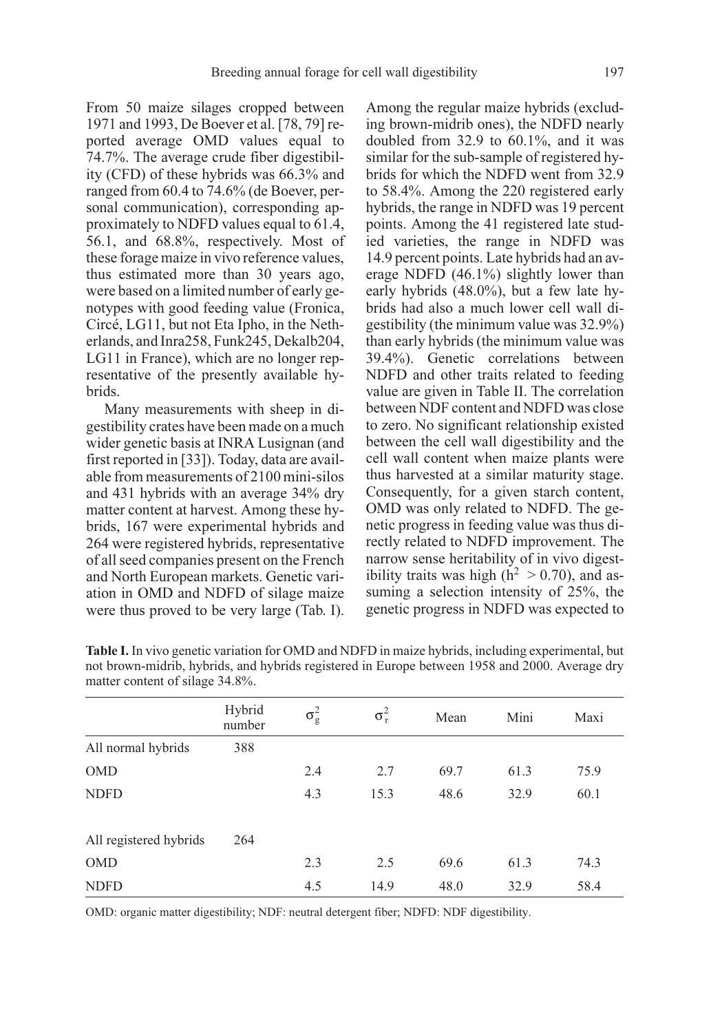From 50 maize silages cropped between 1971 and 1993, De Boever et al. [78, 79] reported average OMD values equal to 74.7%. The average crude fiber digestibility (CFD) of these hybrids was 66.3% and ranged from 60.4 to 74.6% (de Boever, personal communication), corresponding approximately to NDFD values equal to 61.4, 56.1, and 68.8%, respectively. Most of these forage maize in vivo reference values, thus estimated more than 30 years ago, were based on a limited number of early genotypes with good feeding value (Fronica, Circé, LG11, but not Eta Ipho, in the Netherlands, and Inra258, Funk245, Dekalb204, LG11 in France), which are no longer representative of the presently available hybrids.

Many measurements with sheep in digestibility crates have been made on a much wider genetic basis at INRA Lusignan (and first reported in [33]). Today, data are available from measurements of 2100 mini-silos and 431 hybrids with an average 34% dry matter content at harvest. Among these hybrids, 167 were experimental hybrids and 264 were registered hybrids, representative of all seed companies present on the French and North European markets. Genetic variation in OMD and NDFD of silage maize were thus proved to be very large (Tab. I).

Among the regular maize hybrids (excluding brown-midrib ones), the NDFD nearly doubled from 32.9 to 60.1%, and it was similar for the sub-sample of registered hybrids for which the NDFD went from 32.9 to 58.4%. Among the 220 registered early hybrids, the range in NDFD was 19 percent points. Among the 41 registered late studied varieties, the range in NDFD was 14.9 percent points. Late hybrids had an average NDFD (46.1%) slightly lower than early hybrids (48.0%), but a few late hybrids had also a much lower cell wall digestibility (the minimum value was 32.9%) than early hybrids (the minimum value was 39.4%). Genetic correlations between NDFD and other traits related to feeding value are given in Table II. The correlation between NDF content and NDFD was close to zero. No significant relationship existed between the cell wall digestibility and the cell wall content when maize plants were thus harvested at a similar maturity stage. Consequently, for a given starch content, OMD was only related to NDFD. The genetic progress in feeding value was thus directly related to NDFD improvement. The narrow sense heritability of in vivo digestibility traits was high ($h^2 > 0.70$), and assuming a selection intensity of 25%, the genetic progress in NDFD was expected to

**Table I.** In vivo genetic variation for OMD and NDFD in maize hybrids, including experimental, but not brown-midrib, hybrids, and hybrids registered in Europe between 1958 and 2000. Average dry matter content of silage 34.8%.

| | Hybrid number | $\sigma^2_g$ | $\sigma^2_r$ | Mean | Mini | Maxi |
|---|---|---|---|---|---|---|
| All normal hybrids | 388 | | | | | |
| OMD | | 2.4 | 2.7 | 69.7 | 61.3 | 75.9 |
| NDFD | | 4.3 | 15.3 | 48.6 | 32.9 | 60.1 |
| All registered hybrids | 264 | | | | | |
| OMD | | 2.3 | 2.5 | 69.6 | 61.3 | 74.3 |
| NDFD | | 4.5 | 14.9 | 48.0 | 32.9 | 58.4 |

OMD: organic matter digestibility; NDF: neutral detergent fiber; NDFD: NDF digestibility.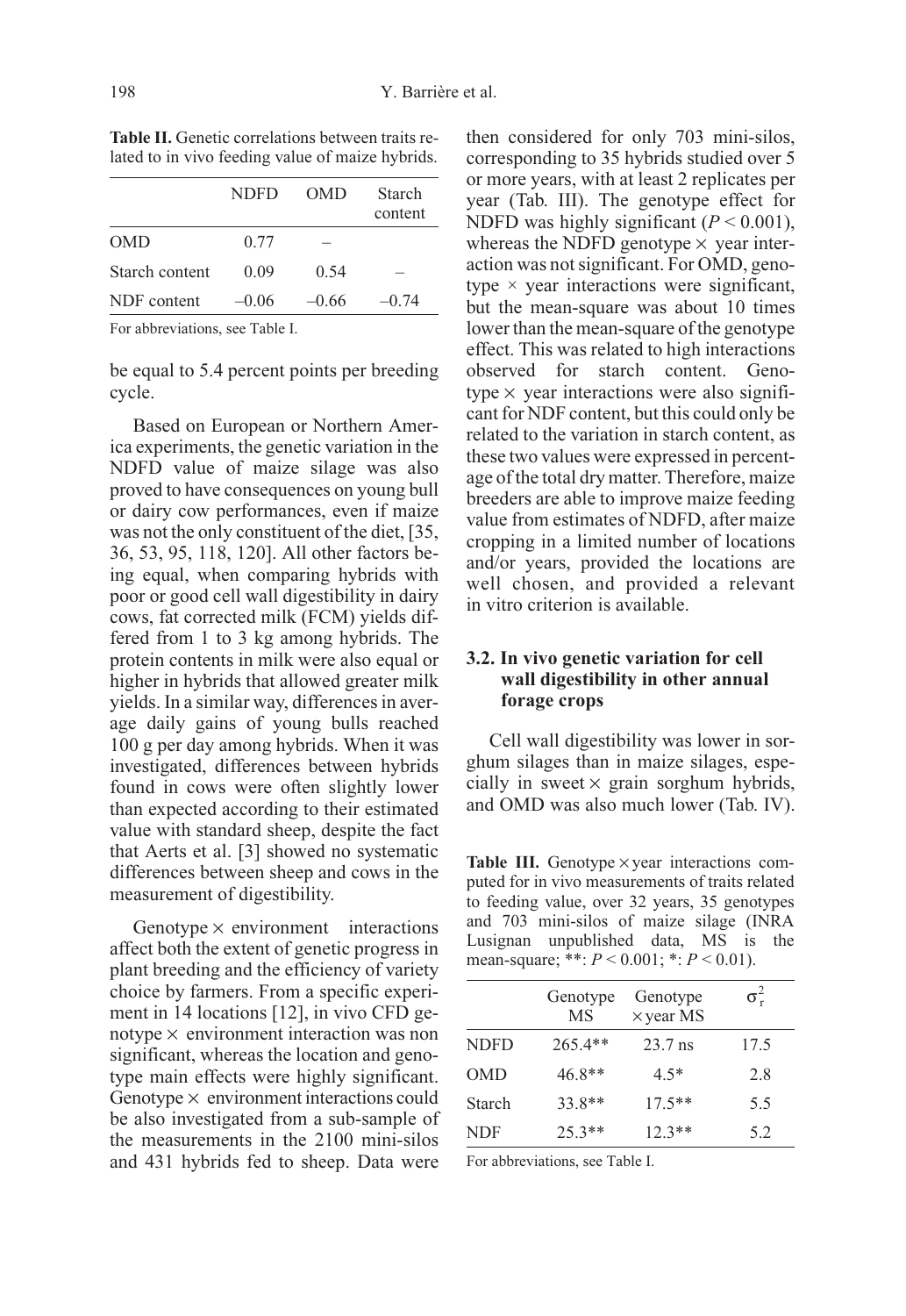**Table II.** Genetic correlations between traits related to in vivo feeding value of maize hybrids.

| | NDFD | OMD | Starch content |
|---|---|---|---|
| OMD | 0.77 | – | |
| Starch content | 0.09 | 0.54 | – |
| NDF content | –0.06 | –0.66 | –0.74 |

For abbreviations, see Table I.

be equal to 5.4 percent points per breeding cycle.

Based on European or Northern America experiments, the genetic variation in the NDFD value of maize silage was also proved to have consequences on young bull or dairy cow performances, even if maize was not the only constituent of the diet, [35, 36, 53, 95, 118, 120]. All other factors being equal, when comparing hybrids with poor or good cell wall digestibility in dairy cows, fat corrected milk (FCM) yields differed from 1 to 3 kg among hybrids. The protein contents in milk were also equal or higher in hybrids that allowed greater milk yields. In a similar way, differences in average daily gains of young bulls reached 100 g per day among hybrids. When it was investigated, differences between hybrids found in cows were often slightly lower than expected according to their estimated value with standard sheep, despite the fact that Aerts et al. [3] showed no systematic differences between sheep and cows in the measurement of digestibility.

Genotype × environment interactions affect both the extent of genetic progress in plant breeding and the efficiency of variety choice by farmers. From a specific experiment in 14 locations [12], in vivo CFD genotype × environment interaction was non significant, whereas the location and genotype main effects were highly significant. Genotype × environment interactions could be also investigated from a sub-sample of the measurements in the 2100 mini-silos and 431 hybrids fed to sheep. Data were then considered for only 703 mini-silos, corresponding to 35 hybrids studied over 5 or more years, with at least 2 replicates per year (Tab. III). The genotype effect for NDFD was highly significant ($P < 0.001$), whereas the NDFD genotype × year interaction was not significant. For OMD, genotype × year interactions were significant, but the mean-square was about 10 times lower than the mean-square of the genotype effect. This was related to high interactions observed for starch content. Genotype × year interactions were also significant for NDF content, but this could only be related to the variation in starch content, as these two values were expressed in percentage of the total dry matter. Therefore, maize breeders are able to improve maize feeding value from estimates of NDFD, after maize cropping in a limited number of locations and/or years, provided the locations are well chosen, and provided a relevant in vitro criterion is available.

### 3.2. In vivo genetic variation for cell wall digestibility in other annual forage crops

Cell wall digestibility was lower in sorghum silages than in maize silages, especially in sweet × grain sorghum hybrids, and OMD was also much lower (Tab. IV).

**Table III.** Genotype × year interactions computed for in vivo measurements of traits related to feeding value, over 32 years, 35 genotypes and 703 mini-silos of maize silage (INRA Lusignan unpublished data, MS is the mean-square; **: $P < 0.001$; *: $P < 0.01$).

| | Genotype MS | Genotype × year MS | $\sigma^2_r$ |
|---|---|---|---|
| NDFD | 265.4** | 23.7 ns | 17.5 |
| OMD | 46.8** | 4.5* | 2.8 |
| Starch | 33.8** | 17.5** | 5.5 |
| NDF | 25.3** | 12.3** | 5.2 |

For abbreviations, see Table I.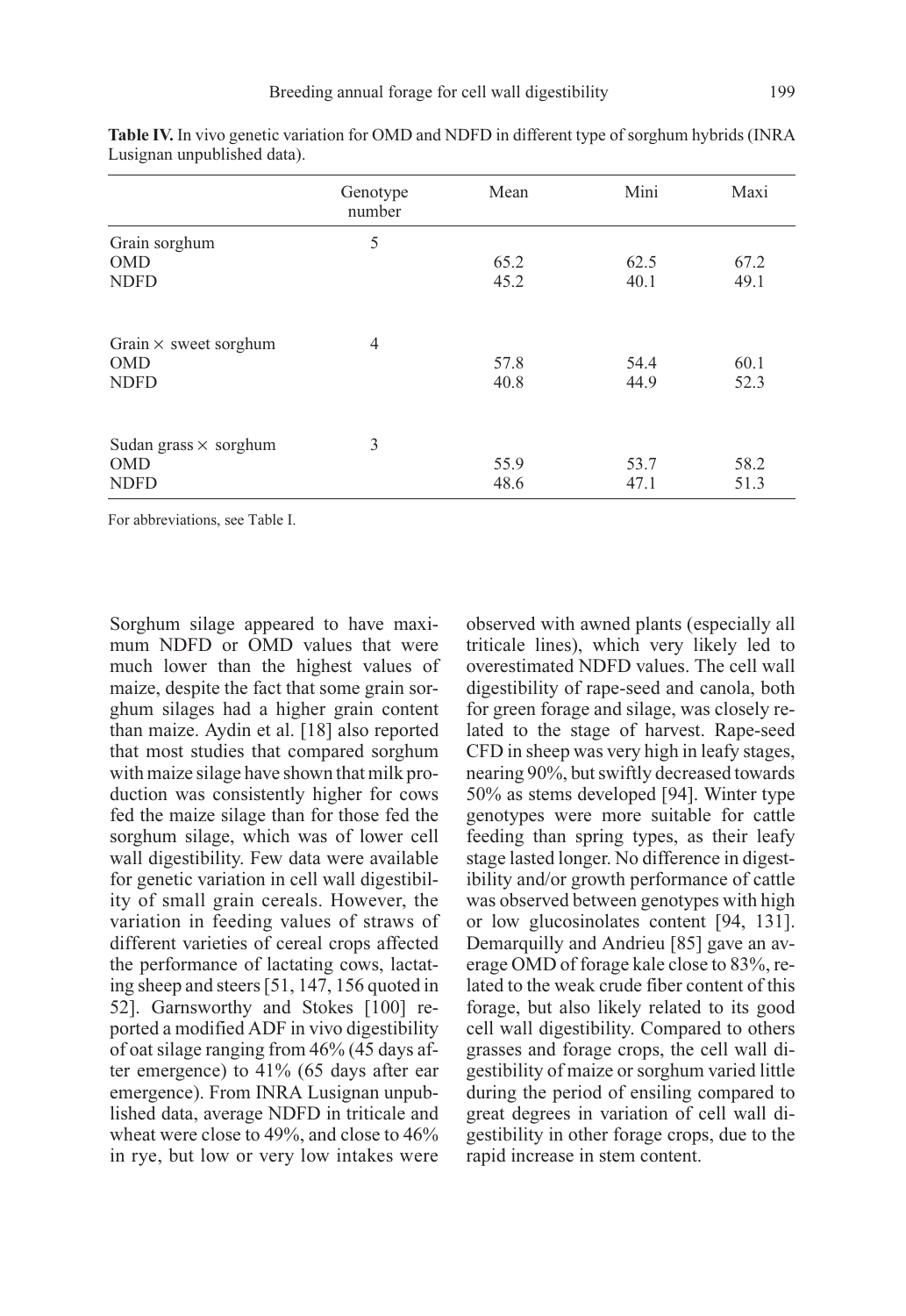**Table IV.** In vivo genetic variation for OMD and NDFD in different type of sorghum hybrids (INRA Lusignan unpublished data).

| | Genotype number | Mean | Mini | Maxi |
|---|---|---|---|---|
| Grain sorghum | 5 | | | |
| OMD | | 65.2 | 62.5 | 67.2 |
| NDFD | | 45.2 | 40.1 | 49.1 |
| Grain × sweet sorghum | 4 | | | |
| OMD | | 57.8 | 54.4 | 60.1 |
| NDFD | | 40.8 | 44.9 | 52.3 |
| Sudan grass × sorghum | 3 | | | |
| OMD | | 55.9 | 53.7 | 58.2 |
| NDFD | | 48.6 | 47.1 | 51.3 |

For abbreviations, see Table I.

Sorghum silage appeared to have maximum NDFD or OMD values that were much lower than the highest values of maize, despite the fact that some grain sorghum silages had a higher grain content than maize. Aydin et al. [18] also reported that most studies that compared sorghum with maize silage have shown that milk production was consistently higher for cows fed the maize silage than for those fed the sorghum silage, which was of lower cell wall digestibility. Few data were available for genetic variation in cell wall digestibility of small grain cereals. However, the variation in feeding values of straws of different varieties of cereal crops affected the performance of lactating cows, lactating sheep and steers [51, 147, 156 quoted in 52]. Garnsworthy and Stokes [100] reported a modified ADF in vivo digestibility of oat silage ranging from 46% (45 days after emergence) to 41% (65 days after ear emergence). From INRA Lusignan unpublished data, average NDFD in triticale and wheat were close to 49%, and close to 46% in rye, but low or very low intakes were observed with awned plants (especially all triticale lines), which very likely led to overestimated NDFD values. The cell wall digestibility of rape-seed and canola, both for green forage and silage, was closely related to the stage of harvest. Rape-seed CFD in sheep was very high in leafy stages, nearing 90%, but swiftly decreased towards 50% as stems developed [94]. Winter type genotypes were more suitable for cattle feeding than spring types, as their leafy stage lasted longer. No difference in digestibility and/or growth performance of cattle was observed between genotypes with high or low glucosinolates content [94, 131]. Demarquilly and Andrieu [85] gave an average OMD of forage kale close to 83%, related to the weak crude fiber content of this forage, but also likely related to its good cell wall digestibility. Compared to others grasses and forage crops, the cell wall digestibility of maize or sorghum varied little during the period of ensiling compared to great degrees in variation of cell wall digestibility in other forage crops, due to the rapid increase in stem content.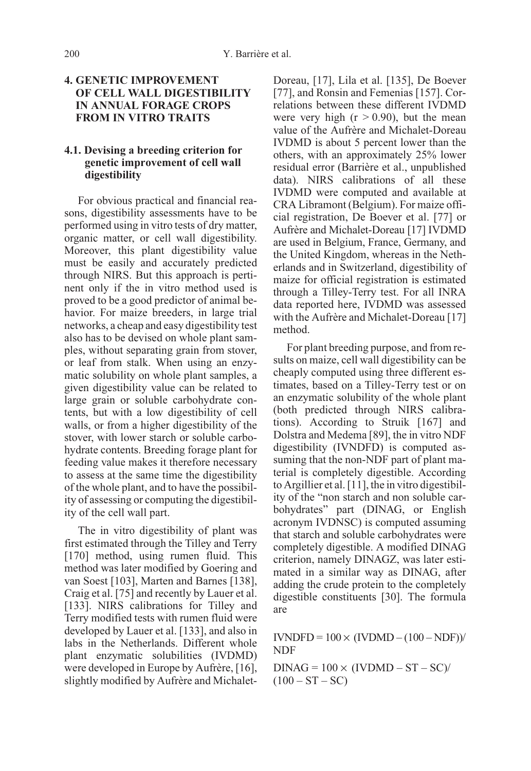## 4. GENETIC IMPROVEMENT OF CELL WALL DIGESTIBILITY IN ANNUAL FORAGE CROPS FROM IN VITRO TRAITS

### 4.1. Devising a breeding criterion for genetic improvement of cell wall digestibility

For obvious practical and financial reasons, digestibility assessments have to be performed using in vitro tests of dry matter, organic matter, or cell wall digestibility. Moreover, this plant digestibility value must be easily and accurately predicted through NIRS. But this approach is pertinent only if the in vitro method used is proved to be a good predictor of animal behavior. For maize breeders, in large trial networks, a cheap and easy digestibility test also has to be devised on whole plant samples, without separating grain from stover, or leaf from stalk. When using an enzymatic solubility on whole plant samples, a given digestibility value can be related to large grain or soluble carbohydrate contents, but with a low digestibility of cell walls, or from a higher digestibility of the stover, with lower starch or soluble carbohydrate contents. Breeding forage plant for feeding value makes it therefore necessary to assess at the same time the digestibility of the whole plant, and to have the possibility of assessing or computing the digestibility of the cell wall part.

The in vitro digestibility of plant was first estimated through the Tilley and Terry [170] method, using rumen fluid. This method was later modified by Goering and van Soest [103], Marten and Barnes [138], Craig et al. [75] and recently by Lauer et al. [133]. NIRS calibrations for Tilley and Terry modified tests with rumen fluid were developed by Lauer et al. [133], and also in labs in the Netherlands. Different whole plant enzymatic solubilities (IVDMD) were developed in Europe by Aufrère, [16], slightly modified by Aufrère and Michalet-Doreau, [17], Lila et al. [135], De Boever [77], and Ronsin and Femenias [157]. Correlations between these different IVDMD were very high ($r > 0.90$), but the mean value of the Aufrère and Michalet-Doreau IVDMD is about 5 percent lower than the others, with an approximately 25% lower residual error (Barrière et al., unpublished data). NIRS calibrations of all these IVDMD were computed and available at CRA Libramont (Belgium). For maize official registration, De Boever et al. [77] or Aufrère and Michalet-Doreau [17] IVDMD are used in Belgium, France, Germany, and the United Kingdom, whereas in the Netherlands and in Switzerland, digestibility of maize for official registration is estimated through a Tilley-Terry test. For all INRA data reported here, IVDMD was assessed with the Aufrère and Michalet-Doreau [17] method.

For plant breeding purpose, and from results on maize, cell wall digestibility can be cheaply computed using three different estimates, based on a Tilley-Terry test or on an enzymatic solubility of the whole plant (both predicted through NIRS calibrations). According to Struik [167] and Dolstra and Medema [89], the in vitro NDF digestibility (IVNDFD) is computed assuming that the non-NDF part of plant material is completely digestible. According to Argillier et al. [11], the in vitro digestibility of the "non starch and non soluble carbohydrates" part (DINAG, or English acronym IVDNSC) is computed assuming that starch and soluble carbohydrates were completely digestible. A modified DINAG criterion, namely DINAGZ, was later estimated in a similar way as DINAG, after adding the crude protein to the completely digestible constituents [30]. The formula are

$$\text{IVNDFD} = 100 \times (\text{IVDMD} - (100 - \text{NDF}))/\text{NDF}$$

$$\text{DINAG} = 100 \times (\text{IVDMD} - \text{ST} - \text{SC})/(100 - \text{ST} - \text{SC})$$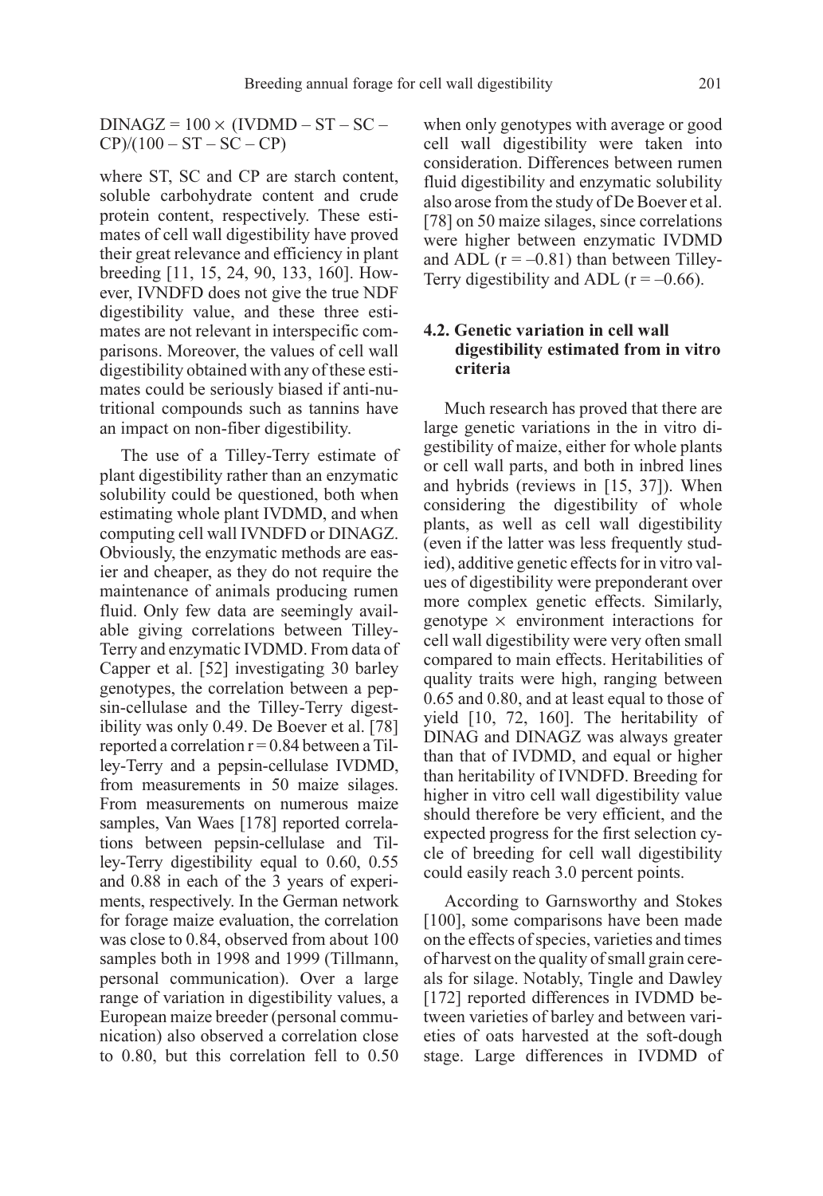$$DINAGZ = 100 \times (IVDMD - ST - SC - CP)/(100 - ST - SC - CP)$$

where ST, SC and CP are starch content, soluble carbohydrate content and crude protein content, respectively. These estimates of cell wall digestibility have proved their great relevance and efficiency in plant breeding [11, 15, 24, 90, 133, 160]. However, IVNDFD does not give the true NDF digestibility value, and these three estimates are not relevant in interspecific comparisons. Moreover, the values of cell wall digestibility obtained with any of these estimates could be seriously biased if anti-nutritional compounds such as tannins have an impact on non-fiber digestibility.

The use of a Tilley-Terry estimate of plant digestibility rather than an enzymatic solubility could be questioned, both when estimating whole plant IVDMD, and when computing cell wall IVNDFD or DINAGZ. Obviously, the enzymatic methods are easier and cheaper, as they do not require the maintenance of animals producing rumen fluid. Only few data are seemingly available giving correlations between Tilley-Terry and enzymatic IVDMD. From data of Capper et al. [52] investigating 30 barley genotypes, the correlation between a pepsin-cellulase and the Tilley-Terry digestibility was only 0.49. De Boever et al. [78] reported a correlation $r = 0.84$ between a Tilley-Terry and a pepsin-cellulase IVDMD, from measurements in 50 maize silages. From measurements on numerous maize samples, Van Waes [178] reported correlations between pepsin-cellulase and Tilley-Terry digestibility equal to 0.60, 0.55 and 0.88 in each of the 3 years of experiments, respectively. In the German network for forage maize evaluation, the correlation was close to 0.84, observed from about 100 samples both in 1998 and 1999 (Tillmann, personal communication). Over a large range of variation in digestibility values, a European maize breeder (personal communication) also observed a correlation close to 0.80, but this correlation fell to 0.50 when only genotypes with average or good cell wall digestibility were taken into consideration. Differences between rumen fluid digestibility and enzymatic solubility also arose from the study of De Boever et al. [78] on 50 maize silages, since correlations were higher between enzymatic IVDMD and ADL ($r = -0.81$) than between Tilley-Terry digestibility and ADL ($r = -0.66$).

### 4.2. Genetic variation in cell wall digestibility estimated from in vitro criteria

Much research has proved that there are large genetic variations in the in vitro digestibility of maize, either for whole plants or cell wall parts, and both in inbred lines and hybrids (reviews in [15, 37]). When considering the digestibility of whole plants, as well as cell wall digestibility (even if the latter was less frequently studied), additive genetic effects for in vitro values of digestibility were preponderant over more complex genetic effects. Similarly, genotype $\times$ environment interactions for cell wall digestibility were very often small compared to main effects. Heritabilities of quality traits were high, ranging between 0.65 and 0.80, and at least equal to those of yield [10, 72, 160]. The heritability of DINAG and DINAGZ was always greater than that of IVDMD, and equal or higher than heritability of IVNDFD. Breeding for higher in vitro cell wall digestibility value should therefore be very efficient, and the expected progress for the first selection cycle of breeding for cell wall digestibility could easily reach 3.0 percent points.

According to Garnsworthy and Stokes [100], some comparisons have been made on the effects of species, varieties and times of harvest on the quality of small grain cereals for silage. Notably, Tingle and Dawley [172] reported differences in IVDMD between varieties of barley and between varieties of oats harvested at the soft-dough stage. Large differences in IVDMD of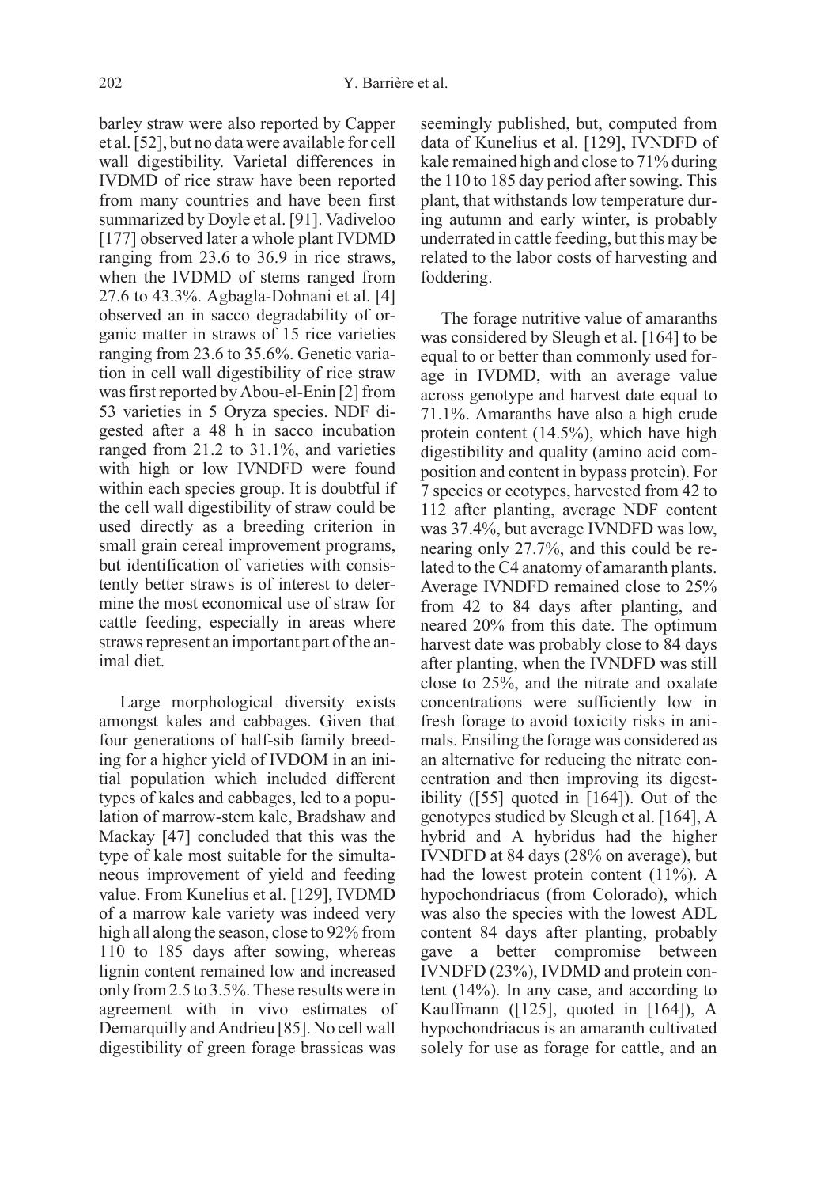barley straw were also reported by Capper et al. [52], but no data were available for cell wall digestibility. Varietal differences in IVDMD of rice straw have been reported from many countries and have been first summarized by Doyle et al. [91]. Vadiveloo [177] observed later a whole plant IVDMD ranging from 23.6 to 36.9 in rice straws, when the IVDMD of stems ranged from 27.6 to 43.3%. Agbagla-Dohnani et al. [4] observed an in sacco degradability of organic matter in straws of 15 rice varieties ranging from 23.6 to 35.6%. Genetic variation in cell wall digestibility of rice straw was first reported by Abou-el-Enin [2] from 53 varieties in 5 Oryza species. NDF digested after a 48 h in sacco incubation ranged from 21.2 to 31.1%, and varieties with high or low IVNDFD were found within each species group. It is doubtful if the cell wall digestibility of straw could be used directly as a breeding criterion in small grain cereal improvement programs, but identification of varieties with consistently better straws is of interest to determine the most economical use of straw for cattle feeding, especially in areas where straws represent an important part of the animal diet.

Large morphological diversity exists amongst kales and cabbages. Given that four generations of half-sib family breeding for a higher yield of IVDOM in an initial population which included different types of kales and cabbages, led to a population of marrow-stem kale, Bradshaw and Mackay [47] concluded that this was the type of kale most suitable for the simultaneous improvement of yield and feeding value. From Kunelius et al. [129], IVDMD of a marrow kale variety was indeed very high all along the season, close to 92% from 110 to 185 days after sowing, whereas lignin content remained low and increased only from 2.5 to 3.5%. These results were in agreement with in vivo estimates of Demarquilly and Andrieu [85]. No cell wall digestibility of green forage brassicas was seemingly published, but, computed from data of Kunelius et al. [129], IVNDFD of kale remained high and close to 71% during the 110 to 185 day period after sowing. This plant, that withstands low temperature during autumn and early winter, is probably underrated in cattle feeding, but this may be related to the labor costs of harvesting and foddering.

The forage nutritive value of amaranths was considered by Sleugh et al. [164] to be equal to or better than commonly used forage in IVDMD, with an average value across genotype and harvest date equal to 71.1%. Amaranths have also a high crude protein content (14.5%), which have high digestibility and quality (amino acid composition and content in bypass protein). For 7 species or ecotypes, harvested from 42 to 112 after planting, average NDF content was 37.4%, but average IVNDFD was low, nearing only 27.7%, and this could be related to the C4 anatomy of amaranth plants. Average IVNDFD remained close to 25% from 42 to 84 days after planting, and neared 20% from this date. The optimum harvest date was probably close to 84 days after planting, when the IVNDFD was still close to 25%, and the nitrate and oxalate concentrations were sufficiently low in fresh forage to avoid toxicity risks in animals. Ensiling the forage was considered as an alternative for reducing the nitrate concentration and then improving its digestibility ([55] quoted in [164]). Out of the genotypes studied by Sleugh et al. [164], A hybrid and A hybridus had the higher IVNDFD at 84 days (28% on average), but had the lowest protein content (11%). A hypochondriacus (from Colorado), which was also the species with the lowest ADL content 84 days after planting, probably gave a better compromise between IVNDFD (23%), IVDMD and protein content (14%). In any case, and according to Kauffmann ([125], quoted in [164]), A hypochondriacus is an amaranth cultivated solely for use as forage for cattle, and an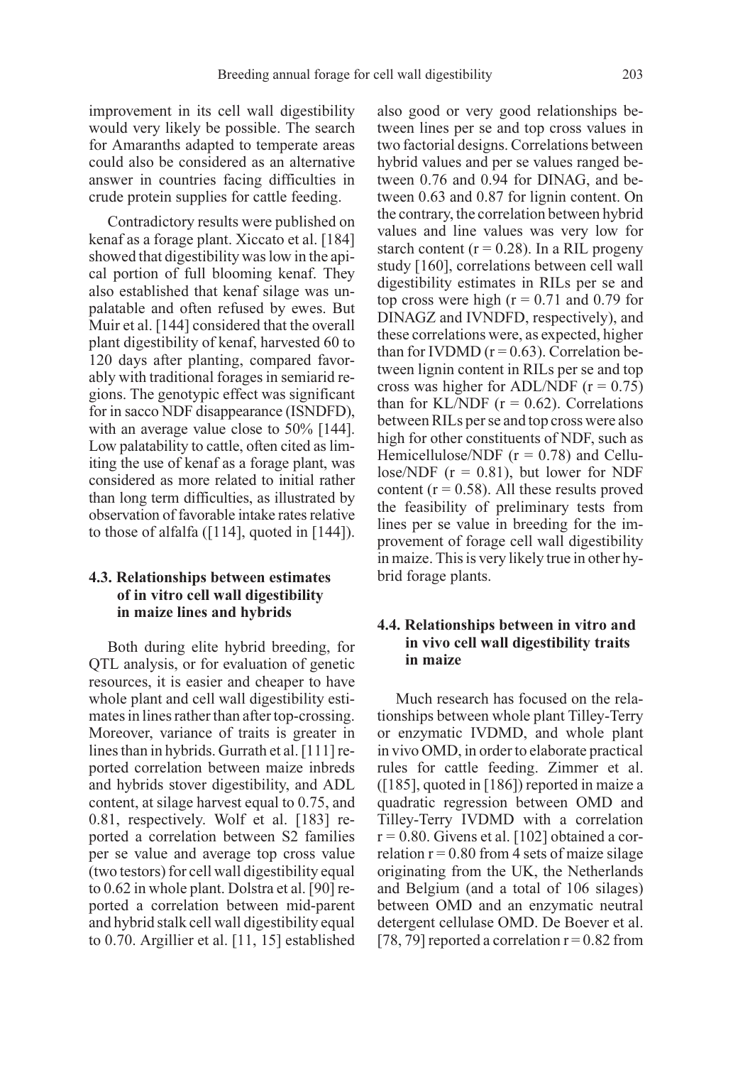improvement in its cell wall digestibility would very likely be possible. The search for Amaranths adapted to temperate areas could also be considered as an alternative answer in countries facing difficulties in crude protein supplies for cattle feeding.

Contradictory results were published on kenaf as a forage plant. Xiccato et al. [184] showed that digestibility was low in the apical portion of full blooming kenaf. They also established that kenaf silage was unpalatable and often refused by ewes. But Muir et al. [144] considered that the overall plant digestibility of kenaf, harvested 60 to 120 days after planting, compared favorably with traditional forages in semiarid regions. The genotypic effect was significant for in sacco NDF disappearance (ISNDFD), with an average value close to 50% [144]. Low palatability to cattle, often cited as limiting the use of kenaf as a forage plant, was considered as more related to initial rather than long term difficulties, as illustrated by observation of favorable intake rates relative to those of alfalfa ([114], quoted in [144]).

### 4.3. Relationships between estimates of in vitro cell wall digestibility in maize lines and hybrids

Both during elite hybrid breeding, for QTL analysis, or for evaluation of genetic resources, it is easier and cheaper to have whole plant and cell wall digestibility estimates in lines rather than after top-crossing. Moreover, variance of traits is greater in lines than in hybrids. Gurrath et al. [111] reported correlation between maize inbreds and hybrids stover digestibility, and ADL content, at silage harvest equal to 0.75, and 0.81, respectively. Wolf et al. [183] reported a correlation between S2 families per se value and average top cross value (two testors) for cell wall digestibility equal to 0.62 in whole plant. Dolstra et al. [90] reported a correlation between mid-parent and hybrid stalk cell wall digestibility equal to 0.70. Argillier et al. [11, 15] established also good or very good relationships between lines per se and top cross values in two factorial designs. Correlations between hybrid values and per se values ranged between 0.76 and 0.94 for DINAG, and between 0.63 and 0.87 for lignin content. On the contrary, the correlation between hybrid values and line values was very low for starch content ($r = 0.28$). In a RIL progeny study [160], correlations between cell wall digestibility estimates in RILs per se and top cross were high ($r = 0.71$ and 0.79 for DINAGZ and IVNDFD, respectively), and these correlations were, as expected, higher than for IVDMD ($r = 0.63$). Correlation between lignin content in RILs per se and top cross was higher for ADL/NDF ($r = 0.75$) than for KL/NDF ($r = 0.62$). Correlations between RILs per se and top cross were also high for other constituents of NDF, such as Hemicellulose/NDF ($r = 0.78$) and Cellulose/NDF ($r = 0.81$), but lower for NDF content ($r = 0.58$). All these results proved the feasibility of preliminary tests from lines per se value in breeding for the improvement of forage cell wall digestibility in maize. This is very likely true in other hybrid forage plants.

### 4.4. Relationships between in vitro and in vivo cell wall digestibility traits in maize

Much research has focused on the relationships between whole plant Tilley-Terry or enzymatic IVDMD, and whole plant in vivo OMD, in order to elaborate practical rules for cattle feeding. Zimmer et al. ([185], quoted in [186]) reported in maize a quadratic regression between OMD and Tilley-Terry IVDMD with a correlation $r = 0.80$. Givens et al. [102] obtained a correlation $r = 0.80$ from 4 sets of maize silage originating from the UK, the Netherlands and Belgium (and a total of 106 silages) between OMD and an enzymatic neutral detergent cellulase OMD. De Boever et al. [78, 79] reported a correlation $r = 0.82$ from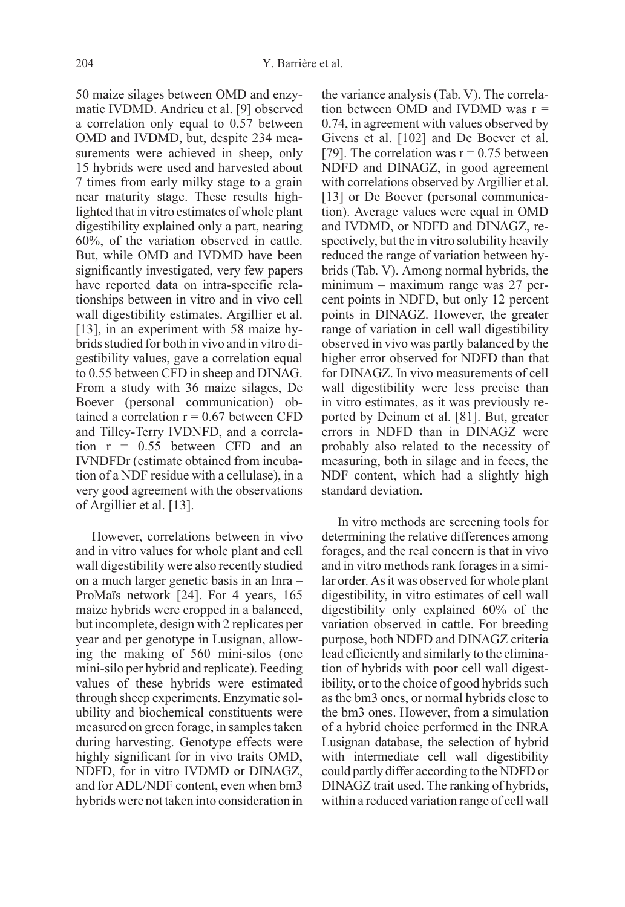50 maize silages between OMD and enzymatic IVDMD. Andrieu et al. [9] observed a correlation only equal to 0.57 between OMD and IVDMD, but, despite 234 measurements were achieved in sheep, only 15 hybrids were used and harvested about 7 times from early milky stage to a grain near maturity stage. These results highlighted that in vitro estimates of whole plant digestibility explained only a part, nearing 60%, of the variation observed in cattle. But, while OMD and IVDMD have been significantly investigated, very few papers have reported data on intra-specific relationships between in vitro and in vivo cell wall digestibility estimates. Argillier et al. [13], in an experiment with 58 maize hybrids studied for both in vivo and in vitro digestibility values, gave a correlation equal to 0.55 between CFD in sheep and DINAG. From a study with 36 maize silages, De Boever (personal communication) obtained a correlation $r = 0.67$ between CFD and Tilley-Terry IVDNFD, and a correlation $r = 0.55$ between CFD and an IVNDFDr (estimate obtained from incubation of a NDF residue with a cellulase), in a very good agreement with the observations of Argillier et al. [13].

However, correlations between in vivo and in vitro values for whole plant and cell wall digestibility were also recently studied on a much larger genetic basis in an Inra – ProMaïs network [24]. For 4 years, 165 maize hybrids were cropped in a balanced, but incomplete, design with 2 replicates per year and per genotype in Lusignan, allowing the making of 560 mini-silos (one mini-silo per hybrid and replicate). Feeding values of these hybrids were estimated through sheep experiments. Enzymatic solubility and biochemical constituents were measured on green forage, in samples taken during harvesting. Genotype effects were highly significant for in vivo traits OMD, NDFD, for in vitro IVDMD or DINAGZ, and for ADL/NDF content, even when bm3 hybrids were not taken into consideration in the variance analysis (Tab. V). The correlation between OMD and IVDMD was $r = 0.74$, in agreement with values observed by Givens et al. [102] and De Boever et al. [79]. The correlation was $r = 0.75$ between NDFD and DINAGZ, in good agreement with correlations observed by Argillier et al. [13] or De Boever (personal communication). Average values were equal in OMD and IVDMD, or NDFD and DINAGZ, respectively, but the in vitro solubility heavily reduced the range of variation between hybrids (Tab. V). Among normal hybrids, the minimum – maximum range was 27 percent points in NDFD, but only 12 percent points in DINAGZ. However, the greater range of variation in cell wall digestibility observed in vivo was partly balanced by the higher error observed for NDFD than that for DINAGZ. In vivo measurements of cell wall digestibility were less precise than in vitro estimates, as it was previously reported by Deinum et al. [81]. But, greater errors in NDFD than in DINAGZ were probably also related to the necessity of measuring, both in silage and in feces, the NDF content, which had a slightly high standard deviation.

In vitro methods are screening tools for determining the relative differences among forages, and the real concern is that in vivo and in vitro methods rank forages in a similar order. As it was observed for whole plant digestibility, in vitro estimates of cell wall digestibility only explained 60% of the variation observed in cattle. For breeding purpose, both NDFD and DINAGZ criteria lead efficiently and similarly to the elimination of hybrids with poor cell wall digestibility, or to the choice of good hybrids such as the bm3 ones, or normal hybrids close to the bm3 ones. However, from a simulation of a hybrid choice performed in the INRA Lusignan database, the selection of hybrid with intermediate cell wall digestibility could partly differ according to the NDFD or DINAGZ trait used. The ranking of hybrids, within a reduced variation range of cell wall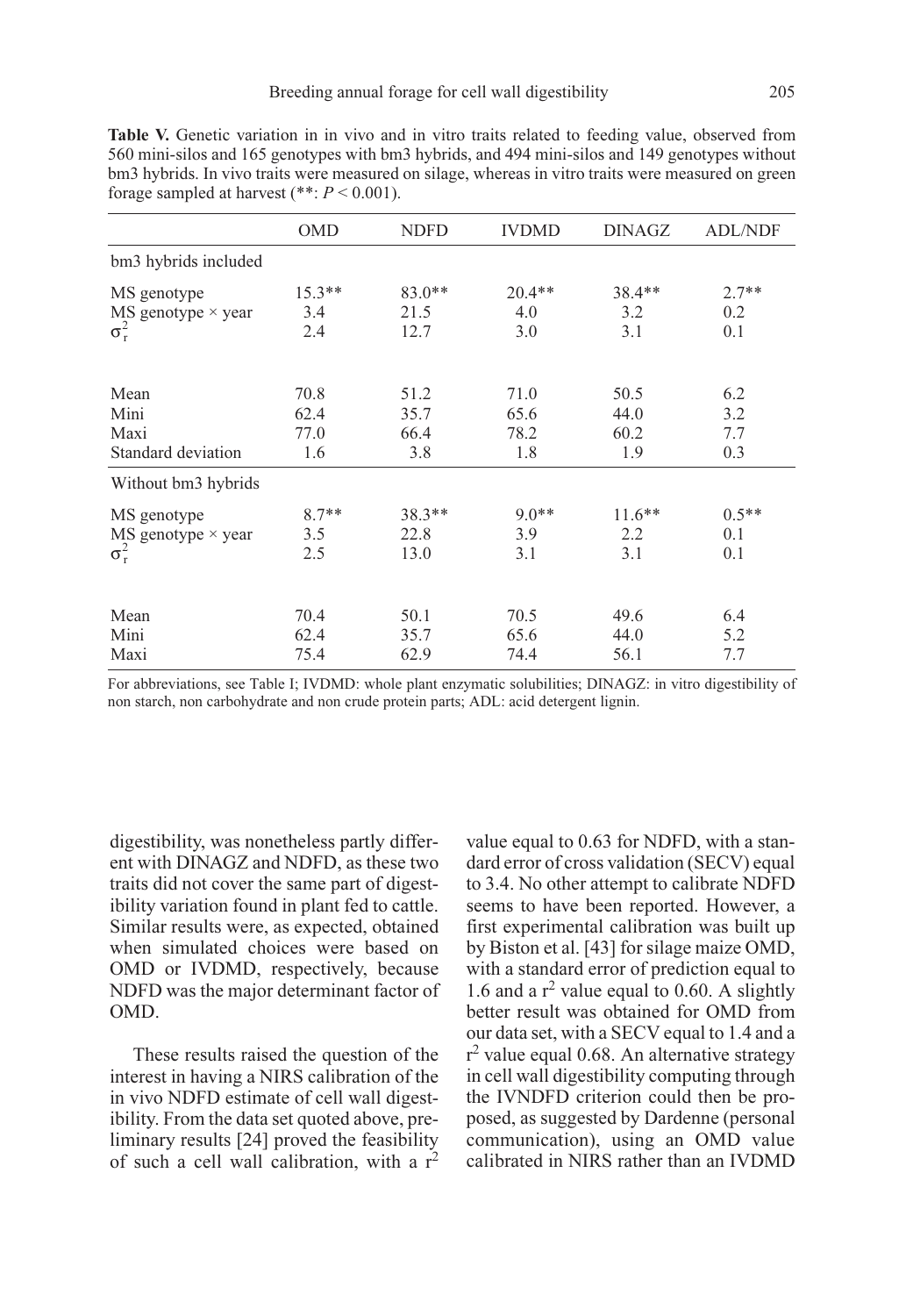**Table V.** Genetic variation in in vivo and in vitro traits related to feeding value, observed from 560 mini-silos and 165 genotypes with bm3 hybrids, and 494 mini-silos and 149 genotypes without bm3 hybrids. In vivo traits were measured on silage, whereas in vitro traits were measured on green forage sampled at harvest (**: $P < 0.001$).

| | OMD | NDFD | IVDMD | DINAGZ | ADL/NDF |
|---|---|---|---|---|---|
| bm3 hybrids included | | | | | |
| MS genotype | 15.3** | 83.0** | 20.4** | 38.4** | 2.7** |
| MS genotype × year | 3.4 | 21.5 | 4.0 | 3.2 | 0.2 |
| $\sigma_r^2$ | 2.4 | 12.7 | 3.0 | 3.1 | 0.1 |
| Mean | 70.8 | 51.2 | 71.0 | 50.5 | 6.2 |
| Mini | 62.4 | 35.7 | 65.6 | 44.0 | 3.2 |
| Maxi | 77.0 | 66.4 | 78.2 | 60.2 | 7.7 |
| Standard deviation | 1.6 | 3.8 | 1.8 | 1.9 | 0.3 |
| Without bm3 hybrids | | | | | |
| MS genotype | 8.7** | 38.3** | 9.0** | 11.6** | 0.5** |
| MS genotype × year | 3.5 | 22.8 | 3.9 | 2.2 | 0.1 |
| $\sigma_r^2$ | 2.5 | 13.0 | 3.1 | 3.1 | 0.1 |
| Mean | 70.4 | 50.1 | 70.5 | 49.6 | 6.4 |
| Mini | 62.4 | 35.7 | 65.6 | 44.0 | 5.2 |
| Maxi | 75.4 | 62.9 | 74.4 | 56.1 | 7.7 |

For abbreviations, see Table I; IVDMD: whole plant enzymatic solubilities; DINAGZ: in vitro digestibility of non starch, non carbohydrate and non crude protein parts; ADL: acid detergent lignin.

digestibility, was nonetheless partly different with DINAGZ and NDFD, as these two traits did not cover the same part of digestibility variation found in plant fed to cattle. Similar results were, as expected, obtained when simulated choices were based on OMD or IVDMD, respectively, because NDFD was the major determinant factor of OMD.

These results raised the question of the interest in having a NIRS calibration of the in vivo NDFD estimate of cell wall digestibility. From the data set quoted above, preliminary results [24] proved the feasibility of such a cell wall calibration, with a $r^2$ value equal to 0.63 for NDFD, with a standard error of cross validation (SECV) equal to 3.4. No other attempt to calibrate NDFD seems to have been reported. However, a first experimental calibration was built up by Biston et al. [43] for silage maize OMD, with a standard error of prediction equal to 1.6 and a $r^2$ value equal to 0.60. A slightly better result was obtained for OMD from our data set, with a SECV equal to 1.4 and a $r^2$ value equal 0.68. An alternative strategy in cell wall digestibility computing through the IVNDFD criterion could then be proposed, as suggested by Dardenne (personal communication), using an OMD value calibrated in NIRS rather than an IVDMD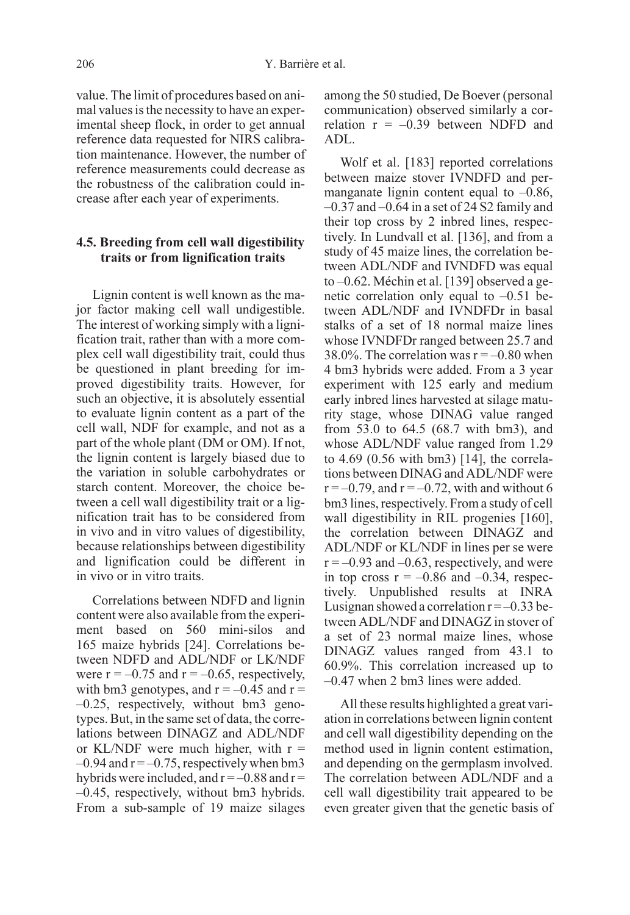value. The limit of procedures based on animal values is the necessity to have an experimental sheep flock, in order to get annual reference data requested for NIRS calibration maintenance. However, the number of reference measurements could decrease as the robustness of the calibration could increase after each year of experiments.

### 4.5. Breeding from cell wall digestibility traits or from lignification traits

Lignin content is well known as the major factor making cell wall undigestible. The interest of working simply with a lignification trait, rather than with a more complex cell wall digestibility trait, could thus be questioned in plant breeding for improved digestibility traits. However, for such an objective, it is absolutely essential to evaluate lignin content as a part of the cell wall, NDF for example, and not as a part of the whole plant (DM or OM). If not, the lignin content is largely biased due to the variation in soluble carbohydrates or starch content. Moreover, the choice between a cell wall digestibility trait or a lignification trait has to be considered from in vivo and in vitro values of digestibility, because relationships between digestibility and lignification could be different in in vivo or in vitro traits.

Correlations between NDFD and lignin content were also available from the experiment based on 560 mini-silos and 165 maize hybrids [24]. Correlations between NDFD and ADL/NDF or LK/NDF were $r = -0.75$ and $r = -0.65$, respectively, with bm3 genotypes, and $r = -0.45$ and $r = -0.25$, respectively, without bm3 genotypes. But, in the same set of data, the correlations between DINAGZ and ADL/NDF or KL/NDF were much higher, with $r = -0.94$ and $r = -0.75$, respectively when bm3 hybrids were included, and $r = -0.88$ and $r = -0.45$, respectively, without bm3 hybrids. From a sub-sample of 19 maize silages among the 50 studied, De Boever (personal communication) observed similarly a correlation $r = -0.39$ between NDFD and ADL.

Wolf et al. [183] reported correlations between maize stover IVNDFD and permanganate lignin content equal to –0.86, –0.37 and –0.64 in a set of 24 S2 family and their top cross by 2 inbred lines, respectively. In Lundvall et al. [136], and from a study of 45 maize lines, the correlation between ADL/NDF and IVNDFD was equal to –0.62. Méchin et al. [139] observed a genetic correlation only equal to –0.51 between ADL/NDF and IVNDFDr in basal stalks of a set of 18 normal maize lines whose IVNDFDr ranged between 25.7 and 38.0%. The correlation was $r = -0.80$ when 4 bm3 hybrids were added. From a 3 year experiment with 125 early and medium early inbred lines harvested at silage maturity stage, whose DINAG value ranged from 53.0 to 64.5 (68.7 with bm3), and whose ADL/NDF value ranged from 1.29 to 4.69 (0.56 with bm3) [14], the correlations between DINAG and ADL/NDF were $r = -0.79$, and $r = -0.72$, with and without 6 bm3 lines, respectively. From a study of cell wall digestibility in RIL progenies [160], the correlation between DINAGZ and ADL/NDF or KL/NDF in lines per se were $r = -0.93$ and –0.63, respectively, and were in top cross $r = -0.86$ and –0.34, respectively. Unpublished results at INRA Lusignan showed a correlation $r = -0.33$ between ADL/NDF and DINAGZ in stover of a set of 23 normal maize lines, whose DINAGZ values ranged from 43.1 to 60.9%. This correlation increased up to –0.47 when 2 bm3 lines were added.

All these results highlighted a great variation in correlations between lignin content and cell wall digestibility depending on the method used in lignin content estimation, and depending on the germplasm involved. The correlation between ADL/NDF and a cell wall digestibility trait appeared to be even greater given that the genetic basis of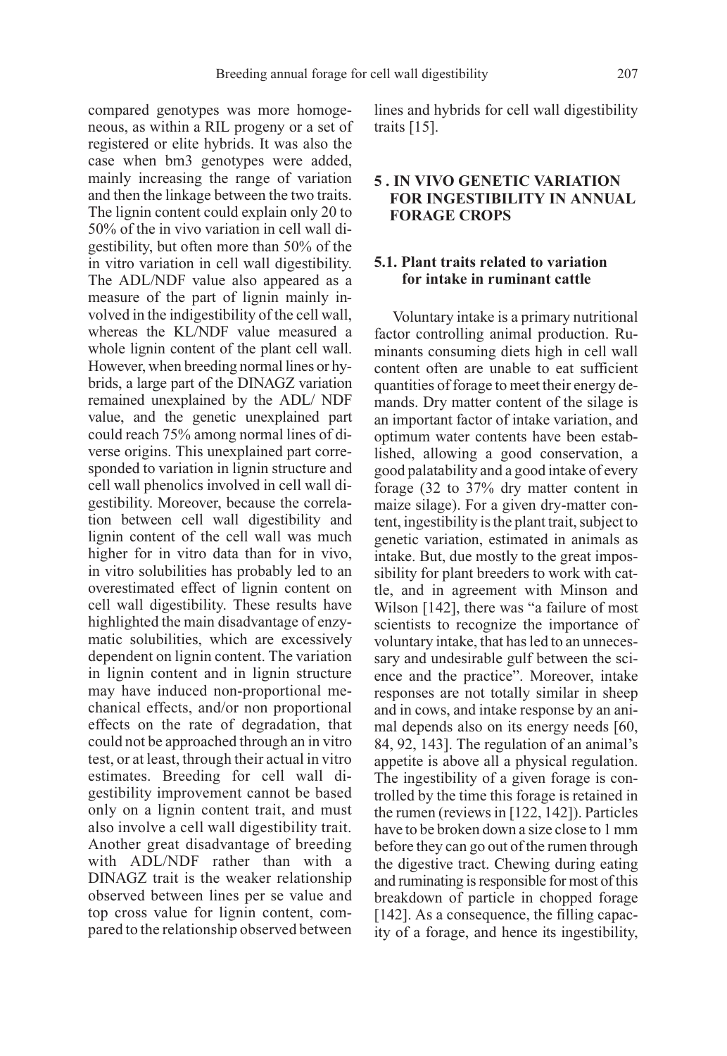compared genotypes was more homogeneous, as within a RIL progeny or a set of registered or elite hybrids. It was also the case when bm3 genotypes were added, mainly increasing the range of variation and then the linkage between the two traits. The lignin content could explain only 20 to 50% of the in vivo variation in cell wall digestibility, but often more than 50% of the in vitro variation in cell wall digestibility. The ADL/NDF value also appeared as a measure of the part of lignin mainly involved in the indigestibility of the cell wall, whereas the KL/NDF value measured a whole lignin content of the plant cell wall. However, when breeding normal lines or hybrids, a large part of the DINAGZ variation remained unexplained by the ADL/ NDF value, and the genetic unexplained part could reach 75% among normal lines of diverse origins. This unexplained part corresponded to variation in lignin structure and cell wall phenolics involved in cell wall digestibility. Moreover, because the correlation between cell wall digestibility and lignin content of the cell wall was much higher for in vitro data than for in vivo, in vitro solubilities has probably led to an overestimated effect of lignin content on cell wall digestibility. These results have highlighted the main disadvantage of enzymatic solubilities, which are excessively dependent on lignin content. The variation in lignin content and in lignin structure may have induced non-proportional mechanical effects, and/or non proportional effects on the rate of degradation, that could not be approached through an in vitro test, or at least, through their actual in vitro estimates. Breeding for cell wall digestibility improvement cannot be based only on a lignin content trait, and must also involve a cell wall digestibility trait. Another great disadvantage of breeding with ADL/NDF rather than with a DINAGZ trait is the weaker relationship observed between lines per se value and top cross value for lignin content, compared to the relationship observed between lines and hybrids for cell wall digestibility traits [15].

## 5. IN VIVO GENETIC VARIATION FOR INGESTIBILITY IN ANNUAL FORAGE CROPS

### 5.1. Plant traits related to variation for intake in ruminant cattle

Voluntary intake is a primary nutritional factor controlling animal production. Ruminants consuming diets high in cell wall content often are unable to eat sufficient quantities of forage to meet their energy demands. Dry matter content of the silage is an important factor of intake variation, and optimum water contents have been established, allowing a good conservation, a good palatability and a good intake of every forage (32 to 37% dry matter content in maize silage). For a given dry-matter content, ingestibility is the plant trait, subject to genetic variation, estimated in animals as intake. But, due mostly to the great impossibility for plant breeders to work with cattle, and in agreement with Minson and Wilson [142], there was "a failure of most scientists to recognize the importance of voluntary intake, that has led to an unnecessary and undesirable gulf between the science and the practice". Moreover, intake responses are not totally similar in sheep and in cows, and intake response by an animal depends also on its energy needs [60, 84, 92, 143]. The regulation of an animal's appetite is above all a physical regulation. The ingestibility of a given forage is controlled by the time this forage is retained in the rumen (reviews in [122, 142]). Particles have to be broken down a size close to 1 mm before they can go out of the rumen through the digestive tract. Chewing during eating and ruminating is responsible for most of this breakdown of particle in chopped forage [142]. As a consequence, the filling capacity of a forage, and hence its ingestibility,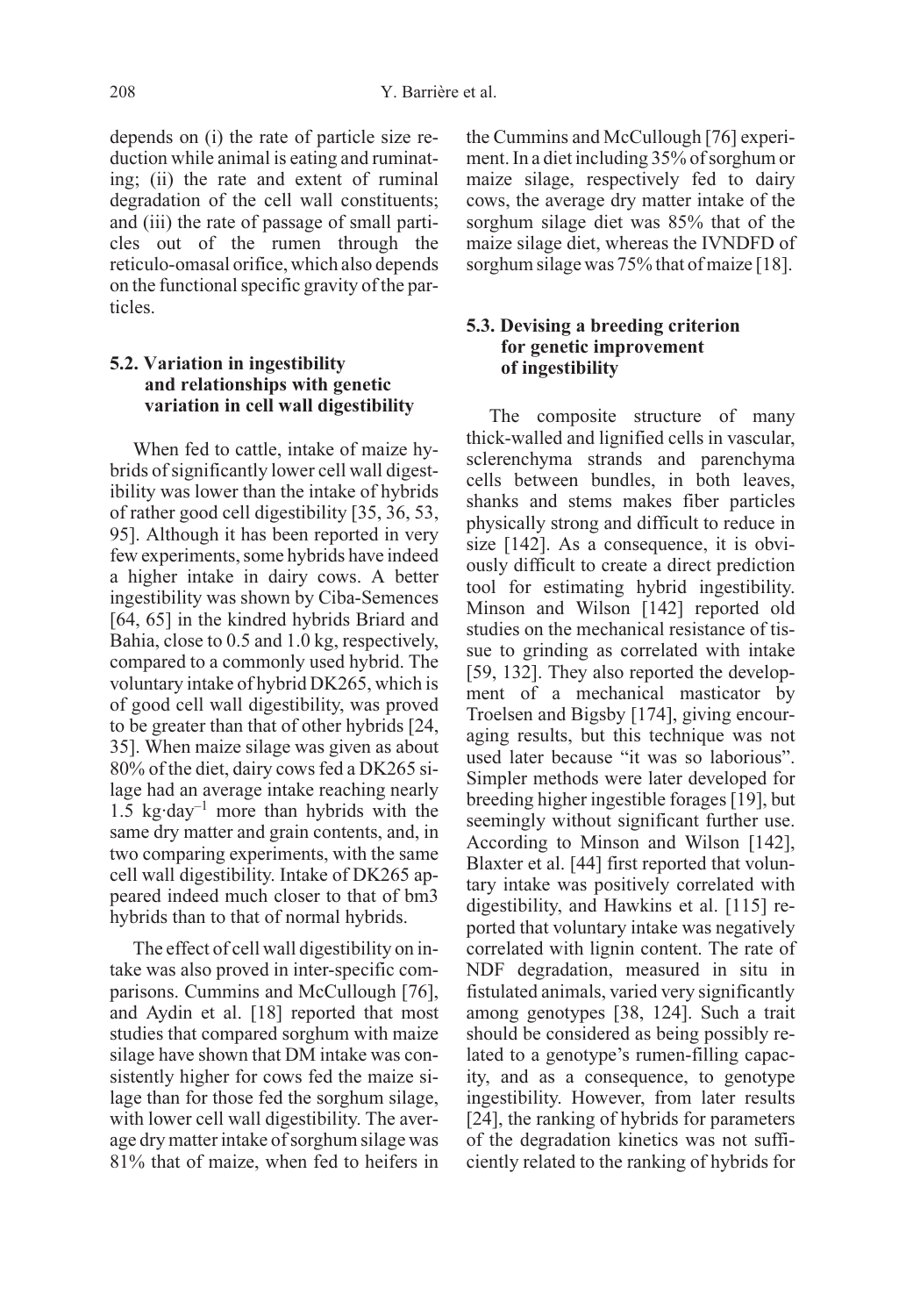depends on (i) the rate of particle size reduction while animal is eating and ruminating; (ii) the rate and extent of ruminal degradation of the cell wall constituents; and (iii) the rate of passage of small particles out of the rumen through the reticulo-omasal orifice, which also depends on the functional specific gravity of the particles.

### 5.2. Variation in ingestibility and relationships with genetic variation in cell wall digestibility

When fed to cattle, intake of maize hybrids of significantly lower cell wall digestibility was lower than the intake of hybrids of rather good cell digestibility [35, 36, 53, 95]. Although it has been reported in very few experiments, some hybrids have indeed a higher intake in dairy cows. A better ingestibility was shown by Ciba-Semences [64, 65] in the kindred hybrids Briard and Bahia, close to 0.5 and 1.0 kg, respectively, compared to a commonly used hybrid. The voluntary intake of hybrid DK265, which is of good cell wall digestibility, was proved to be greater than that of other hybrids [24, 35]. When maize silage was given as about 80% of the diet, dairy cows fed a DK265 silage had an average intake reaching nearly 1.5 kg·day$^{-1}$ more than hybrids with the same dry matter and grain contents, and, in two comparing experiments, with the same cell wall digestibility. Intake of DK265 appeared indeed much closer to that of bm3 hybrids than to that of normal hybrids.

The effect of cell wall digestibility on intake was also proved in inter-specific comparisons. Cummins and McCullough [76], and Aydin et al. [18] reported that most studies that compared sorghum with maize silage have shown that DM intake was consistently higher for cows fed the maize silage than for those fed the sorghum silage, with lower cell wall digestibility. The average dry matter intake of sorghum silage was 81% that of maize, when fed to heifers in the Cummins and McCullough [76] experiment. In a diet including 35% of sorghum or maize silage, respectively fed to dairy cows, the average dry matter intake of the sorghum silage diet was 85% that of the maize silage diet, whereas the IVNDFD of sorghum silage was 75% that of maize [18].

### 5.3. Devising a breeding criterion for genetic improvement of ingestibility

The composite structure of many thick-walled and lignified cells in vascular, sclerenchyma strands and parenchyma cells between bundles, in both leaves, shanks and stems makes fiber particles physically strong and difficult to reduce in size [142]. As a consequence, it is obviously difficult to create a direct prediction tool for estimating hybrid ingestibility. Minson and Wilson [142] reported old studies on the mechanical resistance of tissue to grinding as correlated with intake [59, 132]. They also reported the development of a mechanical masticator by Troelsen and Bigsby [174], giving encouraging results, but this technique was not used later because "it was so laborious". Simpler methods were later developed for breeding higher ingestible forages [19], but seemingly without significant further use. According to Minson and Wilson [142], Blaxter et al. [44] first reported that voluntary intake was positively correlated with digestibility, and Hawkins et al. [115] reported that voluntary intake was negatively correlated with lignin content. The rate of NDF degradation, measured in situ in fistulated animals, varied very significantly among genotypes [38, 124]. Such a trait should be considered as being possibly related to a genotype's rumen-filling capacity, and as a consequence, to genotype ingestibility. However, from later results [24], the ranking of hybrids for parameters of the degradation kinetics was not sufficiently related to the ranking of hybrids for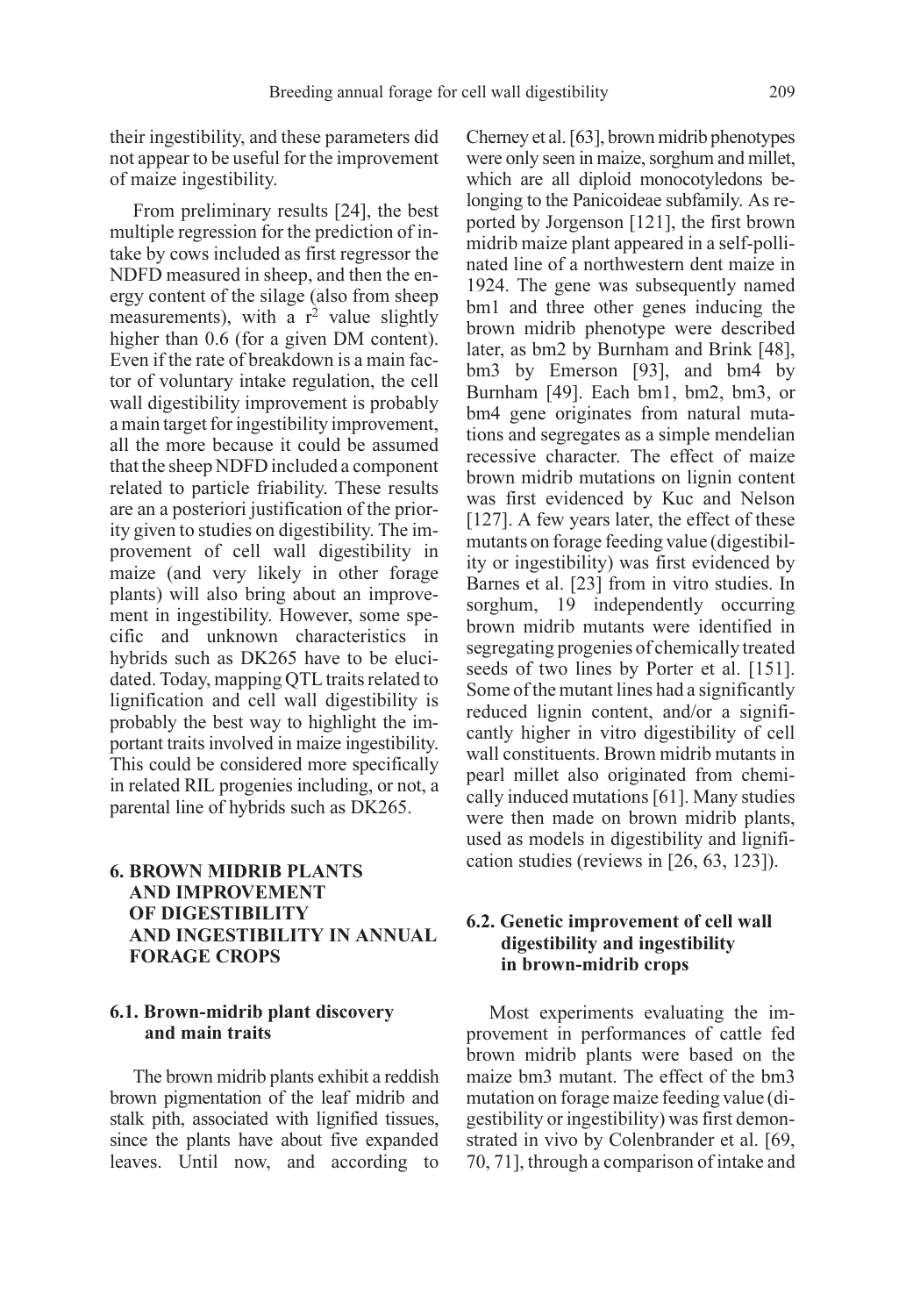their ingestibility, and these parameters did not appear to be useful for the improvement of maize ingestibility.

From preliminary results [24], the best multiple regression for the prediction of intake by cows included as first regressor the NDFD measured in sheep, and then the energy content of the silage (also from sheep measurements), with a $r^2$ value slightly higher than 0.6 (for a given DM content). Even if the rate of breakdown is a main factor of voluntary intake regulation, the cell wall digestibility improvement is probably a main target for ingestibility improvement, all the more because it could be assumed that the sheep NDFD included a component related to particle friability. These results are an a posteriori justification of the priority given to studies on digestibility. The improvement of cell wall digestibility in maize (and very likely in other forage plants) will also bring about an improvement in ingestibility. However, some specific and unknown characteristics in hybrids such as DK265 have to be elucidated. Today, mapping QTL traits related to lignification and cell wall digestibility is probably the best way to highlight the important traits involved in maize ingestibility. This could be considered more specifically in related RIL progenies including, or not, a parental line of hybrids such as DK265.

## 6. BROWN MIDRIB PLANTS AND IMPROVEMENT OF DIGESTIBILITY AND INGESTIBILITY IN ANNUAL FORAGE CROPS

### 6.1. Brown-midrib plant discovery and main traits

The brown midrib plants exhibit a reddish brown pigmentation of the leaf midrib and stalk pith, associated with lignified tissues, since the plants have about five expanded leaves. Until now, and according to Cherney et al. [63], brown midrib phenotypes were only seen in maize, sorghum and millet, which are all diploid monocotyledons belonging to the Panicoideae subfamily. As reported by Jorgenson [121], the first brown midrib maize plant appeared in a self-pollinated line of a northwestern dent maize in 1924. The gene was subsequently named bm1 and three other genes inducing the brown midrib phenotype were described later, as bm2 by Burnham and Brink [48], bm3 by Emerson [93], and bm4 by Burnham [49]. Each bm1, bm2, bm3, or bm4 gene originates from natural mutations and segregates as a simple mendelian recessive character. The effect of maize brown midrib mutations on lignin content was first evidenced by Kuc and Nelson [127]. A few years later, the effect of these mutants on forage feeding value (digestibility or ingestibility) was first evidenced by Barnes et al. [23] from in vitro studies. In sorghum, 19 independently occurring brown midrib mutants were identified in segregating progenies of chemically treated seeds of two lines by Porter et al. [151]. Some of the mutant lines had a significantly reduced lignin content, and/or a significantly higher in vitro digestibility of cell wall constituents. Brown midrib mutants in pearl millet also originated from chemically induced mutations [61]. Many studies were then made on brown midrib plants, used as models in digestibility and lignification studies (reviews in [26, 63, 123]).

### 6.2. Genetic improvement of cell wall digestibility and ingestibility in brown-midrib crops

Most experiments evaluating the improvement in performances of cattle fed brown midrib plants were based on the maize bm3 mutant. The effect of the bm3 mutation on forage maize feeding value (digestibility or ingestibility) was first demonstrated in vivo by Colenbrander et al. [69, 70, 71], through a comparison of intake and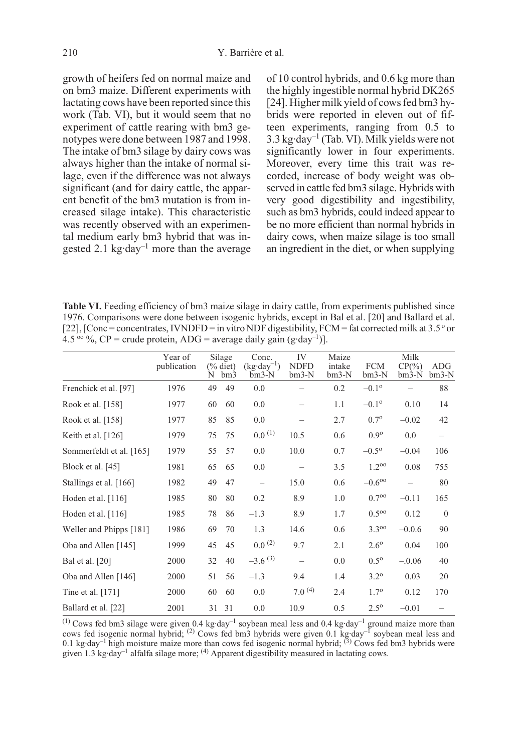growth of heifers fed on normal maize and on bm3 maize. Different experiments with lactating cows have been reported since this work (Tab. VI), but it would seem that no experiment of cattle rearing with bm3 genotypes were done between 1987 and 1998. The intake of bm3 silage by dairy cows was always higher than the intake of normal silage, even if the difference was not always significant (and for dairy cattle, the apparent benefit of the bm3 mutation is from increased silage intake). This characteristic was recently observed with an experimental medium early bm3 hybrid that was ingested 2.1 kg·day$^{-1}$ more than the average of 10 control hybrids, and 0.6 kg more than the highly ingestible normal hybrid DK265 [24]. Higher milk yield of cows fed bm3 hybrids were reported in eleven out of fifteen experiments, ranging from 0.5 to 3.3 kg·day$^{-1}$ (Tab. VI). Milk yields were not significantly lower in four experiments. Moreover, every time this trait was recorded, increase of body weight was observed in cattle fed bm3 silage. Hybrids with very good digestibility and ingestibility, such as bm3 hybrids, could indeed appear to be no more efficient than normal hybrids in dairy cows, when maize silage is too small an ingredient in the diet, or when supplying

**Table VI.** Feeding efficiency of bm3 maize silage in dairy cattle, from experiments published since 1976. Comparisons were done between isogenic hybrids, except in Bal et al. [20] and Ballard et al. [22], [Conc = concentrates, IVNDFD = in vitro NDF digestibility, FCM = fat corrected milk at 3.5 $^{o}$ or 4.5 $^{oo}$ %, CP = crude protein, ADG = average daily gain (g·day$^{-1}$)].

| | Year of publication | Silage (% diet) N | Silage (% diet) bm3 | Conc. (kg·day$^{-1}$) bm3-N | IV NDFD bm3-N | Maize intake bm3-N | FCM bm3-N | Milk CP(%) bm3-N | ADG bm3-N |
|---|---|---|---|---|---|---|---|---|---|
| Frenchick et al. [97] | 1976 | 49 | 49 | 0.0 | – | 0.2 | –0.1$^{o}$ | – | 88 |
| Rook et al. [158] | 1977 | 60 | 60 | 0.0 | – | 1.1 | –0.1$^{o}$ | 0.10 | 14 |
| Rook et al. [158] | 1977 | 85 | 85 | 0.0 | – | 2.7 | 0.7$^{o}$ | –0.02 | 42 |
| Keith et al. [126] | 1979 | 75 | 75 | 0.0 [(1)] | 10.5 | 0.6 | 0.9$^{o}$ | 0.0 | – |
| Sommerfeldt et al. [165] | 1979 | 55 | 57 | 0.0 | 10.0 | 0.7 | –0.5$^{o}$ | –0.04 | 106 |
| Block et al. [45] | 1981 | 65 | 65 | 0.0 | – | 3.5 | 1.2$^{oo}$ | 0.08 | 755 |
| Stallings et al. [166] | 1982 | 49 | 47 | – | 15.0 | 0.6 | –0.6$^{oo}$ | – | 80 |
| Hoden et al. [116] | 1985 | 80 | 80 | 0.2 | 8.9 | 1.0 | 0.7$^{oo}$ | –0.11 | 165 |
| Hoden et al. [116] | 1985 | 78 | 86 | –1.3 | 8.9 | 1.7 | 0.5$^{oo}$ | 0.12 | 0 |
| Weller and Phipps [181] | 1986 | 69 | 70 | 1.3 | 14.6 | 0.6 | 3.3$^{oo}$ | –0.0.6 | 90 |
| Oba and Allen [145] | 1999 | 45 | 45 | 0.0 [(2)] | 9.7 | 2.1 | 2.6$^{o}$ | 0.04 | 100 |
| Bal et al. [20] | 2000 | 32 | 40 | –3.6 [(3)] | – | 0.0 | 0.5$^{o}$ | –.0.06 | 40 |
| Oba and Allen [146] | 2000 | 51 | 56 | –1.3 | 9.4 | 1.4 | 3.2$^{o}$ | 0.03 | 20 |
| Tine et al. [171] | 2000 | 60 | 60 | 0.0 | 7.0 [(4)] | 2.4 | 1.7$^{o}$ | 0.12 | 170 |
| Ballard et al. [22] | 2001 | 31 | 31 | 0.0 | 10.9 | 0.5 | 2.5$^{o}$ | –0.01 | – |

(1) Cows fed bm3 silage were given 0.4 kg·day$^{-1}$ soybean meal less and 0.4 kg·day$^{-1}$ ground maize more than cows fed isogenic normal hybrid; (2) Cows fed bm3 hybrids were given 0.1 kg·day$^{-1}$ soybean meal less and 0.1 kg·day$^{-1}$ high moisture maize more than cows fed isogenic normal hybrid; (3) Cows fed bm3 hybrids were given 1.3 kg·day$^{-1}$ alfalfa silage more; (4) Apparent digestibility measured in lactating cows.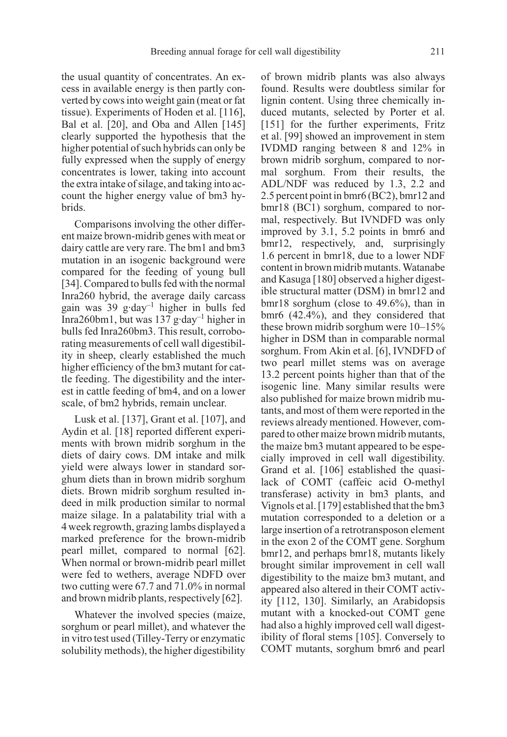the usual quantity of concentrates. An excess in available energy is then partly converted by cows into weight gain (meat or fat tissue). Experiments of Hoden et al. [116], Bal et al. [20], and Oba and Allen [145] clearly supported the hypothesis that the higher potential of such hybrids can only be fully expressed when the supply of energy concentrates is lower, taking into account the extra intake of silage, and taking into account the higher energy value of bm3 hybrids.

Comparisons involving the other different maize brown-midrib genes with meat or dairy cattle are very rare. The bm1 and bm3 mutation in an isogenic background were compared for the feeding of young bull [34]. Compared to bulls fed with the normal Inra260 hybrid, the average daily carcass gain was 39 $g \cdot day^{-1}$ higher in bulls fed Inra260bm1, but was 137 $g \cdot day^{-1}$ higher in bulls fed Inra260bm3. This result, corroborating measurements of cell wall digestibility in sheep, clearly established the much higher efficiency of the bm3 mutant for cattle feeding. The digestibility and the interest in cattle feeding of bm4, and on a lower scale, of bm2 hybrids, remain unclear.

Lusk et al. [137], Grant et al. [107], and Aydin et al. [18] reported different experiments with brown midrib sorghum in the diets of dairy cows. DM intake and milk yield were always lower in standard sorghum diets than in brown midrib sorghum diets. Brown midrib sorghum resulted indeed in milk production similar to normal maize silage. In a palatability trial with a 4 week regrowth, grazing lambs displayed a marked preference for the brown-midrib pearl millet, compared to normal [62]. When normal or brown-midrib pearl millet were fed to wethers, average NDFD over two cutting were 67.7 and 71.0% in normal and brown midrib plants, respectively [62].

Whatever the involved species (maize, sorghum or pearl millet), and whatever the in vitro test used (Tilley-Terry or enzymatic solubility methods), the higher digestibility of brown midrib plants was also always found. Results were doubtless similar for lignin content. Using three chemically induced mutants, selected by Porter et al. [151] for the further experiments, Fritz et al. [99] showed an improvement in stem IVDMD ranging between 8 and 12% in brown midrib sorghum, compared to normal sorghum. From their results, the ADL/NDF was reduced by 1.3, 2.2 and 2.5 percent point in bmr6 (BC2), bmr12 and bmr18 (BC1) sorghum, compared to normal, respectively. But IVNDFD was only improved by 3.1, 5.2 points in bmr6 and bmr12, respectively, and, surprisingly 1.6 percent in bmr18, due to a lower NDF content in brown midrib mutants. Watanabe and Kasuga [180] observed a higher digestible structural matter (DSM) in bmr12 and bmr18 sorghum (close to 49.6%), than in bmr6 (42.4%), and they considered that these brown midrib sorghum were 10–15% higher in DSM than in comparable normal sorghum. From Akin et al. [6], IVNDFD of two pearl millet stems was on average 13.2 percent points higher than that of the isogenic line. Many similar results were also published for maize brown midrib mutants, and most of them were reported in the reviews already mentioned. However, compared to other maize brown midrib mutants, the maize bm3 mutant appeared to be especially improved in cell wall digestibility. Grand et al. [106] established the quasi-lack of COMT (caffeic acid O-methyl transferase) activity in bm3 plants, and Vignols et al. [179] established that the bm3 mutation corresponded to a deletion or a large insertion of a retrotransposon element in the exon 2 of the COMT gene. Sorghum bmr12, and perhaps bmr18, mutants likely brought similar improvement in cell wall digestibility to the maize bm3 mutant, and appeared also altered in their COMT activity [112, 130]. Similarly, an Arabidopsis mutant with a knocked-out COMT gene had also a highly improved cell wall digestibility of floral stems [105]. Conversely to COMT mutants, sorghum bmr6 and pearl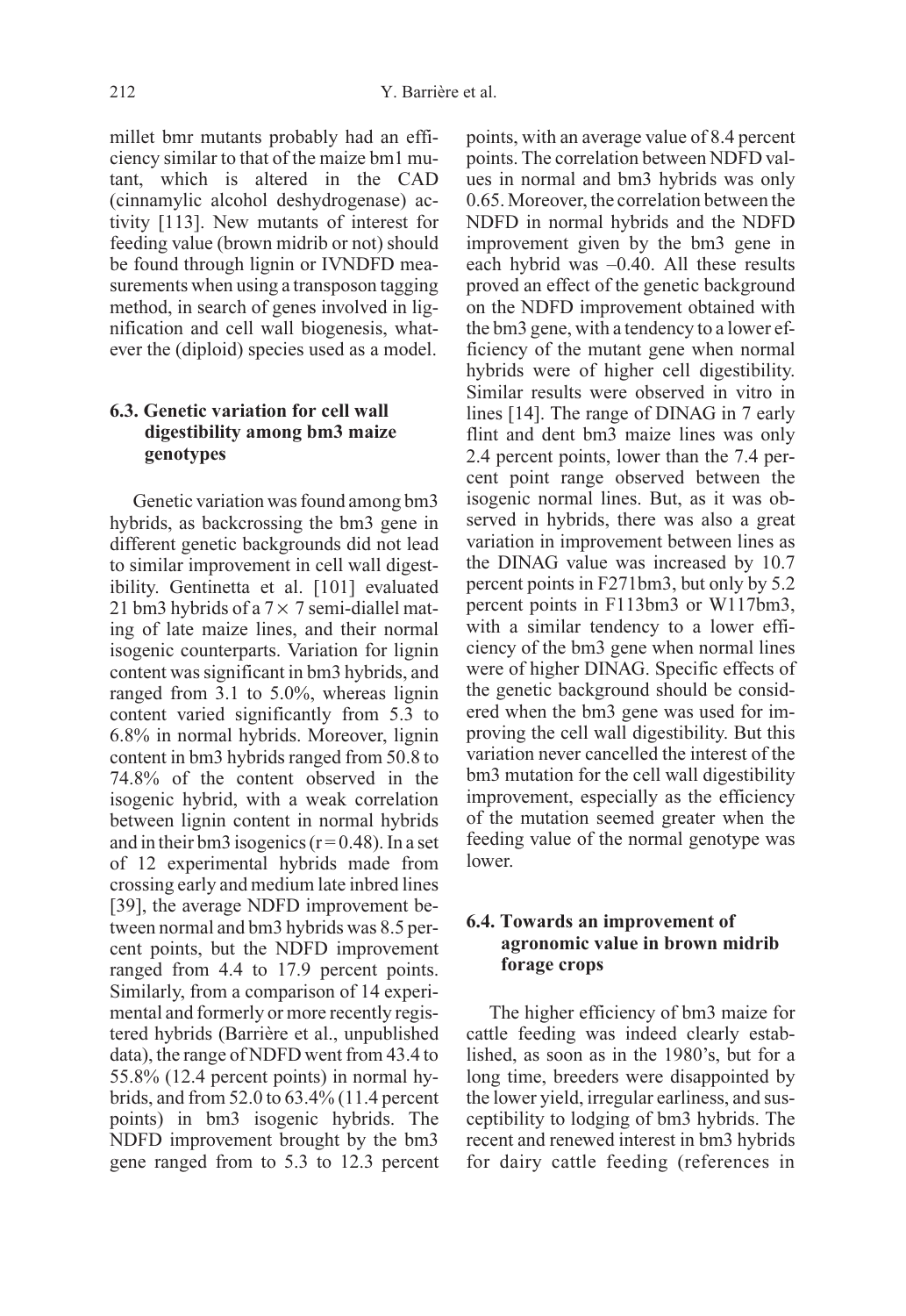millet bmr mutants probably had an efficiency similar to that of the maize bm1 mutant, which is altered in the CAD (cinnamylic alcohol deshydrogenase) activity [113]. New mutants of interest for feeding value (brown midrib or not) should be found through lignin or IVNDFD measurements when using a transposon tagging method, in search of genes involved in lignification and cell wall biogenesis, whatever the (diploid) species used as a model.

### 6.3. Genetic variation for cell wall digestibility among bm3 maize genotypes

Genetic variation was found among bm3 hybrids, as backcrossing the bm3 gene in different genetic backgrounds did not lead to similar improvement in cell wall digestibility. Gentinetta et al. [101] evaluated 21 bm3 hybrids of a $7 \times 7$ semi-diallel mating of late maize lines, and their normal isogenic counterparts. Variation for lignin content was significant in bm3 hybrids, and ranged from 3.1 to 5.0%, whereas lignin content varied significantly from 5.3 to 6.8% in normal hybrids. Moreover, lignin content in bm3 hybrids ranged from 50.8 to 74.8% of the content observed in the isogenic hybrid, with a weak correlation between lignin content in normal hybrids and in their bm3 isogenics ($r = 0.48$). In a set of 12 experimental hybrids made from crossing early and medium late inbred lines [39], the average NDFD improvement between normal and bm3 hybrids was 8.5 percent points, but the NDFD improvement ranged from 4.4 to 17.9 percent points. Similarly, from a comparison of 14 experimental and formerly or more recently registered hybrids (Barrière et al., unpublished data), the range of NDFD went from 43.4 to 55.8% (12.4 percent points) in normal hybrids, and from 52.0 to 63.4% (11.4 percent points) in bm3 isogenic hybrids. The NDFD improvement brought by the bm3 gene ranged from to 5.3 to 12.3 percent points, with an average value of 8.4 percent points. The correlation between NDFD values in normal and bm3 hybrids was only 0.65. Moreover, the correlation between the NDFD in normal hybrids and the NDFD improvement given by the bm3 gene in each hybrid was –0.40. All these results proved an effect of the genetic background on the NDFD improvement obtained with the bm3 gene, with a tendency to a lower efficiency of the mutant gene when normal hybrids were of higher cell digestibility. Similar results were observed in vitro in lines [14]. The range of DINAG in 7 early flint and dent bm3 maize lines was only 2.4 percent points, lower than the 7.4 percent point range observed between the isogenic normal lines. But, as it was observed in hybrids, there was also a great variation in improvement between lines as the DINAG value was increased by 10.7 percent points in F271bm3, but only by 5.2 percent points in F113bm3 or W117bm3, with a similar tendency to a lower efficiency of the bm3 gene when normal lines were of higher DINAG. Specific effects of the genetic background should be considered when the bm3 gene was used for improving the cell wall digestibility. But this variation never cancelled the interest of the bm3 mutation for the cell wall digestibility improvement, especially as the efficiency of the mutation seemed greater when the feeding value of the normal genotype was lower.

### 6.4. Towards an improvement of agronomic value in brown midrib forage crops

The higher efficiency of bm3 maize for cattle feeding was indeed clearly established, as soon as in the 1980's, but for a long time, breeders were disappointed by the lower yield, irregular earliness, and susceptibility to lodging of bm3 hybrids. The recent and renewed interest in bm3 hybrids for dairy cattle feeding (references in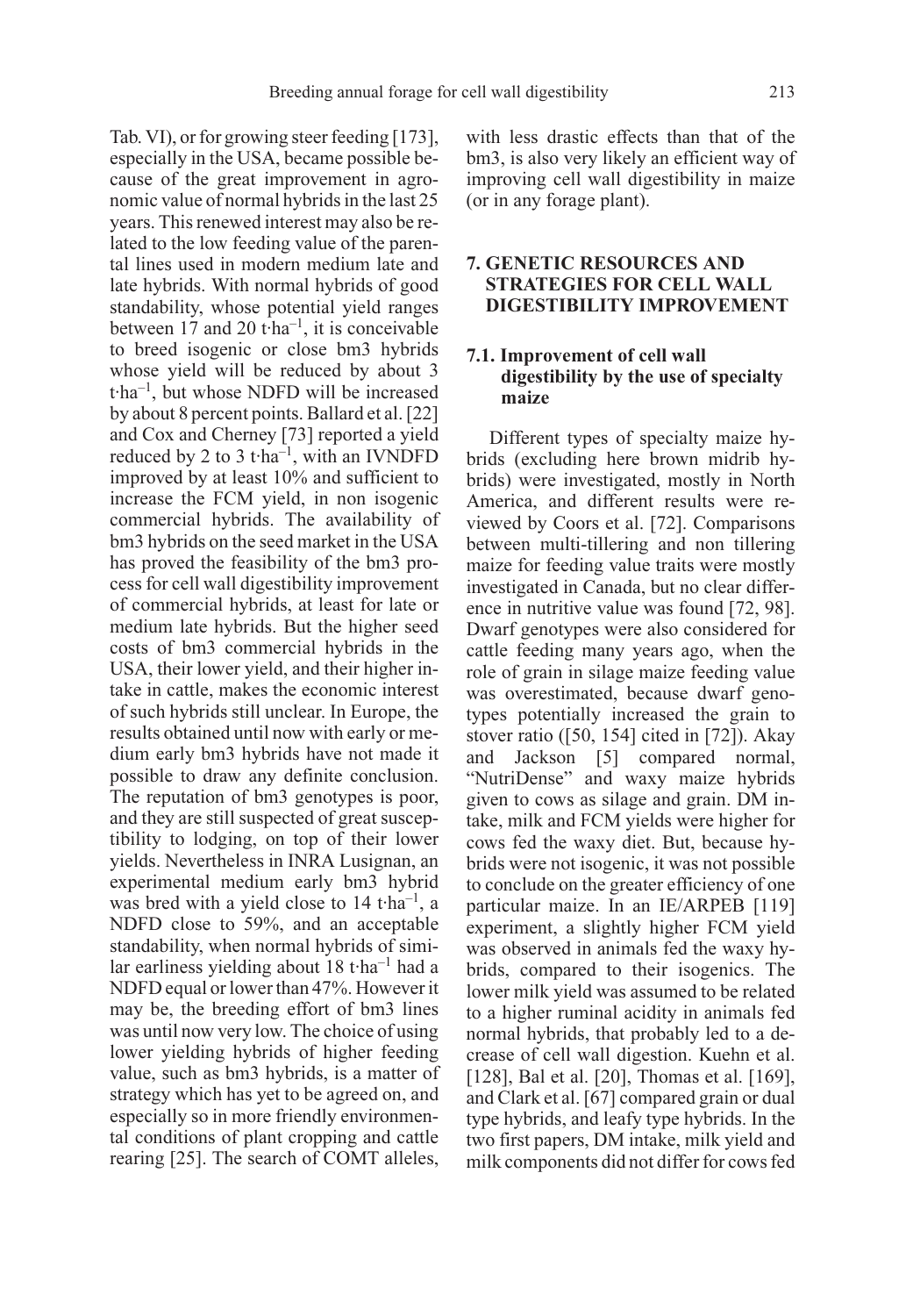Tab. VI), or for growing steer feeding [173], especially in the USA, became possible because of the great improvement in agronomic value of normal hybrids in the last 25 years. This renewed interest may also be related to the low feeding value of the parental lines used in modern medium late and late hybrids. With normal hybrids of good standability, whose potential yield ranges between 17 and 20 $t \cdot ha^{-1}$, it is conceivable to breed isogenic or close bm3 hybrids whose yield will be reduced by about 3 $t \cdot ha^{-1}$, but whose NDFD will be increased by about 8 percent points. Ballard et al. [22] and Cox and Cherney [73] reported a yield reduced by 2 to 3 $t \cdot ha^{-1}$, with an IVNDFD improved by at least 10% and sufficient to increase the FCM yield, in non isogenic commercial hybrids. The availability of bm3 hybrids on the seed market in the USA has proved the feasibility of the bm3 process for cell wall digestibility improvement of commercial hybrids, at least for late or medium late hybrids. But the higher seed costs of bm3 commercial hybrids in the USA, their lower yield, and their higher intake in cattle, makes the economic interest of such hybrids still unclear. In Europe, the results obtained until now with early or medium early bm3 hybrids have not made it possible to draw any definite conclusion. The reputation of bm3 genotypes is poor, and they are still suspected of great susceptibility to lodging, on top of their lower yields. Nevertheless in INRA Lusignan, an experimental medium early bm3 hybrid was bred with a yield close to 14 $t \cdot ha^{-1}$, a NDFD close to 59%, and an acceptable standability, when normal hybrids of similar earliness yielding about 18 $t \cdot ha^{-1}$ had a NDFD equal or lower than 47%. However it may be, the breeding effort of bm3 lines was until now very low. The choice of using lower yielding hybrids of higher feeding value, such as bm3 hybrids, is a matter of strategy which has yet to be agreed on, and especially so in more friendly environmental conditions of plant cropping and cattle rearing [25]. The search of COMT alleles, with less drastic effects than that of the bm3, is also very likely an efficient way of improving cell wall digestibility in maize (or in any forage plant).

## 7. GENETIC RESOURCES AND STRATEGIES FOR CELL WALL DIGESTIBILITY IMPROVEMENT

### 7.1. Improvement of cell wall digestibility by the use of specialty maize

Different types of specialty maize hybrids (excluding here brown midrib hybrids) were investigated, mostly in North America, and different results were reviewed by Coors et al. [72]. Comparisons between multi-tillering and non tillering maize for feeding value traits were mostly investigated in Canada, but no clear difference in nutritive value was found [72, 98]. Dwarf genotypes were also considered for cattle feeding many years ago, when the role of grain in silage maize feeding value was overestimated, because dwarf genotypes potentially increased the grain to stover ratio ([50, 154] cited in [72]). Akay and Jackson [5] compared normal, "NutriDense" and waxy maize hybrids given to cows as silage and grain. DM intake, milk and FCM yields were higher for cows fed the waxy diet. But, because hybrids were not isogenic, it was not possible to conclude on the greater efficiency of one particular maize. In an IE/ARPEB [119] experiment, a slightly higher FCM yield was observed in animals fed the waxy hybrids, compared to their isogenics. The lower milk yield was assumed to be related to a higher ruminal acidity in animals fed normal hybrids, that probably led to a decrease of cell wall digestion. Kuehn et al. [128], Bal et al. [20], Thomas et al. [169], and Clark et al. [67] compared grain or dual type hybrids, and leafy type hybrids. In the two first papers, DM intake, milk yield and milk components did not differ for cows fed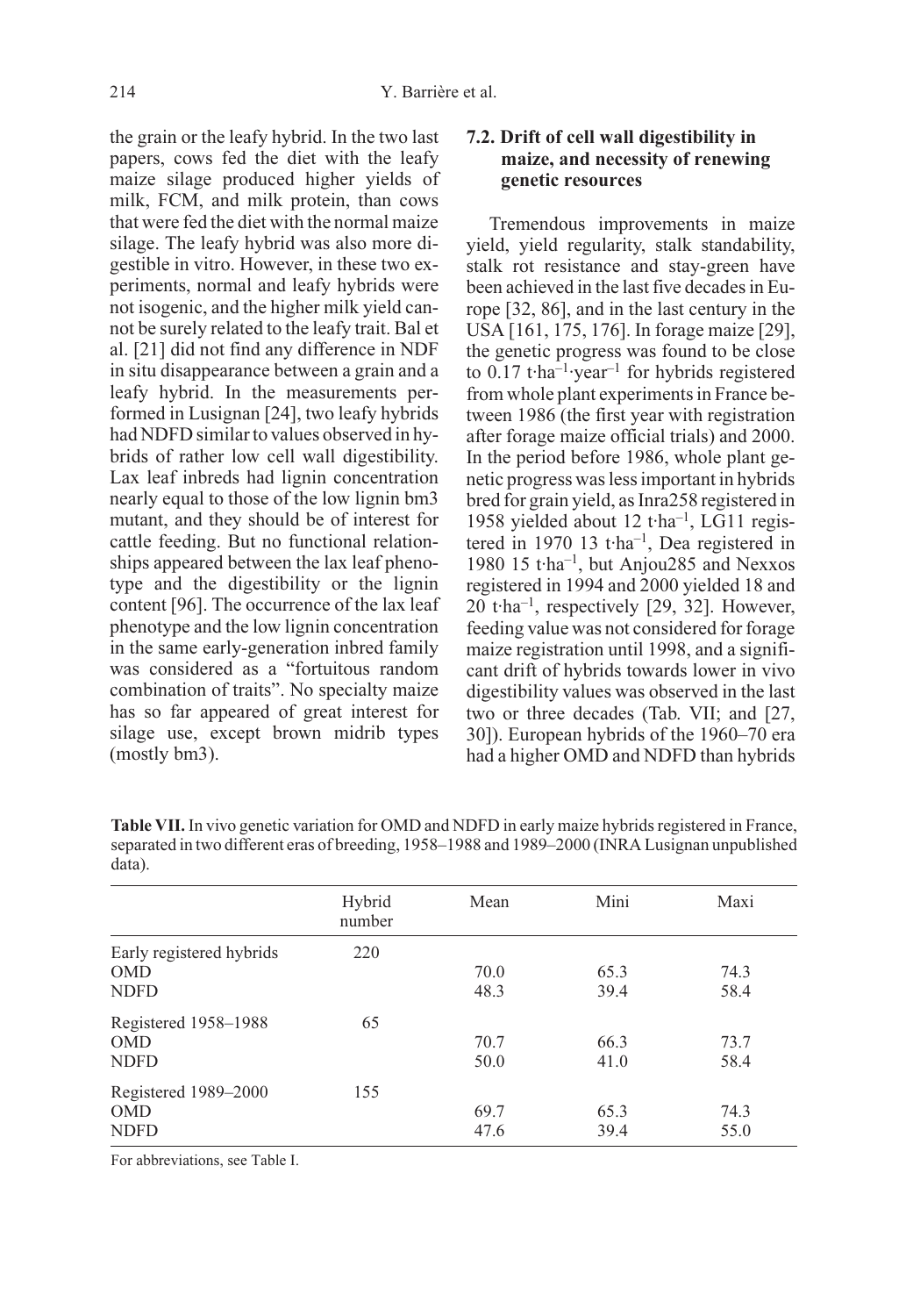the grain or the leafy hybrid. In the two last papers, cows fed the diet with the leafy maize silage produced higher yields of milk, FCM, and milk protein, than cows that were fed the diet with the normal maize silage. The leafy hybrid was also more digestible in vitro. However, in these two experiments, normal and leafy hybrids were not isogenic, and the higher milk yield cannot be surely related to the leafy trait. Bal et al. [21] did not find any difference in NDF in situ disappearance between a grain and a leafy hybrid. In the measurements performed in Lusignan [24], two leafy hybrids had NDFD similar to values observed in hybrids of rather low cell wall digestibility. Lax leaf inbreds had lignin concentration nearly equal to those of the low lignin bm3 mutant, and they should be of interest for cattle feeding. But no functional relationships appeared between the lax leaf phenotype and the digestibility or the lignin content [96]. The occurrence of the lax leaf phenotype and the low lignin concentration in the same early-generation inbred family was considered as a "fortuitous random combination of traits". No specialty maize has so far appeared of great interest for silage use, except brown midrib types (mostly bm3).

### 7.2. Drift of cell wall digestibility in maize, and necessity of renewing genetic resources

Tremendous improvements in maize yield, yield regularity, stalk standability, stalk rot resistance and stay-green have been achieved in the last five decades in Europe [32, 86], and in the last century in the USA [161, 175, 176]. In forage maize [29], the genetic progress was found to be close to 0.17 $t \cdot ha^{-1} \cdot year^{-1}$ for hybrids registered from whole plant experiments in France between 1986 (the first year with registration after forage maize official trials) and 2000. In the period before 1986, whole plant genetic progress was less important in hybrids bred for grain yield, as Inra258 registered in 1958 yielded about 12 $t \cdot ha^{-1}$, LG11 registered in 1970 13 $t \cdot ha^{-1}$, Dea registered in 1980 15 $t \cdot ha^{-1}$, but Anjou285 and Nexxos registered in 1994 and 2000 yielded 18 and 20 $t \cdot ha^{-1}$, respectively [29, 32]. However, feeding value was not considered for forage maize registration until 1998, and a significant drift of hybrids towards lower in vivo digestibility values was observed in the last two or three decades (Tab. VII; and [27, 30]). European hybrids of the 1960–70 era had a higher OMD and NDFD than hybrids

**Table VII.** In vivo genetic variation for OMD and NDFD in early maize hybrids registered in France, separated in two different eras of breeding, 1958–1988 and 1989–2000 (INRA Lusignan unpublished data).

| | Hybrid number | Mean | Mini | Maxi |
|---|---|---|---|---|
| Early registered hybrids | 220 | | | |
| OMD | | 70.0 | 65.3 | 74.3 |
| NDFD | | 48.3 | 39.4 | 58.4 |
| Registered 1958–1988 | 65 | | | |
| OMD | | 70.7 | 66.3 | 73.7 |
| NDFD | | 50.0 | 41.0 | 58.4 |
| Registered 1989–2000 | 155 | | | |
| OMD | | 69.7 | 65.3 | 74.3 |
| NDFD | | 47.6 | 39.4 | 55.0 |

For abbreviations, see Table I.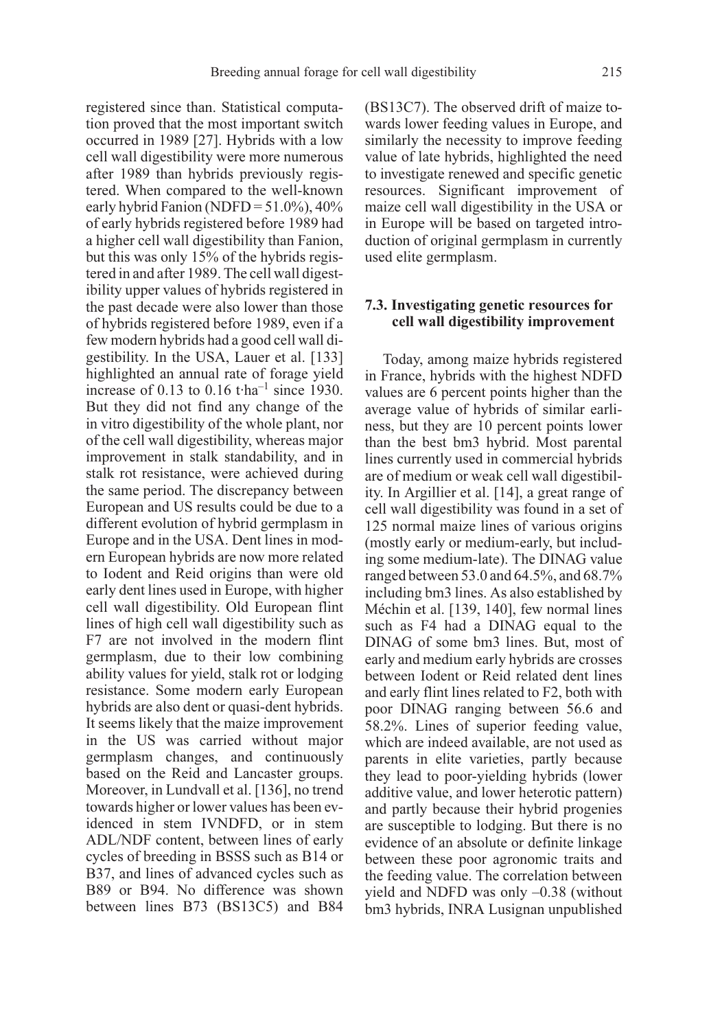registered since than. Statistical computation proved that the most important switch occurred in 1989 [27]. Hybrids with a low cell wall digestibility were more numerous after 1989 than hybrids previously registered. When compared to the well-known early hybrid Fanion (NDFD = 51.0%), 40% of early hybrids registered before 1989 had a higher cell wall digestibility than Fanion, but this was only 15% of the hybrids registered in and after 1989. The cell wall digestibility upper values of hybrids registered in the past decade were also lower than those of hybrids registered before 1989, even if a few modern hybrids had a good cell wall digestibility. In the USA, Lauer et al. [133] highlighted an annual rate of forage yield increase of 0.13 to 0.16 t·ha$^{-1}$ since 1930. But they did not find any change of the in vitro digestibility of the whole plant, nor of the cell wall digestibility, whereas major improvement in stalk standability, and in stalk rot resistance, were achieved during the same period. The discrepancy between European and US results could be due to a different evolution of hybrid germplasm in Europe and in the USA. Dent lines in modern European hybrids are now more related to Iodent and Reid origins than were old early dent lines used in Europe, with higher cell wall digestibility. Old European flint lines of high cell wall digestibility such as F7 are not involved in the modern flint germplasm, due to their low combining ability values for yield, stalk rot or lodging resistance. Some modern early European hybrids are also dent or quasi-dent hybrids. It seems likely that the maize improvement in the US was carried without major germplasm changes, and continuously based on the Reid and Lancaster groups. Moreover, in Lundvall et al. [136], no trend towards higher or lower values has been evidenced in stem IVNDFD, or in stem ADL/NDF content, between lines of early cycles of breeding in BSSS such as B14 or B37, and lines of advanced cycles such as B89 or B94. No difference was shown between lines B73 (BS13C5) and B84 (BS13C7). The observed drift of maize towards lower feeding values in Europe, and similarly the necessity to improve feeding value of late hybrids, highlighted the need to investigate renewed and specific genetic resources. Significant improvement of maize cell wall digestibility in the USA or in Europe will be based on targeted introduction of original germplasm in currently used elite germplasm.

### 7.3. Investigating genetic resources for cell wall digestibility improvement

Today, among maize hybrids registered in France, hybrids with the highest NDFD values are 6 percent points higher than the average value of hybrids of similar earliness, but they are 10 percent points lower than the best bm3 hybrid. Most parental lines currently used in commercial hybrids are of medium or weak cell wall digestibility. In Argillier et al. [14], a great range of cell wall digestibility was found in a set of 125 normal maize lines of various origins (mostly early or medium-early, but including some medium-late). The DINAG value ranged between 53.0 and 64.5%, and 68.7% including bm3 lines. As also established by Méchin et al. [139, 140], few normal lines such as F4 had a DINAG equal to the DINAG of some bm3 lines. But, most of early and medium early hybrids are crosses between Iodent or Reid related dent lines and early flint lines related to F2, both with poor DINAG ranging between 56.6 and 58.2%. Lines of superior feeding value, which are indeed available, are not used as parents in elite varieties, partly because they lead to poor-yielding hybrids (lower additive value, and lower heterotic pattern) and partly because their hybrid progenies are susceptible to lodging. But there is no evidence of an absolute or definite linkage between these poor agronomic traits and the feeding value. The correlation between yield and NDFD was only –0.38 (without bm3 hybrids, INRA Lusignan unpublished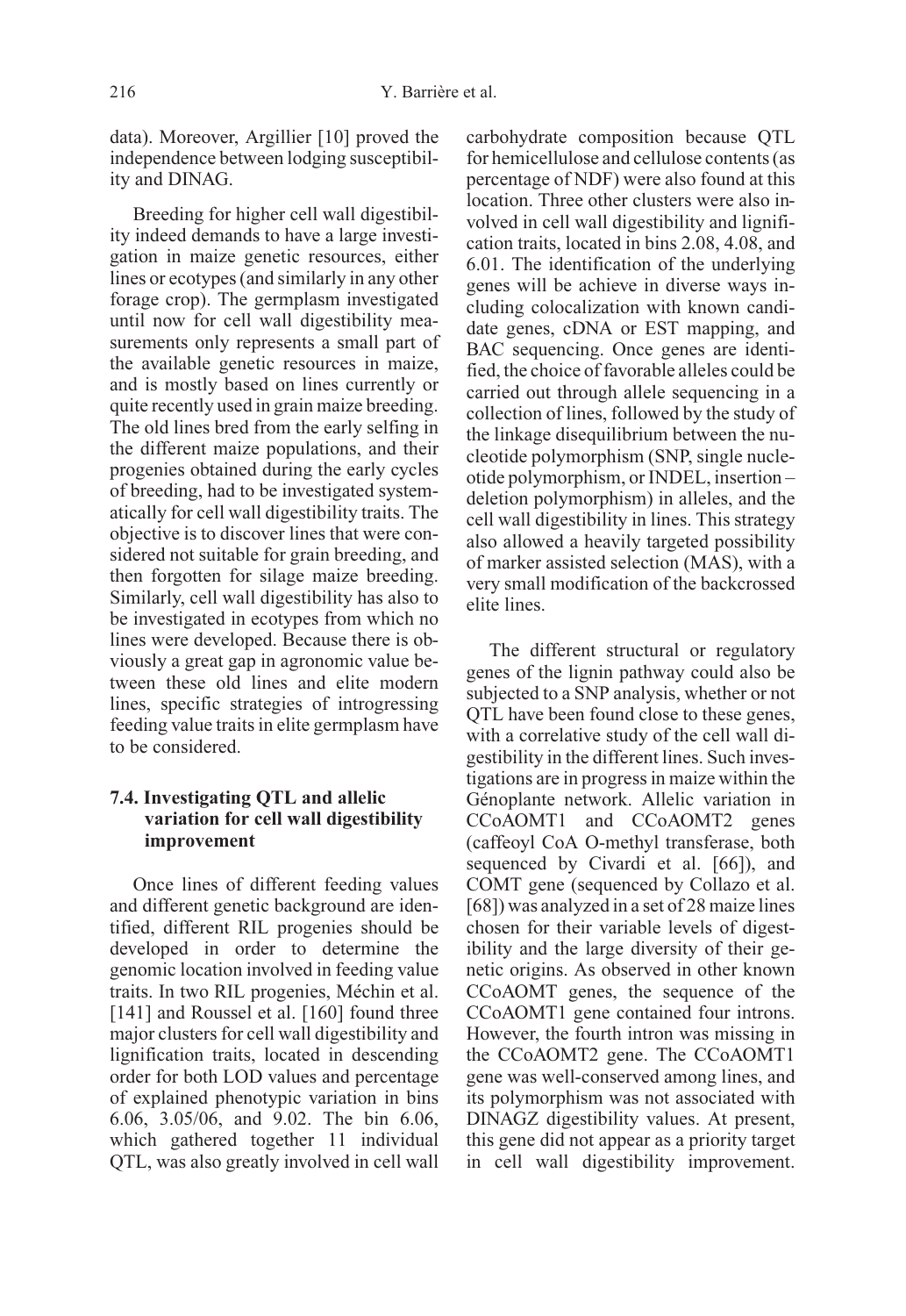data). Moreover, Argillier [10] proved the independence between lodging susceptibility and DINAG.

Breeding for higher cell wall digestibility indeed demands to have a large investigation in maize genetic resources, either lines or ecotypes (and similarly in any other forage crop). The germplasm investigated until now for cell wall digestibility measurements only represents a small part of the available genetic resources in maize, and is mostly based on lines currently or quite recently used in grain maize breeding. The old lines bred from the early selfing in the different maize populations, and their progenies obtained during the early cycles of breeding, had to be investigated systematically for cell wall digestibility traits. The objective is to discover lines that were considered not suitable for grain breeding, and then forgotten for silage maize breeding. Similarly, cell wall digestibility has also to be investigated in ecotypes from which no lines were developed. Because there is obviously a great gap in agronomic value between these old lines and elite modern lines, specific strategies of introgressing feeding value traits in elite germplasm have to be considered.

### 7.4. Investigating QTL and allelic variation for cell wall digestibility improvement

Once lines of different feeding values and different genetic background are identified, different RIL progenies should be developed in order to determine the genomic location involved in feeding value traits. In two RIL progenies, Méchin et al. [141] and Roussel et al. [160] found three major clusters for cell wall digestibility and lignification traits, located in descending order for both LOD values and percentage of explained phenotypic variation in bins 6.06, 3.05/06, and 9.02. The bin 6.06, which gathered together 11 individual QTL, was also greatly involved in cell wall carbohydrate composition because QTL for hemicellulose and cellulose contents (as percentage of NDF) were also found at this location. Three other clusters were also involved in cell wall digestibility and lignification traits, located in bins 2.08, 4.08, and 6.01. The identification of the underlying genes will be achieve in diverse ways including colocalization with known candidate genes, cDNA or EST mapping, and BAC sequencing. Once genes are identified, the choice of favorable alleles could be carried out through allele sequencing in a collection of lines, followed by the study of the linkage disequilibrium between the nucleotide polymorphism (SNP, single nucleotide polymorphism, or INDEL, insertion – deletion polymorphism) in alleles, and the cell wall digestibility in lines. This strategy also allowed a heavily targeted possibility of marker assisted selection (MAS), with a very small modification of the backcrossed elite lines.

The different structural or regulatory genes of the lignin pathway could also be subjected to a SNP analysis, whether or not QTL have been found close to these genes, with a correlative study of the cell wall digestibility in the different lines. Such investigations are in progress in maize within the Génoplante network. Allelic variation in CCoAOMT1 and CCoAOMT2 genes (caffeoyl CoA O-methyl transferase, both sequenced by Civardi et al. [66]), and COMT gene (sequenced by Collazo et al. [68]) was analyzed in a set of 28 maize lines chosen for their variable levels of digestibility and the large diversity of their genetic origins. As observed in other known CCoAOMT genes, the sequence of the CCoAOMT1 gene contained four introns. However, the fourth intron was missing in the CCoAOMT2 gene. The CCoAOMT1 gene was well-conserved among lines, and its polymorphism was not associated with DINAGZ digestibility values. At present, this gene did not appear as a priority target in cell wall digestibility improvement.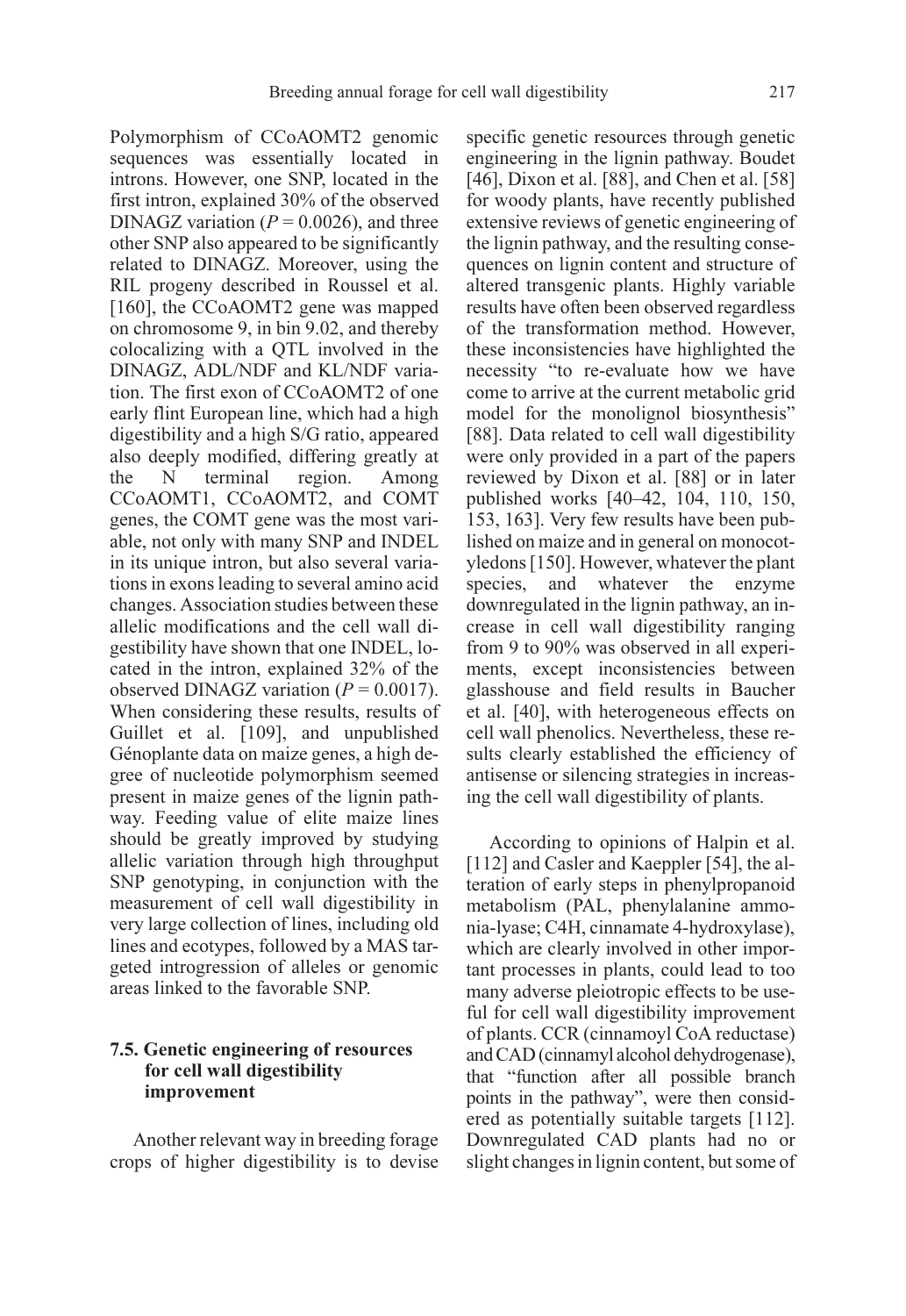Polymorphism of CCoAOMT2 genomic sequences was essentially located in introns. However, one SNP, located in the first intron, explained 30% of the observed DINAGZ variation ($P = 0.0026$), and three other SNP also appeared to be significantly related to DINAGZ. Moreover, using the RIL progeny described in Roussel et al. [160], the CCoAOMT2 gene was mapped on chromosome 9, in bin 9.02, and thereby colocalizing with a QTL involved in the DINAGZ, ADL/NDF and KL/NDF variation. The first exon of CCoAOMT2 of one early flint European line, which had a high digestibility and a high S/G ratio, appeared also deeply modified, differing greatly at the N terminal region. Among CCoAOMT1, CCoAOMT2, and COMT genes, the COMT gene was the most variable, not only with many SNP and INDEL in its unique intron, but also several variations in exons leading to several amino acid changes. Association studies between these allelic modifications and the cell wall digestibility have shown that one INDEL, located in the intron, explained 32% of the observed DINAGZ variation ($P = 0.0017$). When considering these results, results of Guillet et al. [109], and unpublished Génoplante data on maize genes, a high degree of nucleotide polymorphism seemed present in maize genes of the lignin pathway. Feeding value of elite maize lines should be greatly improved by studying allelic variation through high throughput SNP genotyping, in conjunction with the measurement of cell wall digestibility in very large collection of lines, including old lines and ecotypes, followed by a MAS targeted introgression of alleles or genomic areas linked to the favorable SNP.

### 7.5. Genetic engineering of resources for cell wall digestibility improvement

Another relevant way in breeding forage crops of higher digestibility is to devise specific genetic resources through genetic engineering in the lignin pathway. Boudet [46], Dixon et al. [88], and Chen et al. [58] for woody plants, have recently published extensive reviews of genetic engineering of the lignin pathway, and the resulting consequences on lignin content and structure of altered transgenic plants. Highly variable results have often been observed regardless of the transformation method. However, these inconsistencies have highlighted the necessity "to re-evaluate how we have come to arrive at the current metabolic grid model for the monolignol biosynthesis" [88]. Data related to cell wall digestibility were only provided in a part of the papers reviewed by Dixon et al. [88] or in later published works [40–42, 104, 110, 150, 153, 163]. Very few results have been published on maize and in general on monocotyledons [150]. However, whatever the plant species, and whatever the enzyme downregulated in the lignin pathway, an increase in cell wall digestibility ranging from 9 to 90% was observed in all experiments, except inconsistencies between glasshouse and field results in Baucher et al. [40], with heterogeneous effects on cell wall phenolics. Nevertheless, these results clearly established the efficiency of antisense or silencing strategies in increasing the cell wall digestibility of plants.

According to opinions of Halpin et al. [112] and Casler and Kaeppler [54], the alteration of early steps in phenylpropanoid metabolism (PAL, phenylalanine ammonia-lyase; C4H, cinnamate 4-hydroxylase), which are clearly involved in other important processes in plants, could lead to too many adverse pleiotropic effects to be useful for cell wall digestibility improvement of plants. CCR (cinnamoyl CoA reductase) and CAD (cinnamyl alcohol dehydrogenase), that "function after all possible branch points in the pathway", were then considered as potentially suitable targets [112]. Downregulated CAD plants had no or slight changes in lignin content, but some of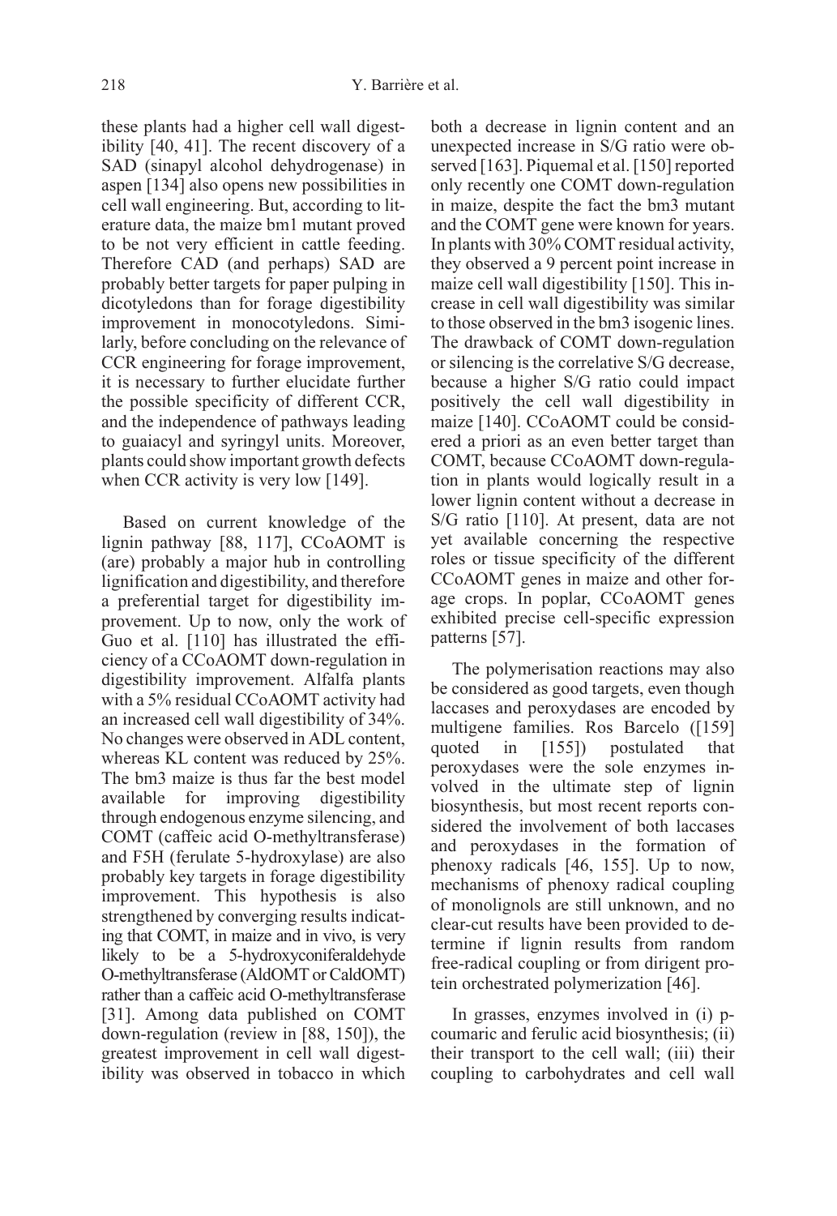these plants had a higher cell wall digestibility [40, 41]. The recent discovery of a SAD (sinapyl alcohol dehydrogenase) in aspen [134] also opens new possibilities in cell wall engineering. But, according to literature data, the maize bm1 mutant proved to be not very efficient in cattle feeding. Therefore CAD (and perhaps) SAD are probably better targets for paper pulping in dicotyledons than for forage digestibility improvement in monocotyledons. Similarly, before concluding on the relevance of CCR engineering for forage improvement, it is necessary to further elucidate further the possible specificity of different CCR, and the independence of pathways leading to guaiacyl and syringyl units. Moreover, plants could show important growth defects when CCR activity is very low [149].

Based on current knowledge of the lignin pathway [88, 117], CCoAOMT is (are) probably a major hub in controlling lignification and digestibility, and therefore a preferential target for digestibility improvement. Up to now, only the work of Guo et al. [110] has illustrated the efficiency of a CCoAOMT down-regulation in digestibility improvement. Alfalfa plants with a 5% residual CCoAOMT activity had an increased cell wall digestibility of 34%. No changes were observed in ADL content, whereas KL content was reduced by 25%. The bm3 maize is thus far the best model available for improving digestibility through endogenous enzyme silencing, and COMT (caffeic acid O-methyltransferase) and F5H (ferulate 5-hydroxylase) are also probably key targets in forage digestibility improvement. This hypothesis is also strengthened by converging results indicating that COMT, in maize and in vivo, is very likely to be a 5-hydroxyconiferaldehyde O-methyltransferase (AldOMT or CaldOMT) rather than a caffeic acid O-methyltransferase [31]. Among data published on COMT down-regulation (review in [88, 150]), the greatest improvement in cell wall digestibility was observed in tobacco in which both a decrease in lignin content and an unexpected increase in S/G ratio were observed [163]. Piquemal et al. [150] reported only recently one COMT down-regulation in maize, despite the fact the bm3 mutant and the COMT gene were known for years. In plants with 30% COMT residual activity, they observed a 9 percent point increase in maize cell wall digestibility [150]. This increase in cell wall digestibility was similar to those observed in the bm3 isogenic lines. The drawback of COMT down-regulation or silencing is the correlative S/G decrease, because a higher S/G ratio could impact positively the cell wall digestibility in maize [140]. CCoAOMT could be considered a priori as an even better target than COMT, because CCoAOMT down-regulation in plants would logically result in a lower lignin content without a decrease in S/G ratio [110]. At present, data are not yet available concerning the respective roles or tissue specificity of the different CCoAOMT genes in maize and other forage crops. In poplar, CCoAOMT genes exhibited precise cell-specific expression patterns [57].

The polymerisation reactions may also be considered as good targets, even though laccases and peroxydases are encoded by multigene families. Ros Barcelo ([159] quoted in [155]) postulated that peroxydases were the sole enzymes involved in the ultimate step of lignin biosynthesis, but most recent reports considered the involvement of both laccases and peroxydases in the formation of phenoxy radicals [46, 155]. Up to now, mechanisms of phenoxy radical coupling of monolignols are still unknown, and no clear-cut results have been provided to determine if lignin results from random free-radical coupling or from dirigent protein orchestrated polymerization [46].

In grasses, enzymes involved in (i) p-coumaric and ferulic acid biosynthesis; (ii) their transport to the cell wall; (iii) their coupling to carbohydrates and cell wall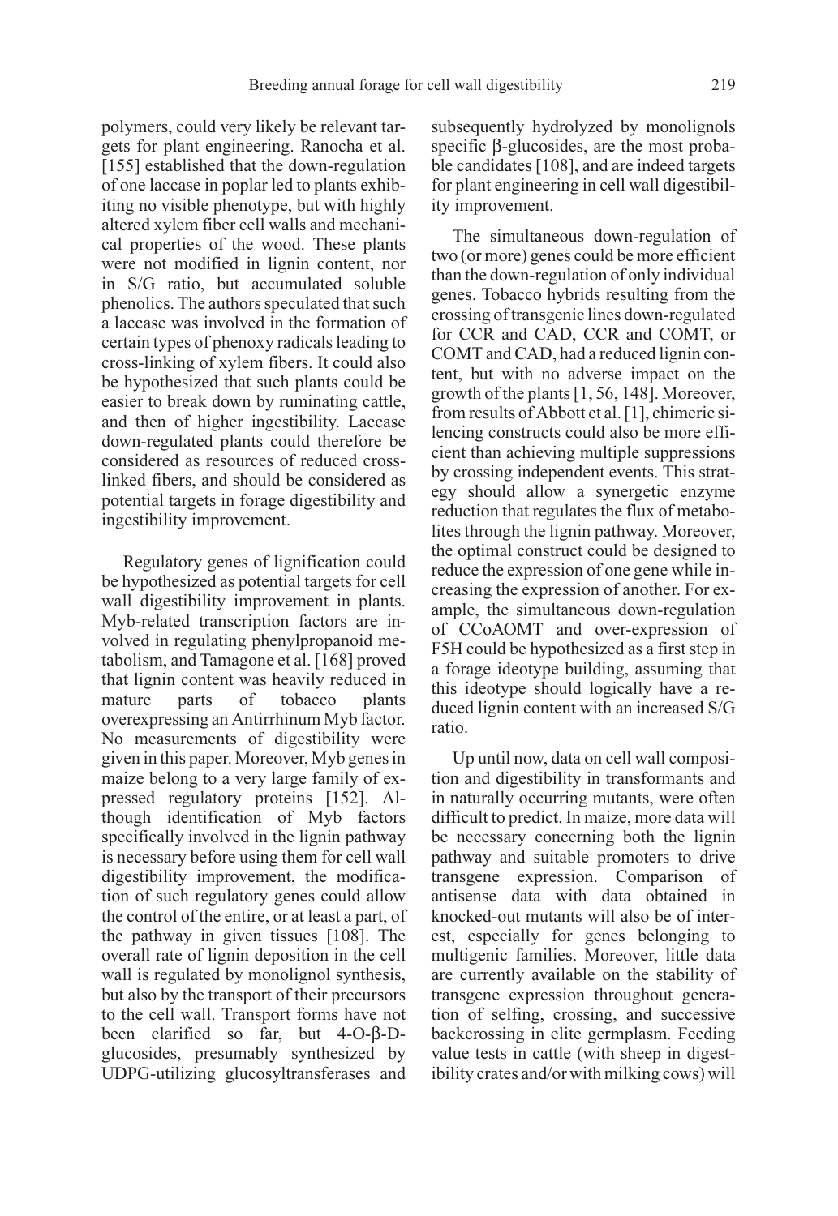polymers, could very likely be relevant targets for plant engineering. Ranocha et al. [155] established that the down-regulation of one laccase in poplar led to plants exhibiting no visible phenotype, but with highly altered xylem fiber cell walls and mechanical properties of the wood. These plants were not modified in lignin content, nor in S/G ratio, but accumulated soluble phenolics. The authors speculated that such a laccase was involved in the formation of certain types of phenoxy radicals leading to cross-linking of xylem fibers. It could also be hypothesized that such plants could be easier to break down by ruminating cattle, and then of higher ingestibility. Laccase down-regulated plants could therefore be considered as resources of reduced cross-linked fibers, and should be considered as potential targets in forage digestibility and ingestibility improvement.

Regulatory genes of lignification could be hypothesized as potential targets for cell wall digestibility improvement in plants. Myb-related transcription factors are involved in regulating phenylpropanoid metabolism, and Tamagone et al. [168] proved that lignin content was heavily reduced in mature parts of tobacco plants overexpressing an Antirrhinum Myb factor. No measurements of digestibility were given in this paper. Moreover, Myb genes in maize belong to a very large family of expressed regulatory proteins [152]. Although identification of Myb factors specifically involved in the lignin pathway is necessary before using them for cell wall digestibility improvement, the modification of such regulatory genes could allow the control of the entire, or at least a part, of the pathway in given tissues [108]. The overall rate of lignin deposition in the cell wall is regulated by monolignol synthesis, but also by the transport of their precursors to the cell wall. Transport forms have not been clarified so far, but 4-O-β-D-glucosides, presumably synthesized by UDPG-utilizing glucosyltransferases and subsequently hydrolyzed by monolignols specific β-glucosides, are the most probable candidates [108], and are indeed targets for plant engineering in cell wall digestibility improvement.

The simultaneous down-regulation of two (or more) genes could be more efficient than the down-regulation of only individual genes. Tobacco hybrids resulting from the crossing of transgenic lines down-regulated for CCR and CAD, CCR and COMT, or COMT and CAD, had a reduced lignin content, but with no adverse impact on the growth of the plants [1, 56, 148]. Moreover, from results of Abbott et al. [1], chimeric silencing constructs could also be more efficient than achieving multiple suppressions by crossing independent events. This strategy should allow a synergetic enzyme reduction that regulates the flux of metabolites through the lignin pathway. Moreover, the optimal construct could be designed to reduce the expression of one gene while increasing the expression of another. For example, the simultaneous down-regulation of CCoAOMT and over-expression of F5H could be hypothesized as a first step in a forage ideotype building, assuming that this ideotype should logically have a reduced lignin content with an increased S/G ratio.

Up until now, data on cell wall composition and digestibility in transformants and in naturally occurring mutants, were often difficult to predict. In maize, more data will be necessary concerning both the lignin pathway and suitable promoters to drive transgene expression. Comparison of antisense data with data obtained in knocked-out mutants will also be of interest, especially for genes belonging to multigenic families. Moreover, little data are currently available on the stability of transgene expression throughout generation of selfing, crossing, and successive backcrossing in elite germplasm. Feeding value tests in cattle (with sheep in digestibility crates and/or with milking cows) will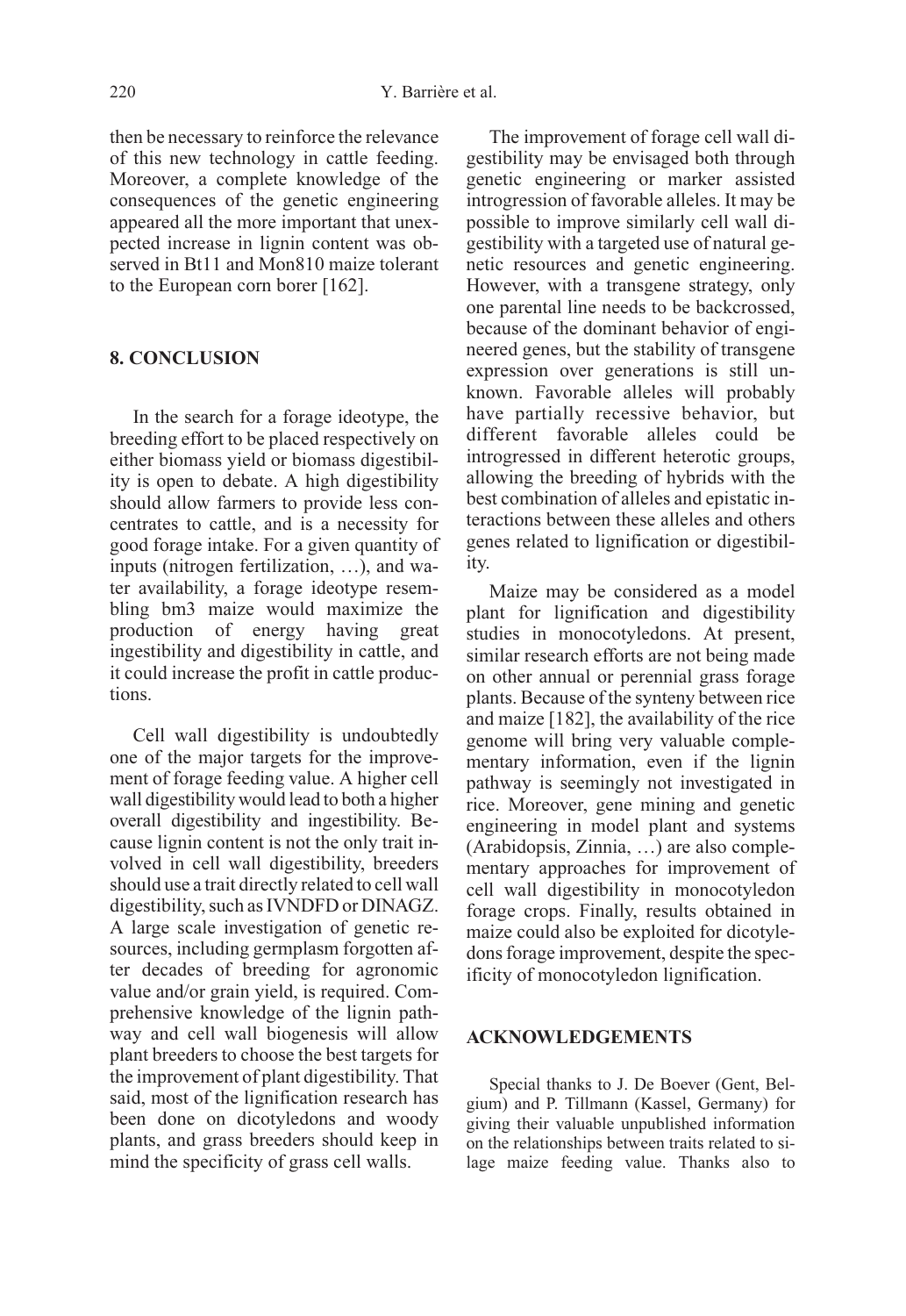then be necessary to reinforce the relevance of this new technology in cattle feeding. Moreover, a complete knowledge of the consequences of the genetic engineering appeared all the more important that unexpected increase in lignin content was observed in Bt11 and Mon810 maize tolerant to the European corn borer [162].

## 8. CONCLUSION

In the search for a forage ideotype, the breeding effort to be placed respectively on either biomass yield or biomass digestibility is open to debate. A high digestibility should allow farmers to provide less concentrates to cattle, and is a necessity for good forage intake. For a given quantity of inputs (nitrogen fertilization, …), and water availability, a forage ideotype resembling bm3 maize would maximize the production of energy having great ingestibility and digestibility in cattle, and it could increase the profit in cattle productions.

Cell wall digestibility is undoubtedly one of the major targets for the improvement of forage feeding value. A higher cell wall digestibility would lead to both a higher overall digestibility and ingestibility. Because lignin content is not the only trait involved in cell wall digestibility, breeders should use a trait directly related to cell wall digestibility, such as IVNDFD or DINAGZ. A large scale investigation of genetic resources, including germplasm forgotten after decades of breeding for agronomic value and/or grain yield, is required. Comprehensive knowledge of the lignin pathway and cell wall biogenesis will allow plant breeders to choose the best targets for the improvement of plant digestibility. That said, most of the lignification research has been done on dicotyledons and woody plants, and grass breeders should keep in mind the specificity of grass cell walls.

The improvement of forage cell wall digestibility may be envisaged both through genetic engineering or marker assisted introgression of favorable alleles. It may be possible to improve similarly cell wall digestibility with a targeted use of natural genetic resources and genetic engineering. However, with a transgene strategy, only one parental line needs to be backcrossed, because of the dominant behavior of engineered genes, but the stability of transgene expression over generations is still unknown. Favorable alleles will probably have partially recessive behavior, but different favorable alleles could be introgressed in different heterotic groups, allowing the breeding of hybrids with the best combination of alleles and epistatic interactions between these alleles and others genes related to lignification or digestibility.

Maize may be considered as a model plant for lignification and digestibility studies in monocotyledons. At present, similar research efforts are not being made on other annual or perennial grass forage plants. Because of the synteny between rice and maize [182], the availability of the rice genome will bring very valuable complementary information, even if the lignin pathway is seemingly not investigated in rice. Moreover, gene mining and genetic engineering in model plant and systems (Arabidopsis, Zinnia, …) are also complementary approaches for improvement of cell wall digestibility in monocotyledon forage crops. Finally, results obtained in maize could also be exploited for dicotyledons forage improvement, despite the specificity of monocotyledon lignification.

## ACKNOWLEDGEMENTS

Special thanks to J. De Boever (Gent, Belgium) and P. Tillmann (Kassel, Germany) for giving their valuable unpublished information on the relationships between traits related to silage maize feeding value. Thanks also to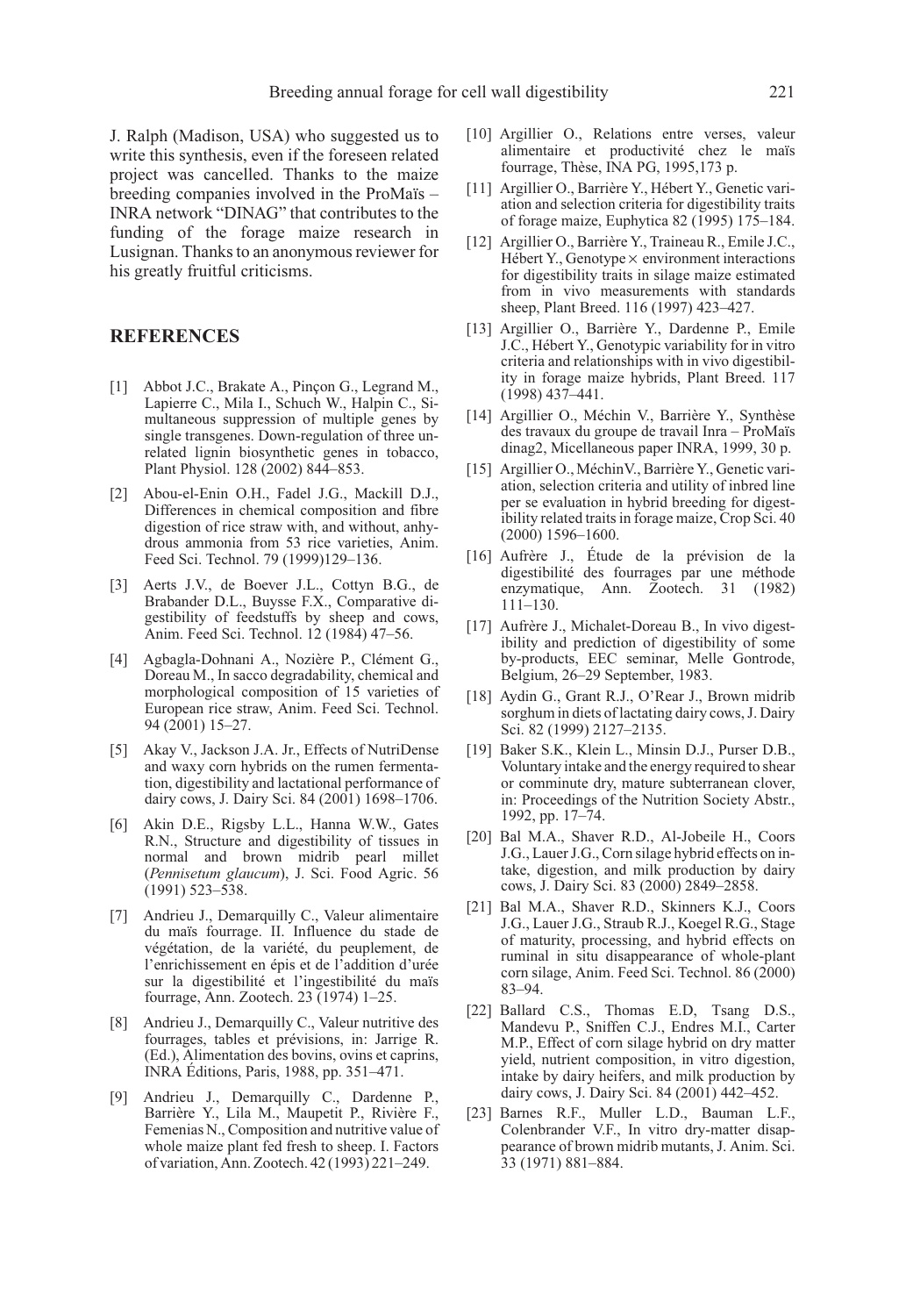J. Ralph (Madison, USA) who suggested us to write this synthesis, even if the foreseen related project was cancelled. Thanks to the maize breeding companies involved in the ProMaïs – INRA network "DINAG" that contributes to the funding of the forage maize research in Lusignan. Thanks to an anonymous reviewer for his greatly fruitful criticisms.

## REFERENCES

[1] Abbot J.C., Brakate A., Pinçon G., Legrand M., Lapierre C., Mila I., Schuch W., Halpin C., Simultaneous suppression of multiple genes by single transgenes. Down-regulation of three unrelated lignin biosynthetic genes in tobacco, Plant Physiol. 128 (2002) 844–853.

[2] Abou-el-Enin O.H., Fadel J.G., Mackill D.J., Differences in chemical composition and fibre digestion of rice straw with, and without, anhydrous ammonia from 53 rice varieties, Anim. Feed Sci. Technol. 79 (1999)129–136.

[3] Aerts J.V., de Boever J.L., Cottyn B.G., de Brabander D.L., Buysse F.X., Comparative digestibility of feedstuffs by sheep and cows, Anim. Feed Sci. Technol. 12 (1984) 47–56.

[4] Agbagla-Dohnani A., Nozière P., Clément G., Doreau M., In sacco degradability, chemical and morphological composition of 15 varieties of European rice straw, Anim. Feed Sci. Technol. 94 (2001) 15–27.

[5] Akay V., Jackson J.A. Jr., Effects of NutriDense and waxy corn hybrids on the rumen fermentation, digestibility and lactational performance of dairy cows, J. Dairy Sci. 84 (2001) 1698–1706.

[6] Akin D.E., Rigsby L.L., Hanna W.W., Gates R.N., Structure and digestibility of tissues in normal and brown midrib pearl millet (*Pennisetum glaucum*), J. Sci. Food Agric. 56 (1991) 523–538.

[7] Andrieu J., Demarquilly C., Valeur alimentaire du maïs fourrage. II. Influence du stade de végétation, de la variété, du peuplement, de l'enrichissement en épis et de l'addition d'urée sur la digestibilité et l'ingestibilité du maïs fourrage, Ann. Zootech. 23 (1974) 1–25.

[8] Andrieu J., Demarquilly C., Valeur nutritive des fourrages, tables et prévisions, in: Jarrige R. (Ed.), Alimentation des bovins, ovins et caprins, INRA Éditions, Paris, 1988, pp. 351–471.

[9] Andrieu J., Demarquilly C., Dardenne P., Barrière Y., Lila M., Maupetit P., Rivière F., Femenias N., Composition and nutritive value of whole maize plant fed fresh to sheep. I. Factors of variation, Ann. Zootech. 42 (1993) 221–249.

[10] Argillier O., Relations entre verses, valeur alimentaire et productivité chez le maïs fourrage, Thèse, INA PG, 1995,173 p.

[11] Argillier O., Barrière Y., Hébert Y., Genetic variation and selection criteria for digestibility traits of forage maize, Euphytica 82 (1995) 175–184.

[12] Argillier O., Barrière Y., Traineau R., Emile J.C., Hébert Y., Genotype × environment interactions for digestibility traits in silage maize estimated from in vivo measurements with standards sheep, Plant Breed. 116 (1997) 423–427.

[13] Argillier O., Barrière Y., Dardenne P., Emile J.C., Hébert Y., Genotypic variability for in vitro criteria and relationships with in vivo digestibility in forage maize hybrids, Plant Breed. 117 (1998) 437–441.

[14] Argillier O., Méchin V., Barrière Y., Synthèse des travaux du groupe de travail Inra – ProMaïs dinag2, Micellaneous paper INRA, 1999, 30 p.

[15] Argillier O., MéchinV., Barrière Y., Genetic variation, selection criteria and utility of inbred line per se evaluation in hybrid breeding for digestibility related traits in forage maize, Crop Sci. 40 (2000) 1596–1600.

[16] Aufrère J., Étude de la prévision de la digestibilité des fourrages par une méthode enzymatique, Ann. Zootech. 31 (1982) 111–130.

[17] Aufrère J., Michalet-Doreau B., In vivo digestibility and prediction of digestibility of some by-products, EEC seminar, Melle Gontrode, Belgium, 26–29 September, 1983.

[18] Aydin G., Grant R.J., O'Rear J., Brown midrib sorghum in diets of lactating dairy cows, J. Dairy Sci. 82 (1999) 2127–2135.

[19] Baker S.K., Klein L., Minsin D.J., Purser D.B., Voluntary intake and the energy required to shear or comminute dry, mature subterranean clover, in: Proceedings of the Nutrition Society Abstr., 1992, pp. 17–74.

[20] Bal M.A., Shaver R.D., Al-Jobeile H., Coors J.G., Lauer J.G., Corn silage hybrid effects on intake, digestion, and milk production by dairy cows, J. Dairy Sci. 83 (2000) 2849–2858.

[21] Bal M.A., Shaver R.D., Skinners K.J., Coors J.G., Lauer J.G., Straub R.J., Koegel R.G., Stage of maturity, processing, and hybrid effects on ruminal in situ disappearance of whole-plant corn silage, Anim. Feed Sci. Technol. 86 (2000) 83–94.

[22] Ballard C.S., Thomas E.D, Tsang D.S., Mandevu P., Sniffen C.J., Endres M.I., Carter M.P., Effect of corn silage hybrid on dry matter yield, nutrient composition, in vitro digestion, intake by dairy heifers, and milk production by dairy cows, J. Dairy Sci. 84 (2001) 442–452.

[23] Barnes R.F., Muller L.D., Bauman L.F., Colenbrander V.F., In vitro dry-matter disappearance of brown midrib mutants, J. Anim. Sci. 33 (1971) 881–884.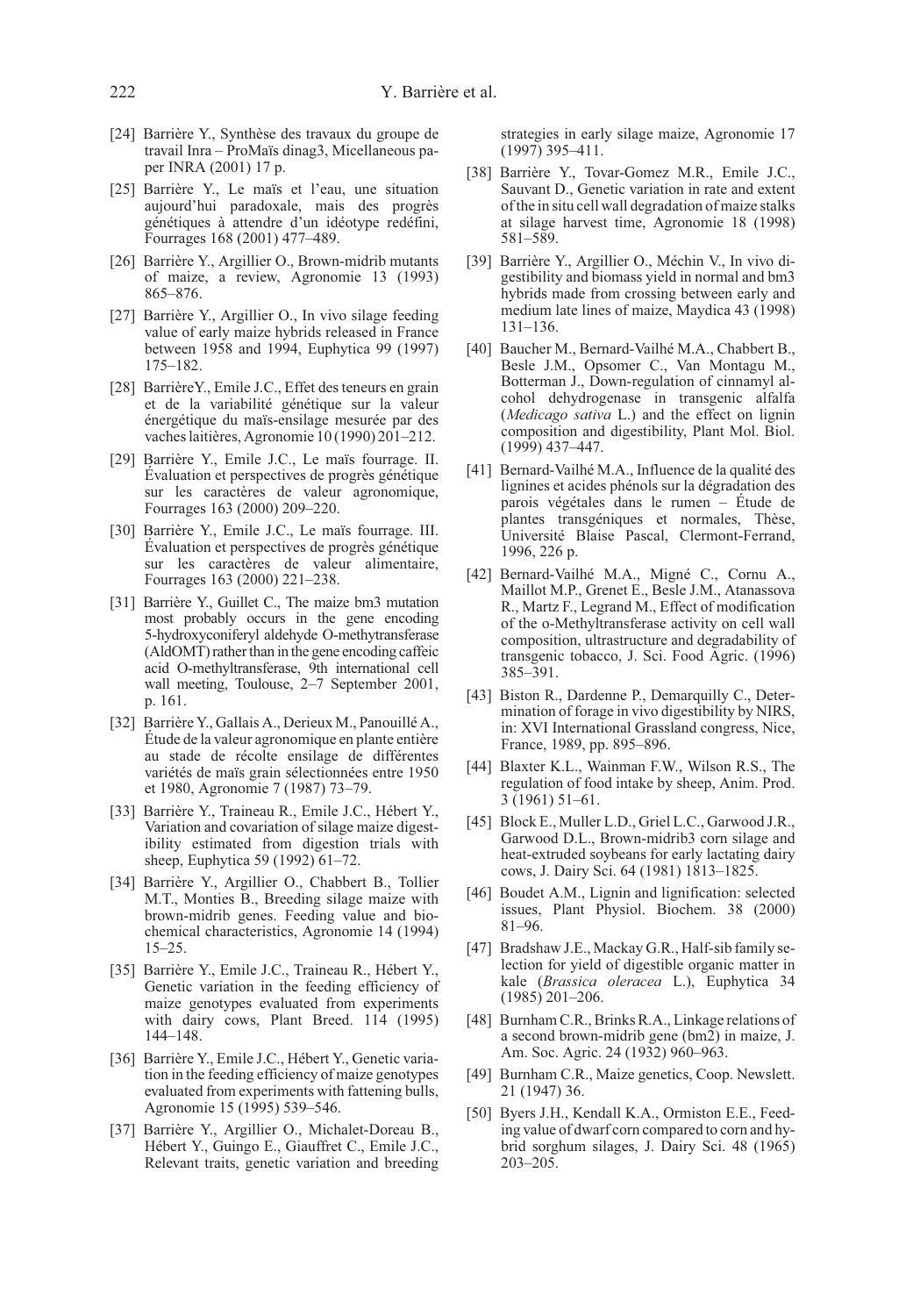[24] Barrière Y., Synthèse des travaux du groupe de travail Inra – ProMaïs dinag3, Micellaneous paper INRA (2001) 17 p.

[25] Barrière Y., Le maïs et l'eau, une situation aujourd'hui paradoxale, mais des progrès génétiques à attendre d'un idéotype redéfini, Fourrages 168 (2001) 477–489.

[26] Barrière Y., Argillier O., Brown-midrib mutants of maize, a review, Agronomie 13 (1993) 865–876.

[27] Barrière Y., Argillier O., In vivo silage feeding value of early maize hybrids released in France between 1958 and 1994, Euphytica 99 (1997) 175–182.

[28] BarrièreY., Emile J.C., Effet des teneurs en grain et de la variabilité génétique sur la valeur énergétique du maïs-ensilage mesurée par des vaches laitières, Agronomie 10 (1990) 201–212.

[29] Barrière Y., Emile J.C., Le maïs fourrage. II. Évaluation et perspectives de progrès génétique sur les caractères de valeur agronomique, Fourrages 163 (2000) 209–220.

[30] Barrière Y., Emile J.C., Le maïs fourrage. III. Évaluation et perspectives de progrès génétique sur les caractères de valeur alimentaire, Fourrages 163 (2000) 221–238.

[31] Barrière Y., Guillet C., The maize bm3 mutation most probably occurs in the gene encoding 5-hydroxyconiferyl aldehyde O-methytransferase (AldOMT) rather than in the gene encoding caffeic acid O-methyltransferase, 9th international cell wall meeting, Toulouse, 2–7 September 2001, p. 161.

[32] Barrière Y., Gallais A., Derieux M., Panouillé A., Étude de la valeur agronomique en plante entière au stade de récolte ensilage de différentes variétés de maïs grain sélectionnées entre 1950 et 1980, Agronomie 7 (1987) 73–79.

[33] Barrière Y., Traineau R., Emile J.C., Hébert Y., Variation and covariation of silage maize digestibility estimated from digestion trials with sheep, Euphytica 59 (1992) 61–72.

[34] Barrière Y., Argillier O., Chabbert B., Tollier M.T., Monties B., Breeding silage maize with brown-midrib genes. Feeding value and biochemical characteristics, Agronomie 14 (1994) 15–25.

[35] Barrière Y., Emile J.C., Traineau R., Hébert Y., Genetic variation in the feeding efficiency of maize genotypes evaluated from experiments with dairy cows, Plant Breed. 114 (1995) 144–148.

[36] Barrière Y., Emile J.C., Hébert Y., Genetic variation in the feeding efficiency of maize genotypes evaluated from experiments with fattening bulls, Agronomie 15 (1995) 539–546.

[37] Barrière Y., Argillier O., Michalet-Doreau B., Hébert Y., Guingo E., Giauffret C., Emile J.C., Relevant traits, genetic variation and breeding strategies in early silage maize, Agronomie 17 (1997) 395–411.

[38] Barrière Y., Tovar-Gomez M.R., Emile J.C., Sauvant D., Genetic variation in rate and extent of the in situ cell wall degradation of maize stalks at silage harvest time, Agronomie 18 (1998) 581–589.

[39] Barrière Y., Argillier O., Méchin V., In vivo digestibility and biomass yield in normal and bm3 hybrids made from crossing between early and medium late lines of maize, Maydica 43 (1998) 131–136.

[40] Baucher M., Bernard-Vailhé M.A., Chabbert B., Besle J.M., Opsomer C., Van Montagu M., Botterman J., Down-regulation of cinnamyl alcohol dehydrogenase in transgenic alfalfa (*Medicago sativa* L.) and the effect on lignin composition and digestibility, Plant Mol. Biol. (1999) 437–447.

[41] Bernard-Vailhé M.A., Influence de la qualité des lignines et acides phénols sur la dégradation des parois végétales dans le rumen – Étude de plantes transgéniques et normales, Thèse, Université Blaise Pascal, Clermont-Ferrand, 1996, 226 p.

[42] Bernard-Vailhé M.A., Migné C., Cornu A., Maillot M.P., Grenet E., Besle J.M., Atanassova R., Martz F., Legrand M., Effect of modification of the o-Methyltransferase activity on cell wall composition, ultrastructure and degradability of transgenic tobacco, J. Sci. Food Agric. (1996) 385–391.

[43] Biston R., Dardenne P., Demarquilly C., Determination of forage in vivo digestibility by NIRS, in: XVI International Grassland congress, Nice, France, 1989, pp. 895–896.

[44] Blaxter K.L., Wainman F.W., Wilson R.S., The regulation of food intake by sheep, Anim. Prod. 3 (1961) 51–61.

[45] Block E., Muller L.D., Griel L.C., Garwood J.R., Garwood D.L., Brown-midrib3 corn silage and heat-extruded soybeans for early lactating dairy cows, J. Dairy Sci. 64 (1981) 1813–1825.

[46] Boudet A.M., Lignin and lignification: selected issues, Plant Physiol. Biochem. 38 (2000) 81–96.

[47] Bradshaw J.E., Mackay G.R., Half-sib family selection for yield of digestible organic matter in kale (*Brassica oleracea* L.), Euphytica 34 (1985) 201–206.

[48] Burnham C.R., Brinks R.A., Linkage relations of a second brown-midrib gene (bm2) in maize, J. Am. Soc. Agric. 24 (1932) 960–963.

[49] Burnham C.R., Maize genetics, Coop. Newslett. 21 (1947) 36.

[50] Byers J.H., Kendall K.A., Ormiston E.E., Feeding value of dwarf corn compared to corn and hybrid sorghum silages, J. Dairy Sci. 48 (1965) 203–205.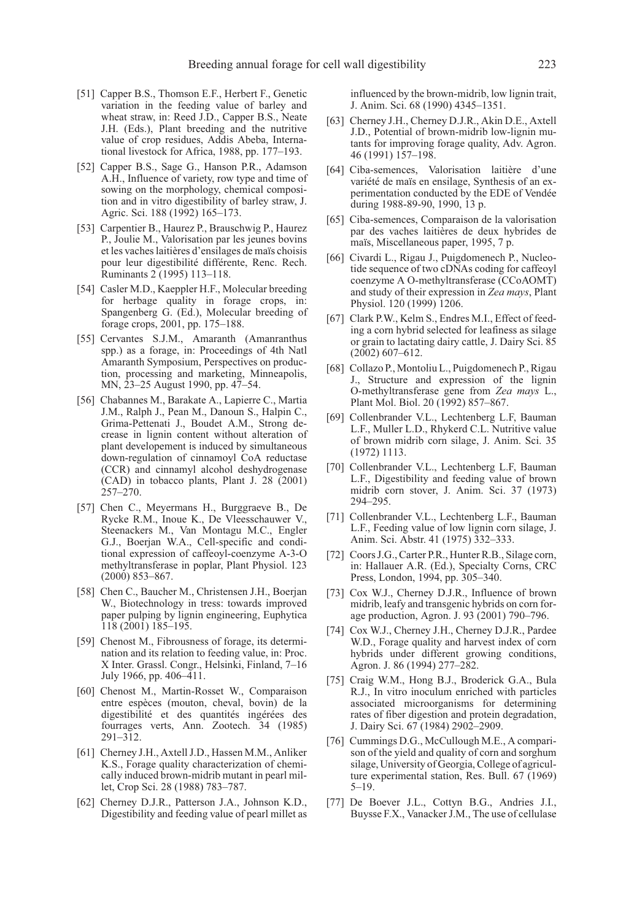[51] Capper B.S., Thomson E.F., Herbert F., Genetic variation in the feeding value of barley and wheat straw, in: Reed J.D., Capper B.S., Neate J.H. (Eds.), Plant breeding and the nutritive value of crop residues, Addis Abeba, International livestock for Africa, 1988, pp. 177–193.

[52] Capper B.S., Sage G., Hanson P.R., Adamson A.H., Influence of variety, row type and time of sowing on the morphology, chemical composition and in vitro digestibility of barley straw, J. Agric. Sci. 188 (1992) 165–173.

[53] Carpentier B., Haurez P., Brauschwig P., Haurez P., Joulie M., Valorisation par les jeunes bovins et les vaches laitières d'ensilages de maïs choisis pour leur digestibilité différente, Renc. Rech. Ruminants 2 (1995) 113–118.

[54] Casler M.D., Kaeppler H.F., Molecular breeding for herbage quality in forage crops, in: Spangenberg G. (Ed.), Molecular breeding of forage crops, 2001, pp. 175–188.

[55] Cervantes S.J.M., Amaranth (Amanranthus spp.) as a forage, in: Proceedings of 4th Natl Amaranth Symposium, Perspectives on production, processing and marketing, Minneapolis, MN, 23–25 August 1990, pp. 47–54.

[56] Chabannes M., Barakate A., Lapierre C., Martia J.M., Ralph J., Pean M., Danoun S., Halpin C., Grima-Pettenati J., Boudet A.M., Strong decrease in lignin content without alteration of plant developement is induced by simultaneous down-regulation of cinnamoyl CoA reductase (CCR) and cinnamyl alcohol deshydrogenase (CAD) in tobacco plants, Plant J. 28 (2001) 257–270.

[57] Chen C., Meyermans H., Burggraeve B., De Rycke R.M., Inoue K., De Vleesschauwer V., Steenackers M., Van Montagu M.C., Engler G.J., Boerjan W.A., Cell-specific and conditional expression of caffeoyl-coenzyme A-3-O methyltransferase in poplar, Plant Physiol. 123 (2000) 853–867.

[58] Chen C., Baucher M., Christensen J.H., Boerjan W., Biotechnology in tress: towards improved paper pulping by lignin engineering, Euphytica 118 (2001) 185–195.

[59] Chenost M., Fibrousness of forage, its determination and its relation to feeding value, in: Proc. X Inter. Grassl. Congr., Helsinki, Finland, 7–16 July 1966, pp. 406–411.

[60] Chenost M., Martin-Rosset W., Comparaison entre espèces (mouton, cheval, bovin) de la digestibilité et des quantités ingérées des fourrages verts, Ann. Zootech. 34 (1985) 291–312.

[61] Cherney J.H., Axtell J.D., Hassen M.M., Anliker K.S., Forage quality characterization of chemically induced brown-midrib mutant in pearl millet, Crop Sci. 28 (1988) 783–787.

[62] Cherney D.J.R., Patterson J.A., Johnson K.D., Digestibility and feeding value of pearl millet as influenced by the brown-midrib, low lignin trait, J. Anim. Sci. 68 (1990) 4345–1351.

[63] Cherney J.H., Cherney D.J.R., Akin D.E., Axtell J.D., Potential of brown-midrib low-lignin mutants for improving forage quality, Adv. Agron. 46 (1991) 157–198.

[64] Ciba-semences, Valorisation laitière d'une variété de maïs en ensilage, Synthesis of an experimentation conducted by the EDE of Vendée during 1988-89-90, 1990, 13 p.

[65] Ciba-semences, Comparaison de la valorisation par des vaches laitières de deux hybrides de maïs, Miscellaneous paper, 1995, 7 p.

[66] Civardi L., Rigau J., Puigdomenech P., Nucleotide sequence of two cDNAs coding for caffeoyl coenzyme A O-methyltransferase (CCoAOMT) and study of their expression in *Zea mays*, Plant Physiol. 120 (1999) 1206.

[67] Clark P.W., Kelm S., Endres M.I., Effect of feeding a corn hybrid selected for leafiness as silage or grain to lactating dairy cattle, J. Dairy Sci. 85 (2002) 607–612.

[68] Collazo P., Montoliu L., Puigdomenech P., Rigau J., Structure and expression of the lignin O-methyltransferase gene from *Zea mays* L., Plant Mol. Biol. 20 (1992) 857–867.

[69] Collenbrander V.L., Lechtenberg L.F, Bauman L.F., Muller L.D., Rhykerd C.L. Nutritive value of brown midrib corn silage, J. Anim. Sci. 35 (1972) 1113.

[70] Collenbrander V.L., Lechtenberg L.F, Bauman L.F., Digestibility and feeding value of brown midrib corn stover, J. Anim. Sci. 37 (1973) 294–295.

[71] Collenbrander V.L., Lechtenberg L.F., Bauman L.F., Feeding value of low lignin corn silage, J. Anim. Sci. Abstr. 41 (1975) 332–333.

[72] Coors J.G., Carter P.R., Hunter R.B., Silage corn, in: Hallauer A.R. (Ed.), Specialty Corns, CRC Press, London, 1994, pp. 305–340.

[73] Cox W.J., Cherney D.J.R., Influence of brown midrib, leafy and transgenic hybrids on corn forage production, Agron. J. 93 (2001) 790–796.

[74] Cox W.J., Cherney J.H., Cherney D.J.R., Pardee W.D., Forage quality and harvest index of corn hybrids under different growing conditions, Agron. J. 86 (1994) 277–282.

[75] Craig W.M., Hong B.J., Broderick G.A., Bula R.J., In vitro inoculum enriched with particles associated microorganisms for determining rates of fiber digestion and protein degradation, J. Dairy Sci. 67 (1984) 2902–2909.

[76] Cummings D.G., McCullough M.E., A comparison of the yield and quality of corn and sorghum silage, University of Georgia, College of agriculture experimental station, Res. Bull. 67 (1969) 5–19.

[77] De Boever J.L., Cottyn B.G., Andries J.I., Buysse F.X., Vanacker J.M., The use of cellulase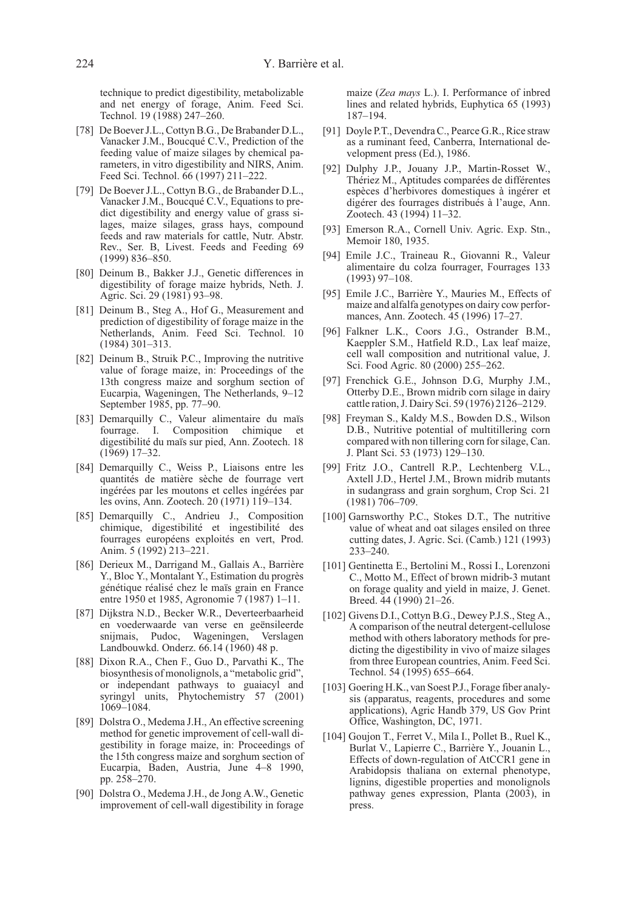technique to predict digestibility, metabolizable and net energy of forage, Anim. Feed Sci. Technol. 19 (1988) 247–260.

[78] De Boever J.L., Cottyn B.G., De Brabander D.L., Vanacker J.M., Boucqué C.V., Prediction of the feeding value of maize silages by chemical parameters, in vitro digestibility and NIRS, Anim. Feed Sci. Technol. 66 (1997) 211–222.

[79] De Boever J.L., Cottyn B.G., de Brabander D.L., Vanacker J.M., Boucqué C.V., Equations to predict digestibility and energy value of grass silages, maize silages, grass hays, compound feeds and raw materials for cattle, Nutr. Abstr. Rev., Ser. B, Livest. Feeds and Feeding 69 (1999) 836–850.

[80] Deinum B., Bakker J.J., Genetic differences in digestibility of forage maize hybrids, Neth. J. Agric. Sci. 29 (1981) 93–98.

[81] Deinum B., Steg A., Hof G., Measurement and prediction of digestibility of forage maize in the Netherlands, Anim. Feed Sci. Technol. 10 (1984) 301–313.

[82] Deinum B., Struik P.C., Improving the nutritive value of forage maize, in: Proceedings of the 13th congress maize and sorghum section of Eucarpia, Wageningen, The Netherlands, 9–12 September 1985, pp. 77–90.

[83] Demarquilly C., Valeur alimentaire du maïs fourrage. I. Composition chimique et digestibilité du maïs sur pied, Ann. Zootech. 18 (1969) 17–32.

[84] Demarquilly C., Weiss P., Liaisons entre les quantités de matière sèche de fourrage vert ingérées par les moutons et celles ingérées par les ovins, Ann. Zootech. 20 (1971) 119–134.

[85] Demarquilly C., Andrieu J., Composition chimique, digestibilité et ingestibilité des fourrages européens exploités en vert, Prod. Anim. 5 (1992) 213–221.

[86] Derieux M., Darrigand M., Gallais A., Barrière Y., Bloc Y., Montalant Y., Estimation du progrès génétique réalisé chez le maïs grain en France entre 1950 et 1985, Agronomie 7 (1987) 1–11.

[87] Dijkstra N.D., Becker W.R., Deverteerbaarheid en voederwaarde van verse en geënsileerde snijmais, Pudoc, Wageningen, Verslagen Landbouwkd. Onderz. 66.14 (1960) 48 p.

[88] Dixon R.A., Chen F., Guo D., Parvathi K., The biosynthesis of monolignols, a "metabolic grid", or independant pathways to guaiacyl and syringyl units, Phytochemistry 57 (2001) 1069–1084.

[89] Dolstra O., Medema J.H., An effective screening method for genetic improvement of cell-wall digestibility in forage maize, in: Proceedings of the 15th congress maize and sorghum section of Eucarpia, Baden, Austria, June 4–8 1990, pp. 258–270.

[90] Dolstra O., Medema J.H., de Jong A.W., Genetic improvement of cell-wall digestibility in forage maize (*Zea mays* L.). I. Performance of inbred lines and related hybrids, Euphytica 65 (1993) 187–194.

[91] Doyle P.T., Devendra C., Pearce G.R., Rice straw as a ruminant feed, Canberra, International development press (Ed.), 1986.

[92] Dulphy J.P., Jouany J.P., Martin-Rosset W., Thériez M., Aptitudes comparées de différentes espèces d'herbivores domestiques à ingérer et digérer des fourrages distribués à l'auge, Ann. Zootech. 43 (1994) 11–32.

[93] Emerson R.A., Cornell Univ. Agric. Exp. Stn., Memoir 180, 1935.

[94] Emile J.C., Traineau R., Giovanni R., Valeur alimentaire du colza fourrager, Fourrages 133 (1993) 97–108.

[95] Emile J.C., Barrière Y., Mauries M., Effects of maize and alfalfa genotypes on dairy cow performances, Ann. Zootech. 45 (1996) 17–27.

[96] Falkner L.K., Coors J.G., Ostrander B.M., Kaeppler S.M., Hatfield R.D., Lax leaf maize, cell wall composition and nutritional value, J. Sci. Food Agric. 80 (2000) 255–262.

[97] Frenchick G.E., Johnson D.G, Murphy J.M., Otterby D.E., Brown midrib corn silage in dairy cattle ration, J. Dairy Sci. 59 (1976) 2126–2129.

[98] Freyman S., Kaldy M.S., Bowden D.S., Wilson D.B., Nutritive potential of multitillering corn compared with non tillering corn for silage, Can. J. Plant Sci. 53 (1973) 129–130.

[99] Fritz J.O., Cantrell R.P., Lechtenberg V.L., Axtell J.D., Hertel J.M., Brown midrib mutants in sudangrass and grain sorghum, Crop Sci. 21 (1981) 706–709.

[100] Garnsworthy P.C., Stokes D.T., The nutritive value of wheat and oat silages ensiled on three cutting dates, J. Agric. Sci. (Camb.) 121 (1993) 233–240.

[101] Gentinetta E., Bertolini M., Rossi I., Lorenzoni C., Motto M., Effect of brown midrib-3 mutant on forage quality and yield in maize, J. Genet. Breed. 44 (1990) 21–26.

[102] Givens D.I., Cottyn B.G., Dewey P.J.S., Steg A., A comparison of the neutral detergent-cellulose method with others laboratory methods for predicting the digestibility in vivo of maize silages from three European countries, Anim. Feed Sci. Technol. 54 (1995) 655–664.

[103] Goering H.K., van Soest P.J., Forage fiber analysis (apparatus, reagents, procedures and some applications), Agric Handb 379, US Gov Print Office, Washington, DC, 1971.

[104] Goujon T., Ferret V., Mila I., Pollet B., Ruel K., Burlat V., Lapierre C., Barrière Y., Jouanin L., Effects of down-regulation of AtCCR1 gene in Arabidopsis thaliana on external phenotype, lignins, digestible properties and monolignols pathway genes expression, Planta (2003), in press.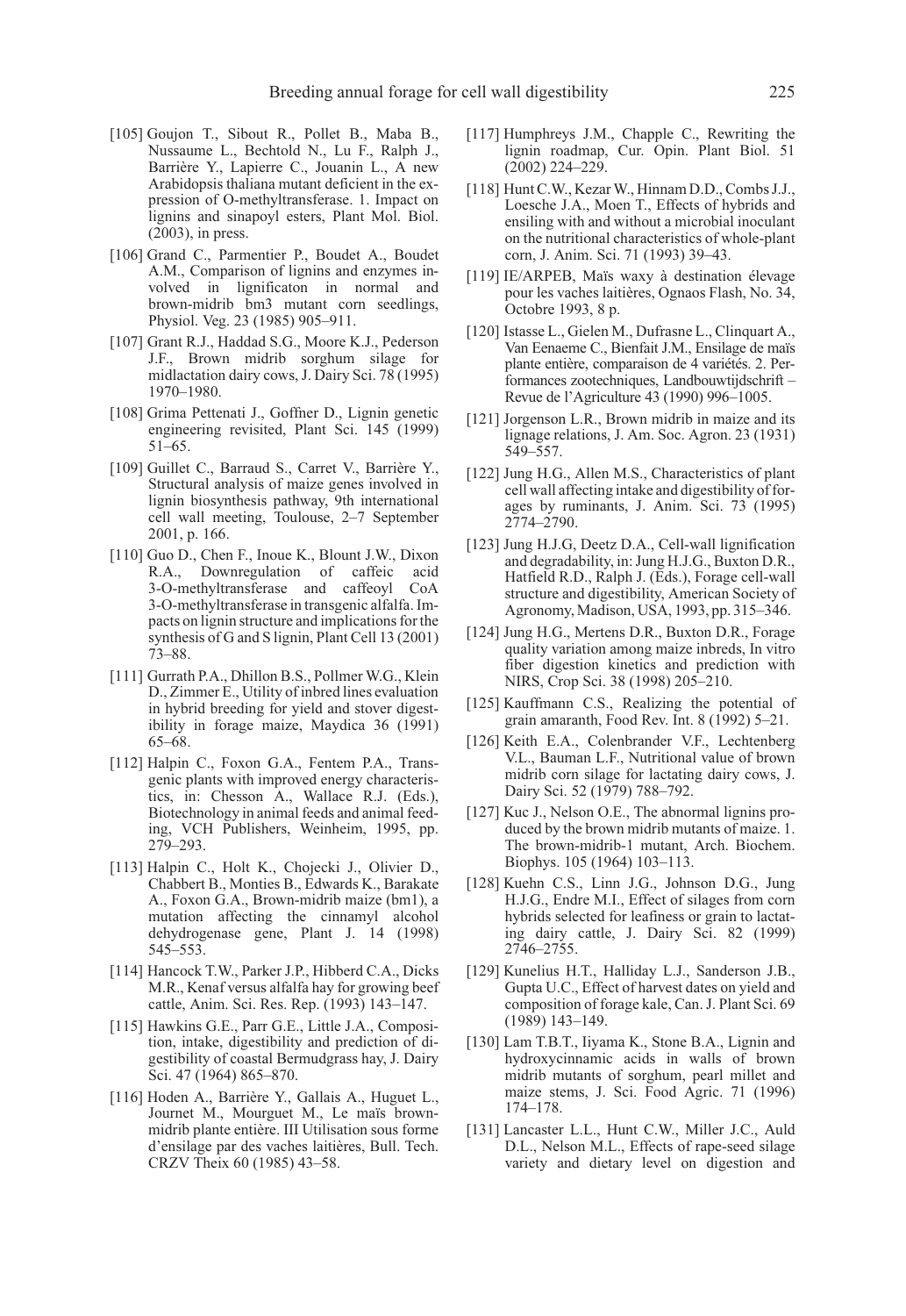[105] Goujon T., Sibout R., Pollet B., Maba B., Nussaume L., Bechtold N., Lu F., Ralph J., Barrière Y., Lapierre C., Jouanin L., A new Arabidopsis thaliana mutant deficient in the expression of O-methyltransferase. 1. Impact on lignins and sinapoyl esters, Plant Mol. Biol. (2003), in press.

[106] Grand C., Parmentier P., Boudet A., Boudet A.M., Comparison of lignins and enzymes involved in lignificaton in normal and brown-midrib bm3 mutant corn seedlings, Physiol. Veg. 23 (1985) 905–911.

[107] Grant R.J., Haddad S.G., Moore K.J., Pederson J.F., Brown midrib sorghum silage for midlactation dairy cows, J. Dairy Sci. 78 (1995) 1970–1980.

[108] Grima Pettenati J., Goffner D., Lignin genetic engineering revisited, Plant Sci. 145 (1999) 51–65.

[109] Guillet C., Barraud S., Carret V., Barrière Y., Structural analysis of maize genes involved in lignin biosynthesis pathway, 9th international cell wall meeting, Toulouse, 2–7 September 2001, p. 166.

[110] Guo D., Chen F., Inoue K., Blount J.W., Dixon R.A., Downregulation of caffeic acid 3-O-methyltransferase and caffeoyl CoA 3-O-methyltransferase in transgenic alfalfa. Impacts on lignin structure and implications for the synthesis of G and S lignin, Plant Cell 13 (2001) 73–88.

[111] Gurrath P.A., Dhillon B.S., Pollmer W.G., Klein D., Zimmer E., Utility of inbred lines evaluation in hybrid breeding for yield and stover digestibility in forage maize, Maydica 36 (1991) 65–68.

[112] Halpin C., Foxon G.A., Fentem P.A., Transgenic plants with improved energy characteristics, in: Chesson A., Wallace R.J. (Eds.), Biotechnology in animal feeds and animal feeding, VCH Publishers, Weinheim, 1995, pp. 279–293.

[113] Halpin C., Holt K., Chojecki J., Olivier D., Chabbert B., Monties B., Edwards K., Barakate A., Foxon G.A., Brown-midrib maize (bm1), a mutation affecting the cinnamyl alcohol dehydrogenase gene, Plant J. 14 (1998) 545–553.

[114] Hancock T.W., Parker J.P., Hibberd C.A., Dicks M.R., Kenaf versus alfalfa hay for growing beef cattle, Anim. Sci. Res. Rep. (1993) 143–147.

[115] Hawkins G.E., Parr G.E., Little J.A., Composition, intake, digestibility and prediction of digestibility of coastal Bermudgrass hay, J. Dairy Sci. 47 (1964) 865–870.

[116] Hoden A., Barrière Y., Gallais A., Huguet L., Journet M., Mourguet M., Le maïs brown-midrib plante entière. III Utilisation sous forme d'ensilage par des vaches laitières, Bull. Tech. CRZV Theix 60 (1985) 43–58.

[117] Humphreys J.M., Chapple C., Rewriting the lignin roadmap, Cur. Opin. Plant Biol. 51 (2002) 224–229.

[118] Hunt C.W., Kezar W., Hinnam D.D., Combs J.J., Loesche J.A., Moen T., Effects of hybrids and ensiling with and without a microbial inoculant on the nutritional characteristics of whole-plant corn, J. Anim. Sci. 71 (1993) 39–43.

[119] IE/ARPEB, Maïs waxy à destination élevage pour les vaches laitières, Ognaos Flash, No. 34, Octobre 1993, 8 p.

[120] Istasse L., Gielen M., Dufrasne L., Clinquart A., Van Eenaeme C., Bienfait J.M., Ensilage de maïs plante entière, comparaison de 4 variétés. 2. Performances zootechniques, Landbouwtijdschrift – Revue de l'Agriculture 43 (1990) 996–1005.

[121] Jorgenson L.R., Brown midrib in maize and its lignage relations, J. Am. Soc. Agron. 23 (1931) 549–557.

[122] Jung H.G., Allen M.S., Characteristics of plant cell wall affecting intake and digestibility of forages by ruminants, J. Anim. Sci. 73 (1995) 2774–2790.

[123] Jung H.J.G, Deetz D.A., Cell-wall lignification and degradability, in: Jung H.J.G., Buxton D.R., Hatfield R.D., Ralph J. (Eds.), Forage cell-wall structure and digestibility, American Society of Agronomy, Madison, USA, 1993, pp. 315–346.

[124] Jung H.G., Mertens D.R., Buxton D.R., Forage quality variation among maize inbreds, In vitro fiber digestion kinetics and prediction with NIRS, Crop Sci. 38 (1998) 205–210.

[125] Kauffmann C.S., Realizing the potential of grain amaranth, Food Rev. Int. 8 (1992) 5–21.

[126] Keith E.A., Colenbrander V.F., Lechtenberg V.L., Bauman L.F., Nutritional value of brown midrib corn silage for lactating dairy cows, J. Dairy Sci. 52 (1979) 788–792.

[127] Kuc J., Nelson O.E., The abnormal lignins produced by the brown midrib mutants of maize. 1. The brown-midrib-1 mutant, Arch. Biochem. Biophys. 105 (1964) 103–113.

[128] Kuehn C.S., Linn J.G., Johnson D.G., Jung H.J.G., Endre M.I., Effect of silages from corn hybrids selected for leafiness or grain to lactating dairy cattle, J. Dairy Sci. 82 (1999) 2746–2755.

[129] Kunelius H.T., Halliday L.J., Sanderson J.B., Gupta U.C., Effect of harvest dates on yield and composition of forage kale, Can. J. Plant Sci. 69 (1989) 143–149.

[130] Lam T.B.T., Iiyama K., Stone B.A., Lignin and hydroxycinnamic acids in walls of brown midrib mutants of sorghum, pearl millet and maize stems, J. Sci. Food Agric. 71 (1996) 174–178.

[131] Lancaster L.L., Hunt C.W., Miller J.C., Auld D.L., Nelson M.L., Effects of rape-seed silage variety and dietary level on digestion and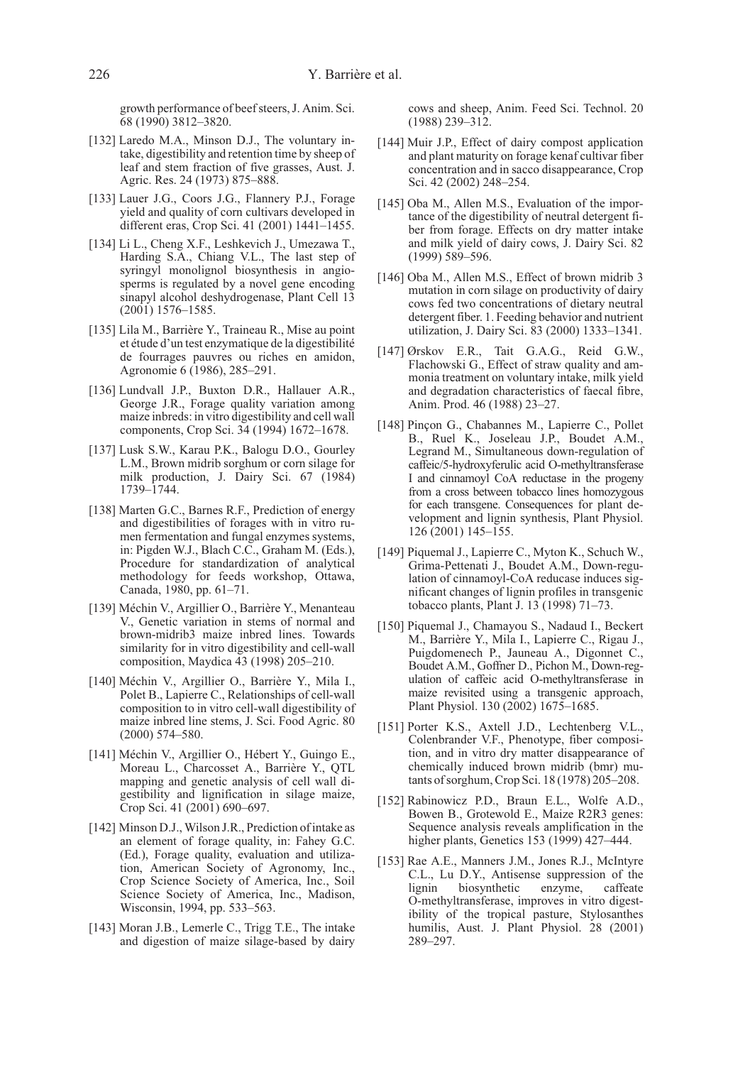growth performance of beef steers, J. Anim. Sci. 68 (1990) 3812–3820.

[132] Laredo M.A., Minson D.J., The voluntary intake, digestibility and retention time by sheep of leaf and stem fraction of five grasses, Aust. J. Agric. Res. 24 (1973) 875–888.

[133] Lauer J.G., Coors J.G., Flannery P.J., Forage yield and quality of corn cultivars developed in different eras, Crop Sci. 41 (2001) 1441–1455.

[134] Li L., Cheng X.F., Leshkevich J., Umezawa T., Harding S.A., Chiang V.L., The last step of syringyl monolignol biosynthesis in angiosperms is regulated by a novel gene encoding sinapyl alcohol deshydrogenase, Plant Cell 13 (2001) 1576–1585.

[135] Lila M., Barrière Y., Traineau R., Mise au point et étude d'un test enzymatique de la digestibilité de fourrages pauvres ou riches en amidon, Agronomie 6 (1986), 285–291.

[136] Lundvall J.P., Buxton D.R., Hallauer A.R., George J.R., Forage quality variation among maize inbreds: in vitro digestibility and cell wall components, Crop Sci. 34 (1994) 1672–1678.

[137] Lusk S.W., Karau P.K., Balogu D.O., Gourley L.M., Brown midrib sorghum or corn silage for milk production, J. Dairy Sci. 67 (1984) 1739–1744.

[138] Marten G.C., Barnes R.F., Prediction of energy and digestibilities of forages with in vitro rumen fermentation and fungal enzymes systems, in: Pigden W.J., Blach C.C., Graham M. (Eds.), Procedure for standardization of analytical methodology for feeds workshop, Ottawa, Canada, 1980, pp. 61–71.

[139] Méchin V., Argillier O., Barrière Y., Menanteau V., Genetic variation in stems of normal and brown-midrib3 maize inbred lines. Towards similarity for in vitro digestibility and cell-wall composition, Maydica 43 (1998) 205–210.

[140] Méchin V., Argillier O., Barrière Y., Mila I., Polet B., Lapierre C., Relationships of cell-wall composition to in vitro cell-wall digestibility of maize inbred line stems, J. Sci. Food Agric. 80 (2000) 574–580.

[141] Méchin V., Argillier O., Hébert Y., Guingo E., Moreau L., Charcosset A., Barrière Y., QTL mapping and genetic analysis of cell wall digestibility and lignification in silage maize, Crop Sci. 41 (2001) 690–697.

[142] Minson D.J., Wilson J.R., Prediction of intake as an element of forage quality, in: Fahey G.C. (Ed.), Forage quality, evaluation and utilization, American Society of Agronomy, Inc., Crop Science Society of America, Inc., Soil Science Society of America, Inc., Madison, Wisconsin, 1994, pp. 533–563.

[143] Moran J.B., Lemerle C., Trigg T.E., The intake and digestion of maize silage-based by dairy cows and sheep, Anim. Feed Sci. Technol. 20 (1988) 239–312.

[144] Muir J.P., Effect of dairy compost application and plant maturity on forage kenaf cultivar fiber concentration and in sacco disappearance, Crop Sci. 42 (2002) 248–254.

[145] Oba M., Allen M.S., Evaluation of the importance of the digestibility of neutral detergent fiber from forage. Effects on dry matter intake and milk yield of dairy cows, J. Dairy Sci. 82 (1999) 589–596.

[146] Oba M., Allen M.S., Effect of brown midrib 3 mutation in corn silage on productivity of dairy cows fed two concentrations of dietary neutral detergent fiber. 1. Feeding behavior and nutrient utilization, J. Dairy Sci. 83 (2000) 1333–1341.

[147] Ørskov E.R., Tait G.A.G., Reid G.W., Flachowski G., Effect of straw quality and ammonia treatment on voluntary intake, milk yield and degradation characteristics of faecal fibre, Anim. Prod. 46 (1988) 23–27.

[148] Pinçon G., Chabannes M., Lapierre C., Pollet B., Ruel K., Joseleau J.P., Boudet A.M., Legrand M., Simultaneous down-regulation of caffeic/5-hydroxyferulic acid O-methyltransferase I and cinnamoyl CoA reducase in the progeny from a cross between tobacco lines homozygous for each transgene. Consequences for plant development and lignin synthesis, Plant Physiol. 126 (2001) 145–155.

[149] Piquemal J., Lapierre C., Myton K., Schuch W., Grima-Pettenati J., Boudet A.M., Down-regulation of cinnamoyl-CoA reducase induces significant changes of lignin profiles in transgenic tobacco plants, Plant J. 13 (1998) 71–73.

[150] Piquemal J., Chamayou S., Nadaud I., Beckert M., Barrière Y., Mila I., Lapierre C., Rigau J., Puigdomenech P., Jauneau A., Digonnet C., Boudet A.M., Goffner D., Pichon M., Down-regulation of caffeic acid O-methyltransferase in maize revisited using a transgenic approach, Plant Physiol. 130 (2002) 1675–1685.

[151] Porter K.S., Axtell J.D., Lechtenberg V.L., Colenbrander V.F., Phenotype, fiber composition, and in vitro dry matter disappearance of chemically induced brown midrib (bmr) mutants of sorghum, Crop Sci. 18 (1978) 205–208.

[152] Rabinowicz P.D., Braun E.L., Wolfe A.D., Bowen B., Grotewold E., Maize R2R3 genes: Sequence analysis reveals amplification in the higher plants, Genetics 153 (1999) 427–444.

[153] Rae A.E., Manners J.M., Jones R.J., McIntyre C.L., Lu D.Y., Antisense suppression of the lignin biosynthetic enzyme, caffeate O-methyltransferase, improves in vitro digestibility of the tropical pasture, Stylosanthes humilis, Aust. J. Plant Physiol. 28 (2001) 289–297.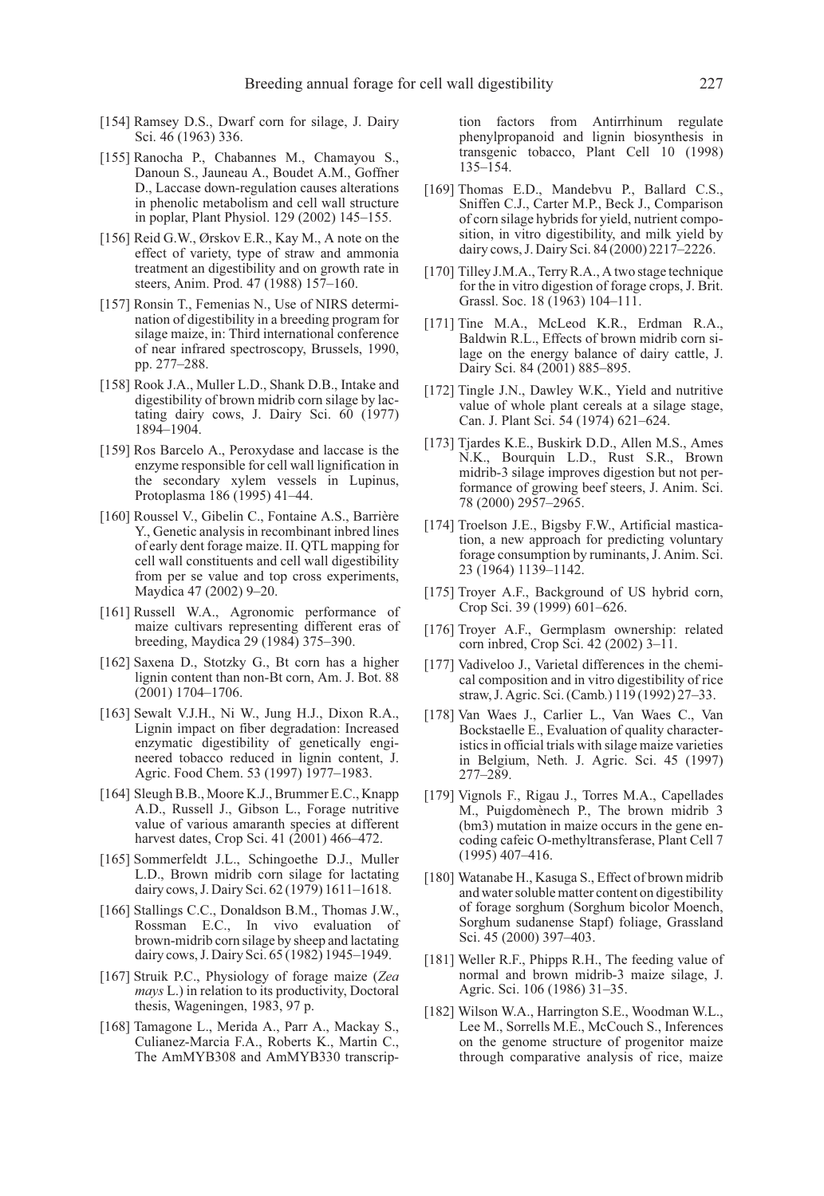[154] Ramsey D.S., Dwarf corn for silage, J. Dairy Sci. 46 (1963) 336.

[155] Ranocha P., Chabannes M., Chamayou S., Danoun S., Jauneau A., Boudet A.M., Goffner D., Laccase down-regulation causes alterations in phenolic metabolism and cell wall structure in poplar, Plant Physiol. 129 (2002) 145–155.

[156] Reid G.W., Ørskov E.R., Kay M., A note on the effect of variety, type of straw and ammonia treatment an digestibility and on growth rate in steers, Anim. Prod. 47 (1988) 157–160.

[157] Ronsin T., Femenias N., Use of NIRS determination of digestibility in a breeding program for silage maize, in: Third international conference of near infrared spectroscopy, Brussels, 1990, pp. 277–288.

[158] Rook J.A., Muller L.D., Shank D.B., Intake and digestibility of brown midrib corn silage by lactating dairy cows, J. Dairy Sci. 60 (1977) 1894–1904.

[159] Ros Barcelo A., Peroxydase and laccase is the enzyme responsible for cell wall lignification in the secondary xylem vessels in Lupinus, Protoplasma 186 (1995) 41–44.

[160] Roussel V., Gibelin C., Fontaine A.S., Barrière Y., Genetic analysis in recombinant inbred lines of early dent forage maize. II. QTL mapping for cell wall constituents and cell wall digestibility from per se value and top cross experiments, Maydica 47 (2002) 9–20.

[161] Russell W.A., Agronomic performance of maize cultivars representing different eras of breeding, Maydica 29 (1984) 375–390.

[162] Saxena D., Stotzky G., Bt corn has a higher lignin content than non-Bt corn, Am. J. Bot. 88 (2001) 1704–1706.

[163] Sewalt V.J.H., Ni W., Jung H.J., Dixon R.A., Lignin impact on fiber degradation: Increased enzymatic digestibility of genetically engineered tobacco reduced in lignin content, J. Agric. Food Chem. 53 (1997) 1977–1983.

[164] Sleugh B.B., Moore K.J., Brummer E.C., Knapp A.D., Russell J., Gibson L., Forage nutritive value of various amaranth species at different harvest dates, Crop Sci. 41 (2001) 466–472.

[165] Sommerfeldt J.L., Schingoethe D.J., Muller L.D., Brown midrib corn silage for lactating dairy cows, J. Dairy Sci. 62 (1979) 1611–1618.

[166] Stallings C.C., Donaldson B.M., Thomas J.W., Rossman E.C., In vivo evaluation of brown-midrib corn silage by sheep and lactating dairy cows, J. Dairy Sci. 65 (1982) 1945–1949.

[167] Struik P.C., Physiology of forage maize (*Zea mays* L.) in relation to its productivity, Doctoral thesis, Wageningen, 1983, 97 p.

[168] Tamagone L., Merida A., Parr A., Mackay S., Culianez-Marcia F.A., Roberts K., Martin C., The AmMYB308 and AmMYB330 transcription factors from Antirrhinum regulate phenylpropanoid and lignin biosynthesis in transgenic tobacco, Plant Cell 10 (1998) 135–154.

[169] Thomas E.D., Mandebvu P., Ballard C.S., Sniffen C.J., Carter M.P., Beck J., Comparison of corn silage hybrids for yield, nutrient composition, in vitro digestibility, and milk yield by dairy cows, J. Dairy Sci. 84 (2000) 2217–2226.

[170] Tilley J.M.A., Terry R.A., A two stage technique for the in vitro digestion of forage crops, J. Brit. Grassl. Soc. 18 (1963) 104–111.

[171] Tine M.A., McLeod K.R., Erdman R.A., Baldwin R.L., Effects of brown midrib corn silage on the energy balance of dairy cattle, J. Dairy Sci. 84 (2001) 885–895.

[172] Tingle J.N., Dawley W.K., Yield and nutritive value of whole plant cereals at a silage stage, Can. J. Plant Sci. 54 (1974) 621–624.

[173] Tjardes K.E., Buskirk D.D., Allen M.S., Ames N.K., Bourquin L.D., Rust S.R., Brown midrib-3 silage improves digestion but not performance of growing beef steers, J. Anim. Sci. 78 (2000) 2957–2965.

[174] Troelson J.E., Bigsby F.W., Artificial mastication, a new approach for predicting voluntary forage consumption by ruminants, J. Anim. Sci. 23 (1964) 1139–1142.

[175] Troyer A.F., Background of US hybrid corn, Crop Sci. 39 (1999) 601–626.

[176] Troyer A.F., Germplasm ownership: related corn inbred, Crop Sci. 42 (2002) 3–11.

[177] Vadiveloo J., Varietal differences in the chemical composition and in vitro digestibility of rice straw, J. Agric. Sci. (Camb.) 119 (1992) 27–33.

[178] Van Waes J., Carlier L., Van Waes C., Van Bockstaelle E., Evaluation of quality characteristics in official trials with silage maize varieties in Belgium, Neth. J. Agric. Sci. 45 (1997) 277–289.

[179] Vignols F., Rigau J., Torres M.A., Capellades M., Puigdomènech P., The brown midrib 3 (bm3) mutation in maize occurs in the gene encoding cafeic O-methyltransferase, Plant Cell 7 (1995) 407–416.

[180] Watanabe H., Kasuga S., Effect of brown midrib and water soluble matter content on digestibility of forage sorghum (Sorghum bicolor Moench, Sorghum sudanense Stapf) foliage, Grassland Sci. 45 (2000) 397–403.

[181] Weller R.F., Phipps R.H., The feeding value of normal and brown midrib-3 maize silage, J. Agric. Sci. 106 (1986) 31–35.

[182] Wilson W.A., Harrington S.E., Woodman W.L., Lee M., Sorrells M.E., McCouch S., Inferences on the genome structure of progenitor maize through comparative analysis of rice, maize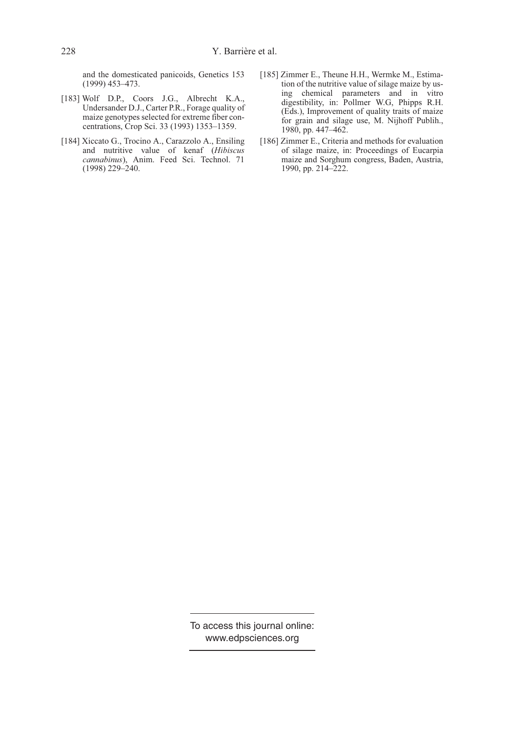and the domesticated panicoids, Genetics 153 (1999) 453–473.

[183] Wolf D.P., Coors J.G., Albrecht K.A., Undersander D.J., Carter P.R., Forage quality of maize genotypes selected for extreme fiber concentrations, Crop Sci. 33 (1993) 1353–1359.

[184] Xiccato G., Trocino A., Carazzolo A., Ensiling and nutritive value of kenaf (*Hibiscus cannabinus*), Anim. Feed Sci. Technol. 71 (1998) 229–240.

[185] Zimmer E., Theune H.H., Wermke M., Estimation of the nutritive value of silage maize by using chemical parameters and in vitro digestibility, in: Pollmer W.G, Phipps R.H. (Eds.), Improvement of quality traits of maize for grain and silage use, M. Nijhoff Publih., 1980, pp. 447–462.

[186] Zimmer E., Criteria and methods for evaluation of silage maize, in: Proceedings of Eucarpia maize and Sorghum congress, Baden, Austria, 1990, pp. 214–222.

To access this journal online:
www.edpsciences.org